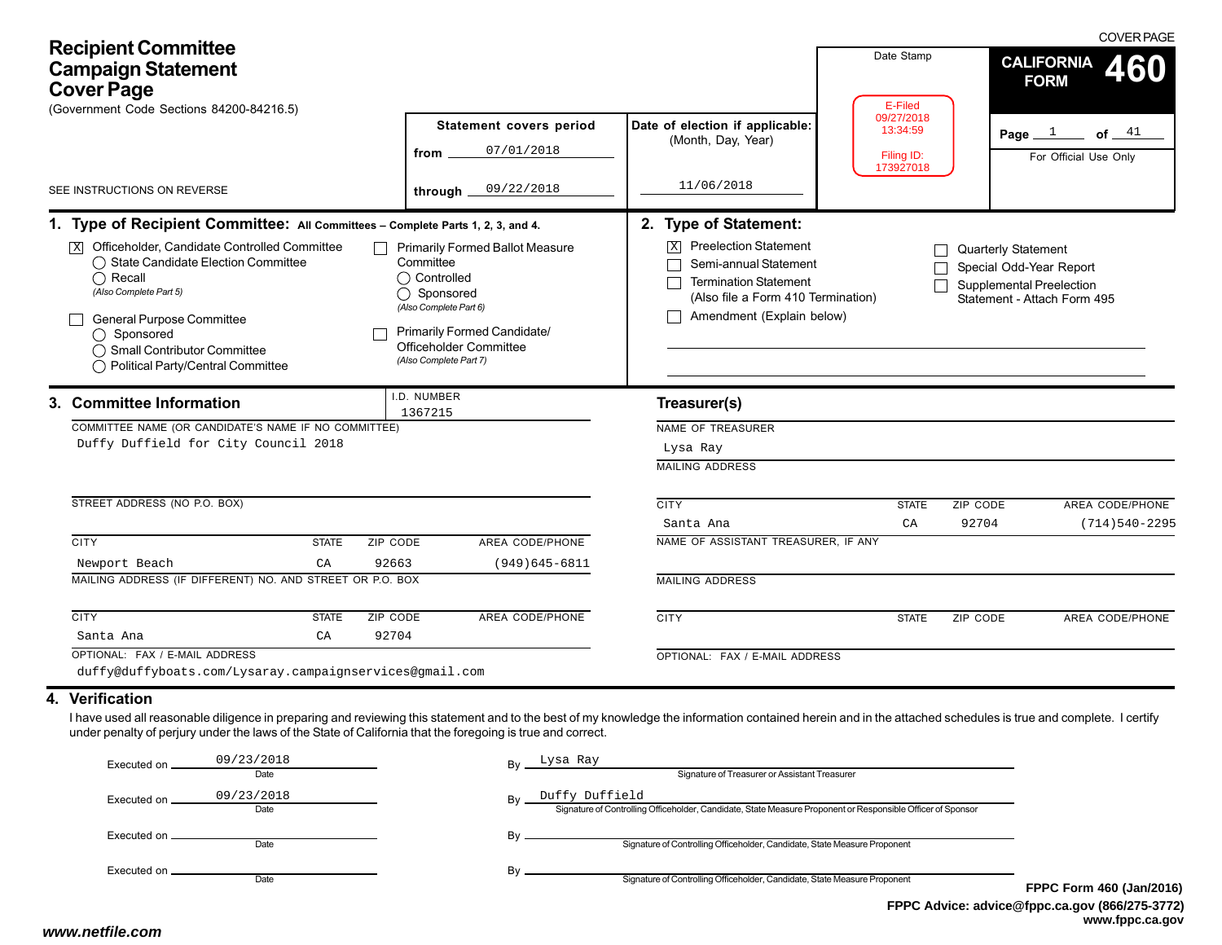# Recipient Committee Campaign Statement Cover Page

(Government Code Sections 84200-84216.5)

SEE INSTRUCTIONS ON REVERSE

COVER PAGE

**CALIFORNIA FORM 460**

Page 1 of 41

For Official Use Only

Date Stamp

E-Filed
09/27/2018
13:34:59

Filing ID:
173927018

| Statement covers period | |
|---|---|
| from | 07/01/2018 |
| through | 09/22/2018 |

**Date of election if applicable:** (Month, Day, Year)

11/06/2018

## 1. Type of Recipient Committee: All Committees – Complete Parts 1, 2, 3, and 4.

- [X] Officeholder, Candidate Controlled Committee
  - ◯ State Candidate Election Committee
  - ◯ Recall
  
  *(Also Complete Part 5)*
- [ ] General Purpose Committee
  - ◯ Sponsored
  - ◯ Small Contributor Committee
  - ◯ Political Party/Central Committee
- [ ] Primarily Formed Ballot Measure Committee
  - ◯ Controlled
  - ◯ Sponsored
  
  *(Also Complete Part 6)*
- [ ] Primarily Formed Candidate/ Officeholder Committee

  *(Also Complete Part 7)*

## 2. Type of Statement:

- [X] Preelection Statement
- [ ] Semi-annual Statement
- [ ] Termination Statement (Also file a Form 410 Termination)
- [ ] Amendment (Explain below)
- [ ] Quarterly Statement
- [ ] Special Odd-Year Report
- [ ] Supplemental Preelection Statement - Attach Form 495

## 3. Committee Information

I.D. NUMBER: 1367215

COMMITTEE NAME (OR CANDIDATE'S NAME IF NO COMMITTEE)
Duffy Duffield for City Council 2018

STREET ADDRESS (NO P.O. BOX)

| CITY | STATE | ZIP CODE | AREA CODE/PHONE |
|---|---|---|---|
| Newport Beach | CA | 92663 | (949)645-6811 |

MAILING ADDRESS (IF DIFFERENT) NO. AND STREET OR P.O. BOX

| CITY | STATE | ZIP CODE | AREA CODE/PHONE |
|---|---|---|---|
| Santa Ana | CA | 92704 | |

OPTIONAL: FAX / E-MAIL ADDRESS
duffy@duffyboats.com/Lysaray.campaignservices@gmail.com

### Treasurer(s)

NAME OF TREASURER
Lysa Ray

MAILING ADDRESS

| CITY | STATE | ZIP CODE | AREA CODE/PHONE |
|---|---|---|---|
| Santa Ana | CA | 92704 | (714)540-2295 |

NAME OF ASSISTANT TREASURER, IF ANY

MAILING ADDRESS

| CITY | STATE | ZIP CODE | AREA CODE/PHONE |
|---|---|---|---|
| | | | |

OPTIONAL: FAX / E-MAIL ADDRESS

## 4. Verification

I have used all reasonable diligence in preparing and reviewing this statement and to the best of my knowledge the information contained herein and in the attached schedules is true and complete. I certify under penalty of perjury under the laws of the State of California that the foregoing is true and correct.

| Executed on (Date) | By (Signature) |
|---|---|
| 09/23/2018 | Lysa Ray — Signature of Treasurer or Assistant Treasurer |
| 09/23/2018 | Duffy Duffield — Signature of Controlling Officeholder, Candidate, State Measure Proponent or Responsible Officer of Sponsor |
| | Signature of Controlling Officeholder, Candidate, State Measure Proponent |
| | Signature of Controlling Officeholder, Candidate, State Measure Proponent |

**FPPC Form 460 (Jan/2016)**
**FPPC Advice: advice@fppc.ca.gov (866/275-3772)**
**www.fppc.ca.gov**

**www.netfile.com**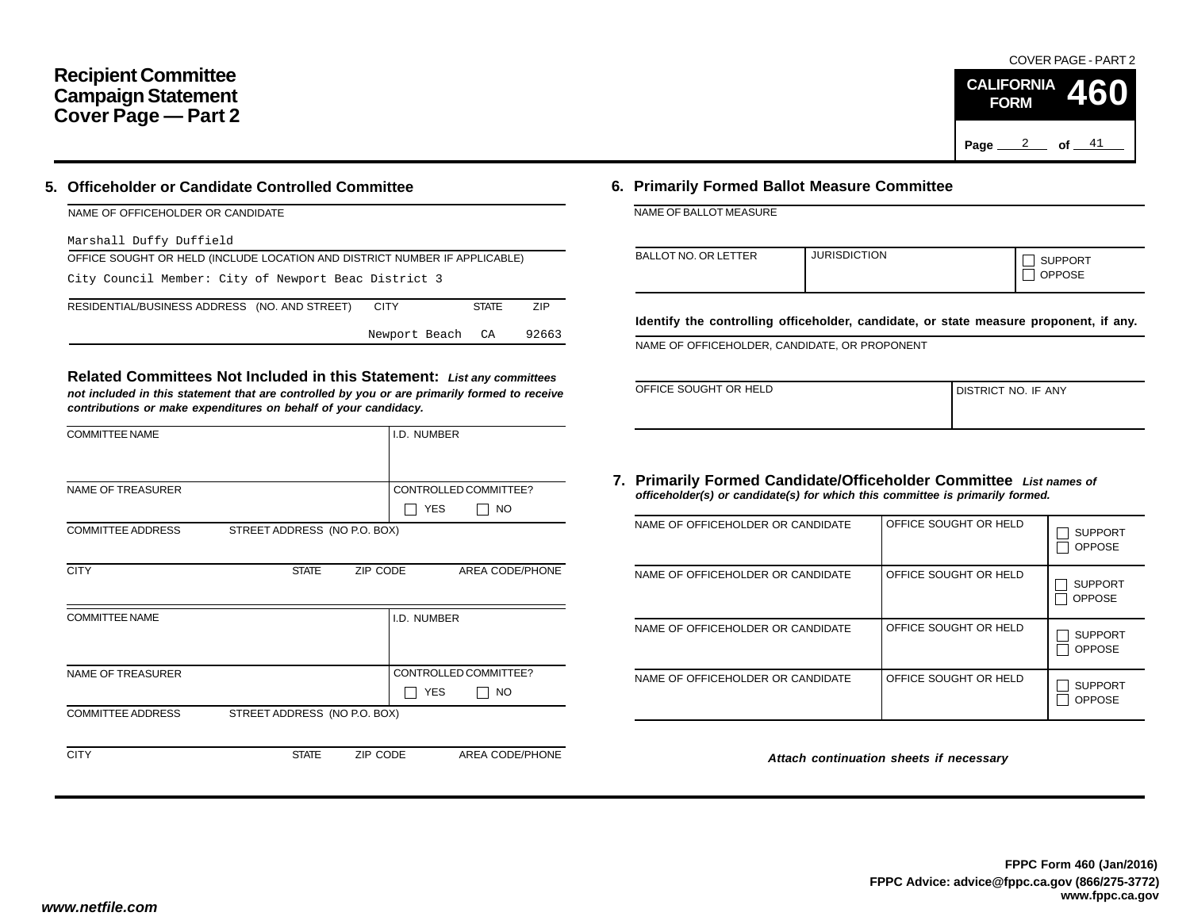# Recipient Committee Campaign Statement Cover Page — Part 2

COVER PAGE - PART 2

**CALIFORNIA FORM 460**

Page 2 of 41

## 5. Officeholder or Candidate Controlled Committee

NAME OF OFFICEHOLDER OR CANDIDATE

Marshall Duffy Duffield

OFFICE SOUGHT OR HELD (INCLUDE LOCATION AND DISTRICT NUMBER IF APPLICABLE)

City Council Member: City of Newport Beac District 3

| RESIDENTIAL/BUSINESS ADDRESS (NO. AND STREET) | CITY | STATE | ZIP |
|---|---|---|---|
| | Newport Beach | CA | 92663 |

**Related Committees Not Included in this Statement:** ***List any committees not included in this statement that are controlled by you or are primarily formed to receive contributions or make expenditures on behalf of your candidacy.***

| COMMITTEE NAME | | I.D. NUMBER |
|---|---|---|
| | | |
| NAME OF TREASURER | | CONTROLLED COMMITTEE? ☐ YES ☐ NO |
| COMMITTEE ADDRESS | STREET ADDRESS (NO P.O. BOX) | |
| CITY | STATE ZIP CODE | AREA CODE/PHONE |

| COMMITTEE NAME | | I.D. NUMBER |
|---|---|---|
| | | |
| NAME OF TREASURER | | CONTROLLED COMMITTEE? ☐ YES ☐ NO |
| COMMITTEE ADDRESS | STREET ADDRESS (NO P.O. BOX) | |
| CITY | STATE ZIP CODE | AREA CODE/PHONE |

## 6. Primarily Formed Ballot Measure Committee

NAME OF BALLOT MEASURE

| BALLOT NO. OR LETTER | JURISDICTION | ☐ SUPPORT ☐ OPPOSE |
|---|---|---|
| | | |

**Identify the controlling officeholder, candidate, or state measure proponent, if any.**

NAME OF OFFICEHOLDER, CANDIDATE, OR PROPONENT

| OFFICE SOUGHT OR HELD | DISTRICT NO. IF ANY |
|---|---|
| | |

## 7. Primarily Formed Candidate/Officeholder Committee

***List names of officeholder(s) or candidate(s) for which this committee is primarily formed.***

| NAME OF OFFICEHOLDER OR CANDIDATE | OFFICE SOUGHT OR HELD | |
|---|---|---|
| | | ☐ SUPPORT ☐ OPPOSE |
| NAME OF OFFICEHOLDER OR CANDIDATE | OFFICE SOUGHT OR HELD | ☐ SUPPORT ☐ OPPOSE |
| NAME OF OFFICEHOLDER OR CANDIDATE | OFFICE SOUGHT OR HELD | ☐ SUPPORT ☐ OPPOSE |
| NAME OF OFFICEHOLDER OR CANDIDATE | OFFICE SOUGHT OR HELD | ☐ SUPPORT ☐ OPPOSE |

***Attach continuation sheets if necessary***

**FPPC Form 460 (Jan/2016)**
**FPPC Advice: advice@fppc.ca.gov (866/275-3772)**
**www.fppc.ca.gov**

***www.netfile.com***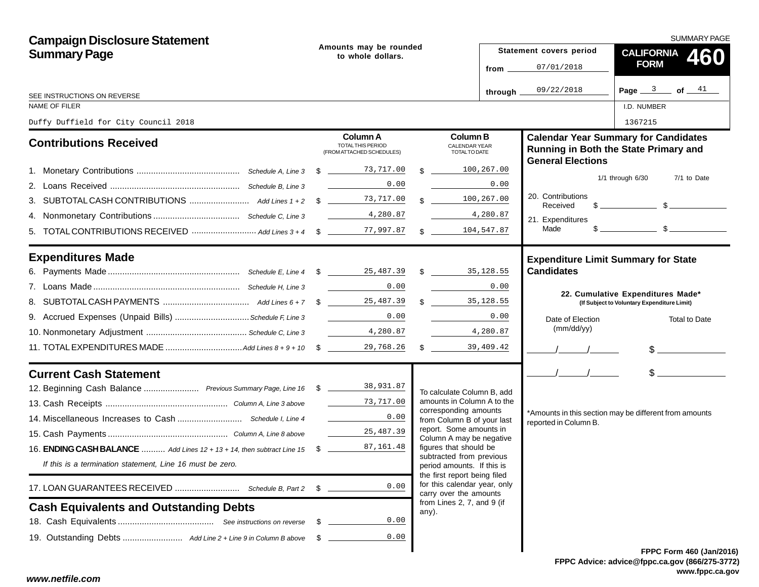# Campaign Disclosure Statement Summary Page

SUMMARY PAGE

**Amounts may be rounded to whole dollars.**

**Statement covers period**
from 07/01/2018
through 09/22/2018

**CALIFORNIA FORM 460**

SEE INSTRUCTIONS ON REVERSE

NAME OF FILER: Duffy Duffield for City Council 2018

I.D. NUMBER: 1367215

## Contributions Received

| | | Column A TOTAL THIS PERIOD (FROM ATTACHED SCHEDULES) | Column B CALENDAR YEAR TOTAL TO DATE |
|---|---|---|---|
| 1. Monetary Contributions | Schedule A, Line 3 | $ 73,717.00 | $ 100,267.00 |
| 2. Loans Received | Schedule B, Line 3 | 0.00 | 0.00 |
| 3. SUBTOTAL CASH CONTRIBUTIONS | Add Lines 1 + 2 | $ 73,717.00 | $ 100,267.00 |
| 4. Nonmonetary Contributions | Schedule C, Line 3 | 4,280.87 | 4,280.87 |
| 5. TOTAL CONTRIBUTIONS RECEIVED | Add Lines 3 + 4 | $ 77,997.87 | $ 104,547.87 |

## Expenditures Made

| | | Column A | Column B |
|---|---|---|---|
| 6. Payments Made | Schedule E, Line 4 | $ 25,487.39 | $ 35,128.55 |
| 7. Loans Made | Schedule H, Line 3 | 0.00 | 0.00 |
| 8. SUBTOTAL CASH PAYMENTS | Add Lines 6 + 7 | $ 25,487.39 | $ 35,128.55 |
| 9. Accrued Expenses (Unpaid Bills) | Schedule F, Line 3 | 0.00 | 0.00 |
| 10. Nonmonetary Adjustment | Schedule C, Line 3 | 4,280.87 | 4,280.87 |
| 11. TOTAL EXPENDITURES MADE | Add Lines 8 + 9 + 10 | $ 29,768.26 | $ 39,409.42 |

## Current Cash Statement

| | | |
|---|---|---|
| 12. Beginning Cash Balance | Previous Summary Page, Line 16 | $ 38,931.87 |
| 13. Cash Receipts | Column A, Line 3 above | 73,717.00 |
| 14. Miscellaneous Increases to Cash | Schedule I, Line 4 | 0.00 |
| 15. Cash Payments | Column A, Line 8 above | 25,487.39 |
| 16. **ENDING CASH BALANCE** | Add Lines 12 + 13 + 14, then subtract Line 15 | $ 87,161.48 |

*If this is a termination statement, Line 16 must be zero.*

| | | |
|---|---|---|
| 17. LOAN GUARANTEES RECEIVED | Schedule B, Part 2 | $ 0.00 |

## Cash Equivalents and Outstanding Debts

| | | |
|---|---|---|
| 18. Cash Equivalents | See instructions on reverse | $ 0.00 |
| 19. Outstanding Debts | Add Line 2 + Line 9 in Column B above | $ 0.00 |

To calculate Column B, add amounts in Column A to the corresponding amounts from Column B of your last report. Some amounts in Column A may be negative figures that should be subtracted from previous period amounts. If this is the first report being filed for this calendar year, only carry over the amounts from Lines 2, 7, and 9 (if any).

## Calendar Year Summary for Candidates Running in Both the State Primary and General Elections

| | 1/1 through 6/30 | 7/1 to Date |
|---|---|---|
| 20. Contributions Received | $ | $ |
| 21. Expenditures Made | $ | $ |

## Expenditure Limit Summary for State Candidates

**22. Cumulative Expenditures Made*** **(If Subject to Voluntary Expenditure Limit)**

| Date of Election (mm/dd/yy) | Total to Date |
|---|---|
| / / | $ |
| / / | $ |

*Amounts in this section may be different from amounts reported in Column B.

FPPC Form 460 (Jan/2016)
FPPC Advice: advice@fppc.ca.gov (866/275-3772)
www.fppc.ca.gov

www.netfile.com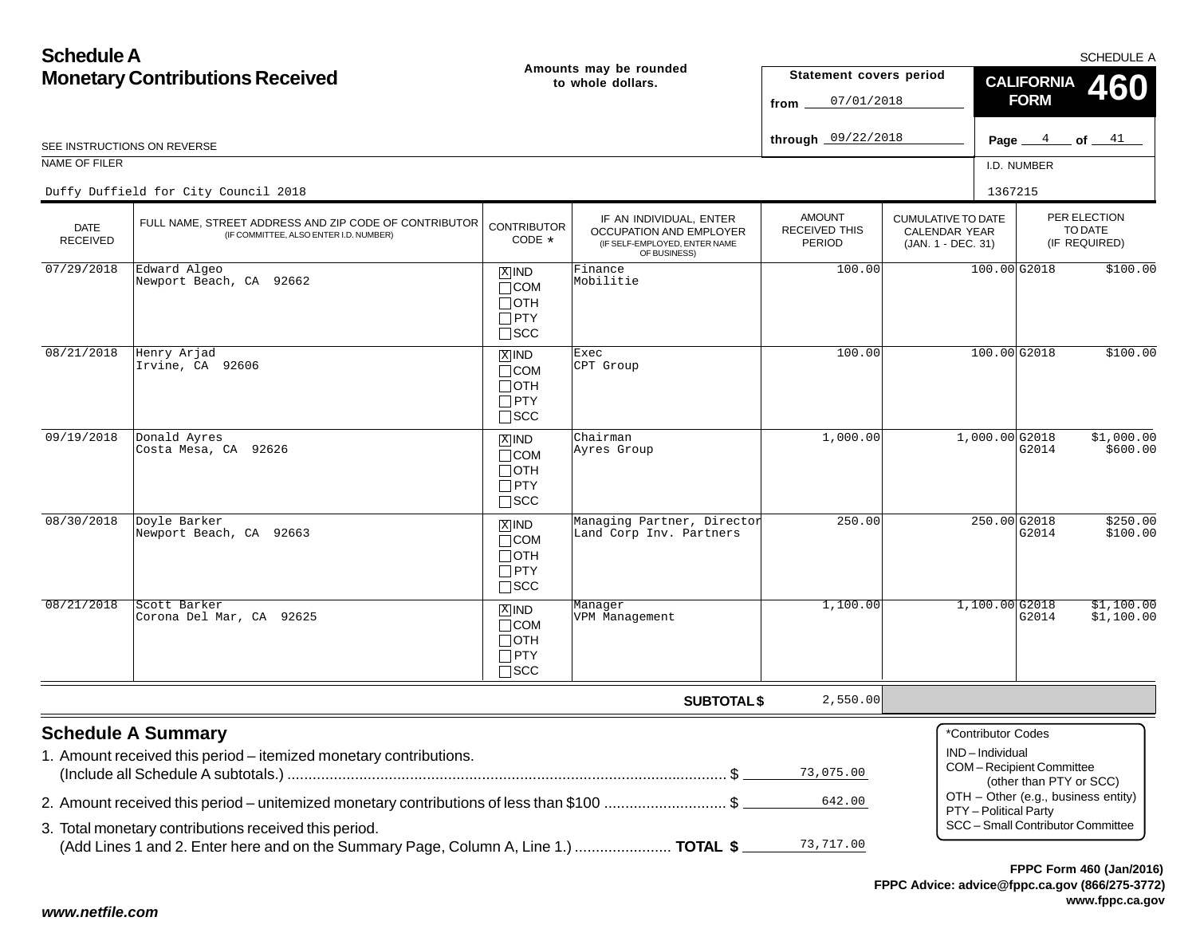# Schedule A
## Monetary Contributions Received

Amounts may be rounded to whole dollars.

SCHEDULE A

**CALIFORNIA FORM 460**

Statement covers period from 07/01/2018 through 09/22/2018

SEE INSTRUCTIONS ON REVERSE

NAME OF FILER: Duffy Duffield for City Council 2018

I.D. NUMBER: 1367215

| DATE RECEIVED | FULL NAME, STREET ADDRESS AND ZIP CODE OF CONTRIBUTOR (IF COMMITTEE, ALSO ENTER I.D. NUMBER) | CONTRIBUTOR CODE * | IF AN INDIVIDUAL, ENTER OCCUPATION AND EMPLOYER (IF SELF-EMPLOYED, ENTER NAME OF BUSINESS) | AMOUNT RECEIVED THIS PERIOD | CUMULATIVE TO DATE CALENDAR YEAR (JAN. 1 - DEC. 31) | PER ELECTION TO DATE (IF REQUIRED) |
|---|---|---|---|---|---|---|
| 07/29/2018 | Edward Algeo<br>Newport Beach, CA 92662 | [X] IND | Finance<br>Mobilitie | 100.00 | 100.00 | G2018 $100.00 |
| 08/21/2018 | Henry Arjad<br>Irvine, CA 92606 | [X] IND | Exec<br>CPT Group | 100.00 | 100.00 | G2018 $100.00 |
| 09/19/2018 | Donald Ayres<br>Costa Mesa, CA 92626 | [X] IND | Chairman<br>Ayres Group | 1,000.00 | 1,000.00 | G2018 $1,000.00<br>G2014 $600.00 |
| 08/30/2018 | Doyle Barker<br>Newport Beach, CA 92663 | [X] IND | Managing Partner, Director<br>Land Corp Inv. Partners | 250.00 | 250.00 | G2018 $250.00<br>G2014 $100.00 |
| 08/21/2018 | Scott Barker<br>Corona Del Mar, CA 92625 | [X] IND | Manager<br>VPM Management | 1,100.00 | 1,100.00 | G2018 $1,100.00<br>G2014 $1,100.00 |
| | | | **SUBTOTAL $** | 2,550.00 | | |

## Schedule A Summary

1. Amount received this period – itemized monetary contributions. (Include all Schedule A subtotals.) ........ $ 73,075.00
2. Amount received this period – unitemized monetary contributions of less than $100 ........ $ 642.00
3. Total monetary contributions received this period. (Add Lines 1 and 2. Enter here and on the Summary Page, Column A, Line 1.) ........ **TOTAL $** 73,717.00

*Contributor Codes
- IND – Individual
- COM – Recipient Committee (other than PTY or SCC)
- OTH – Other (e.g., business entity)
- PTY – Political Party
- SCC – Small Contributor Committee

FPPC Form 460 (Jan/2016)
FPPC Advice: advice@fppc.ca.gov (866/275-3772)
www.fppc.ca.gov

www.netfile.com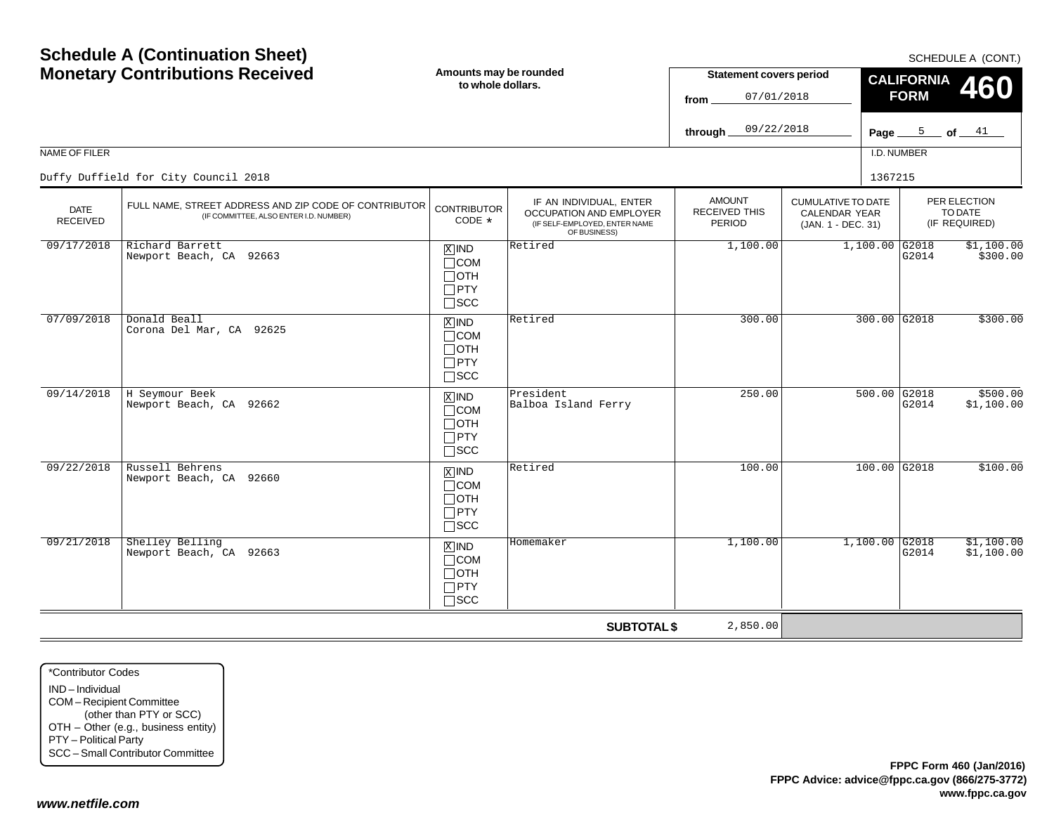# Schedule A (Continuation Sheet)
## Monetary Contributions Received

SCHEDULE A (CONT.)

Amounts may be rounded to whole dollars.

**Statement covers period**

from 07/01/2018

through 09/22/2018

**CALIFORNIA FORM 460**

NAME OF FILER: Duffy Duffield for City Council 2018

I.D. NUMBER: 1367215

| DATE RECEIVED | FULL NAME, STREET ADDRESS AND ZIP CODE OF CONTRIBUTOR (IF COMMITTEE, ALSO ENTER I.D. NUMBER) | CONTRIBUTOR CODE * | IF AN INDIVIDUAL, ENTER OCCUPATION AND EMPLOYER (IF SELF-EMPLOYED, ENTER NAME OF BUSINESS) | AMOUNT RECEIVED THIS PERIOD | CUMULATIVE TO DATE CALENDAR YEAR (JAN. 1 - DEC. 31) | PER ELECTION TO DATE (IF REQUIRED) |
|---|---|---|---|---|---|---|
| 09/17/2018 | Richard Barrett<br>Newport Beach, CA 92663 | [X] IND<br>[ ] COM<br>[ ] OTH<br>[ ] PTY<br>[ ] SCC | Retired | 1,100.00 | 1,100.00 | G2018 $1,100.00<br>G2014 $300.00 |
| 07/09/2018 | Donald Beall<br>Corona Del Mar, CA 92625 | [X] IND<br>[ ] COM<br>[ ] OTH<br>[ ] PTY<br>[ ] SCC | Retired | 300.00 | 300.00 | G2018 $300.00 |
| 09/14/2018 | H Seymour Beek<br>Newport Beach, CA 92662 | [X] IND<br>[ ] COM<br>[ ] OTH<br>[ ] PTY<br>[ ] SCC | President<br>Balboa Island Ferry | 250.00 | 500.00 | G2018 $500.00<br>G2014 $1,100.00 |
| 09/22/2018 | Russell Behrens<br>Newport Beach, CA 92660 | [X] IND<br>[ ] COM<br>[ ] OTH<br>[ ] PTY<br>[ ] SCC | Retired | 100.00 | 100.00 | G2018 $100.00 |
| 09/21/2018 | Shelley Belling<br>Newport Beach, CA 92663 | [X] IND<br>[ ] COM<br>[ ] OTH<br>[ ] PTY<br>[ ] SCC | Homemaker | 1,100.00 | 1,100.00 | G2018 $1,100.00<br>G2014 $1,100.00 |
| | | | **SUBTOTAL $** | 2,850.00 | | |

*Contributor Codes
- IND – Individual
- COM – Recipient Committee (other than PTY or SCC)
- OTH – Other (e.g., business entity)
- PTY – Political Party
- SCC – Small Contributor Committee

**FPPC Form 460 (Jan/2016)**
**FPPC Advice: advice@fppc.ca.gov (866/275-3772)**
**www.fppc.ca.gov**

*www.netfile.com*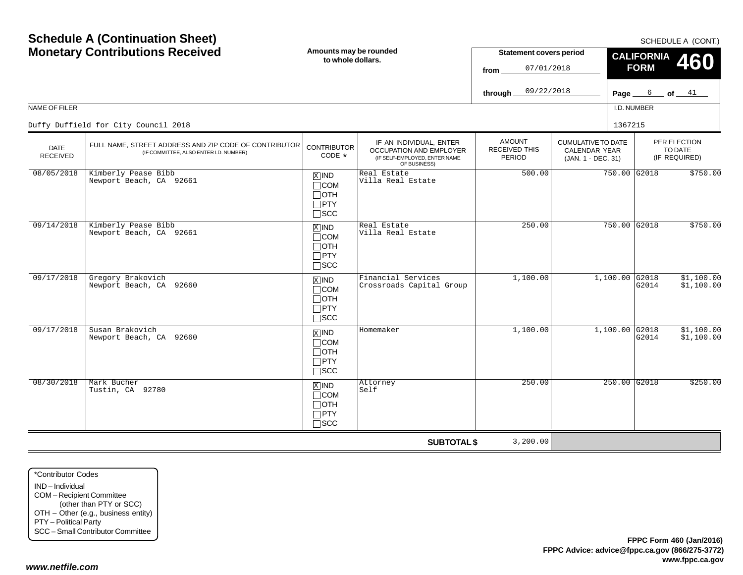# Schedule A (Continuation Sheet)
# Monetary Contributions Received

SCHEDULE A (CONT.)

**Amounts may be rounded to whole dollars.**

**Statement covers period**
from 07/01/2018
through 09/22/2018

**CALIFORNIA FORM 460**

NAME OF FILER: Duffy Duffield for City Council 2018

I.D. NUMBER: 1367215

| DATE RECEIVED | FULL NAME, STREET ADDRESS AND ZIP CODE OF CONTRIBUTOR (IF COMMITTEE, ALSO ENTER I.D. NUMBER) | CONTRIBUTOR CODE * | IF AN INDIVIDUAL, ENTER OCCUPATION AND EMPLOYER (IF SELF-EMPLOYED, ENTER NAME OF BUSINESS) | AMOUNT RECEIVED THIS PERIOD | CUMULATIVE TO DATE CALENDAR YEAR (JAN. 1 - DEC. 31) | PER ELECTION TO DATE (IF REQUIRED) |
|---|---|---|---|---|---|---|
| 08/05/2018 | Kimberly Pease Bibb<br>Newport Beach, CA 92661 | [X] IND [ ] COM [ ] OTH [ ] PTY [ ] SCC | Real Estate<br>Villa Real Estate | 500.00 | 750.00 | G2018 $750.00 |
| 09/14/2018 | Kimberly Pease Bibb<br>Newport Beach, CA 92661 | [X] IND [ ] COM [ ] OTH [ ] PTY [ ] SCC | Real Estate<br>Villa Real Estate | 250.00 | 750.00 | G2018 $750.00 |
| 09/17/2018 | Gregory Brakovich<br>Newport Beach, CA 92660 | [X] IND [ ] COM [ ] OTH [ ] PTY [ ] SCC | Financial Services<br>Crossroads Capital Group | 1,100.00 | 1,100.00 | G2018 $1,100.00<br>G2014 $1,100.00 |
| 09/17/2018 | Susan Brakovich<br>Newport Beach, CA 92660 | [X] IND [ ] COM [ ] OTH [ ] PTY [ ] SCC | Homemaker | 1,100.00 | 1,100.00 | G2018 $1,100.00<br>G2014 $1,100.00 |
| 08/30/2018 | Mark Bucher<br>Tustin, CA 92780 | [X] IND [ ] COM [ ] OTH [ ] PTY [ ] SCC | Attorney<br>Self | 250.00 | 250.00 | G2018 $250.00 |
| | | | **SUBTOTAL $** | 3,200.00 | | |

*Contributor Codes
IND – Individual
COM – Recipient Committee (other than PTY or SCC)
OTH – Other (e.g., business entity)
PTY – Political Party
SCC – Small Contributor Committee

**FPPC Form 460 (Jan/2016)**
**FPPC Advice: advice@fppc.ca.gov (866/275-3772)**
**www.fppc.ca.gov**

***www.netfile.com***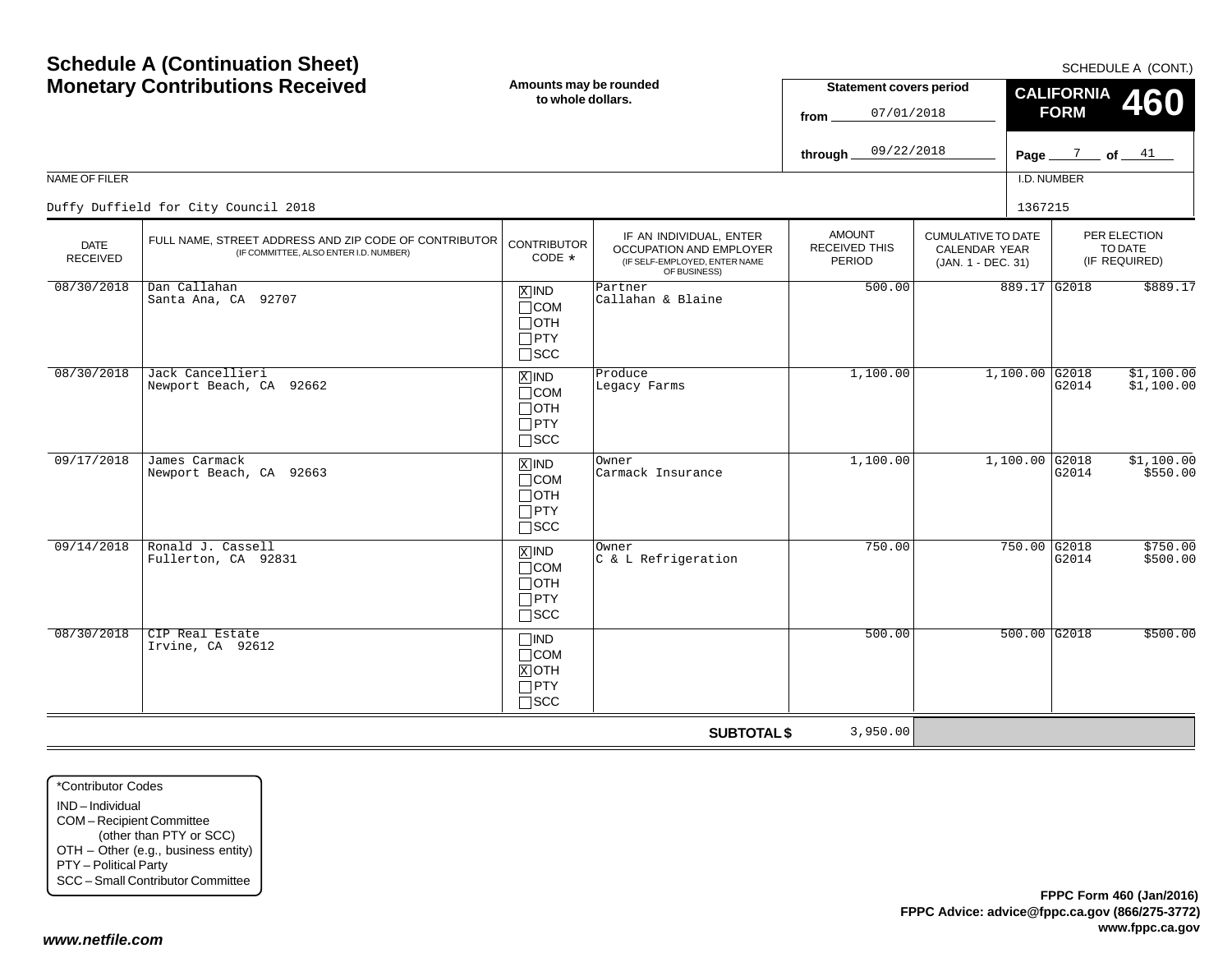# Schedule A (Continuation Sheet)
# Monetary Contributions Received

SCHEDULE A (CONT.)

**Amounts may be rounded to whole dollars.**

**Statement covers period**
from 07/01/2018
through 09/22/2018

**CALIFORNIA FORM 460**

NAME OF FILER: Duffy Duffield for City Council 2018

I.D. NUMBER: 1367215

| DATE RECEIVED | FULL NAME, STREET ADDRESS AND ZIP CODE OF CONTRIBUTOR (IF COMMITTEE, ALSO ENTER I.D. NUMBER) | CONTRIBUTOR CODE * | IF AN INDIVIDUAL, ENTER OCCUPATION AND EMPLOYER (IF SELF-EMPLOYED, ENTER NAME OF BUSINESS) | AMOUNT RECEIVED THIS PERIOD | CUMULATIVE TO DATE CALENDAR YEAR (JAN. 1 - DEC. 31) | PER ELECTION TO DATE (IF REQUIRED) |
|---|---|---|---|---|---|---|
| 08/30/2018 | Dan Callahan<br>Santa Ana, CA 92707 | [X] IND<br>[ ] COM<br>[ ] OTH<br>[ ] PTY<br>[ ] SCC | Partner<br>Callahan & Blaine | 500.00 | 889.17 | G2018 $889.17 |
| 08/30/2018 | Jack Cancellieri<br>Newport Beach, CA 92662 | [X] IND<br>[ ] COM<br>[ ] OTH<br>[ ] PTY<br>[ ] SCC | Produce<br>Legacy Farms | 1,100.00 | 1,100.00 | G2018 $1,100.00<br>G2014 $1,100.00 |
| 09/17/2018 | James Carmack<br>Newport Beach, CA 92663 | [X] IND<br>[ ] COM<br>[ ] OTH<br>[ ] PTY<br>[ ] SCC | Owner<br>Carmack Insurance | 1,100.00 | 1,100.00 | G2018 $1,100.00<br>G2014 $550.00 |
| 09/14/2018 | Ronald J. Cassell<br>Fullerton, CA 92831 | [X] IND<br>[ ] COM<br>[ ] OTH<br>[ ] PTY<br>[ ] SCC | Owner<br>C & L Refrigeration | 750.00 | 750.00 | G2018 $750.00<br>G2014 $500.00 |
| 08/30/2018 | CIP Real Estate<br>Irvine, CA 92612 | [ ] IND<br>[ ] COM<br>[X] OTH<br>[ ] PTY<br>[ ] SCC | | 500.00 | 500.00 | G2018 $500.00 |
| | | | **SUBTOTAL $** | 3,950.00 | | |

*Contributor Codes
- IND – Individual
- COM – Recipient Committee (other than PTY or SCC)
- OTH – Other (e.g., business entity)
- PTY – Political Party
- SCC – Small Contributor Committee

**FPPC Form 460 (Jan/2016)**
**FPPC Advice: advice@fppc.ca.gov (866/275-3772)**
**www.fppc.ca.gov**

***www.netfile.com***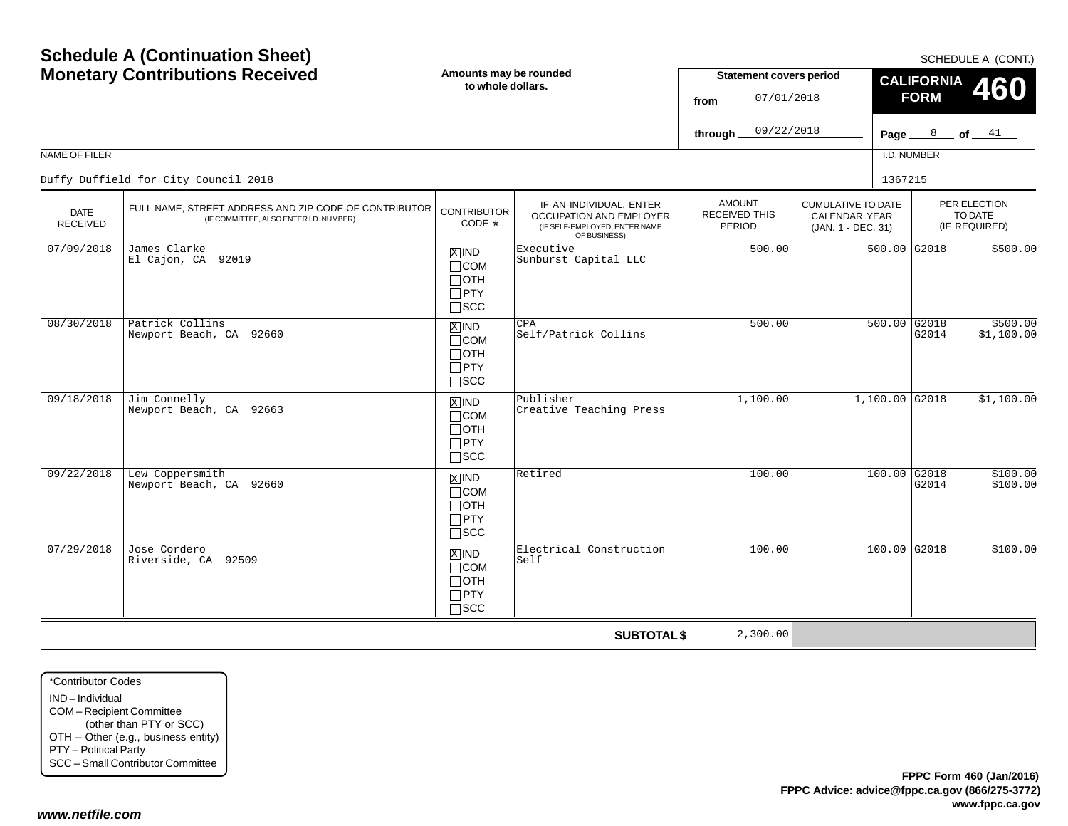# Schedule A (Continuation Sheet)
# Monetary Contributions Received

**Amounts may be rounded to whole dollars.**

SCHEDULE A (CONT.)

**Statement covers period**

from 07/01/2018

through 09/22/2018

**CALIFORNIA FORM 460**

NAME OF FILER

Duffy Duffield for City Council 2018

I.D. NUMBER

1367215

| DATE RECEIVED | FULL NAME, STREET ADDRESS AND ZIP CODE OF CONTRIBUTOR (IF COMMITTEE, ALSO ENTER I.D. NUMBER) | CONTRIBUTOR CODE * | IF AN INDIVIDUAL, ENTER OCCUPATION AND EMPLOYER (IF SELF-EMPLOYED, ENTER NAME OF BUSINESS) | AMOUNT RECEIVED THIS PERIOD | CUMULATIVE TO DATE CALENDAR YEAR (JAN. 1 - DEC. 31) | PER ELECTION TO DATE (IF REQUIRED) |
|---|---|---|---|---|---|---|
| 07/09/2018 | James Clarke<br>El Cajon, CA 92019 | [X] IND<br>[ ] COM<br>[ ] OTH<br>[ ] PTY<br>[ ] SCC | Executive<br>Sunburst Capital LLC | 500.00 | 500.00 | G2018 $500.00 |
| 08/30/2018 | Patrick Collins<br>Newport Beach, CA 92660 | [X] IND<br>[ ] COM<br>[ ] OTH<br>[ ] PTY<br>[ ] SCC | CPA<br>Self/Patrick Collins | 500.00 | 500.00 | G2018 $500.00<br>G2014 $1,100.00 |
| 09/18/2018 | Jim Connelly<br>Newport Beach, CA 92663 | [X] IND<br>[ ] COM<br>[ ] OTH<br>[ ] PTY<br>[ ] SCC | Publisher<br>Creative Teaching Press | 1,100.00 | 1,100.00 | G2018 $1,100.00 |
| 09/22/2018 | Lew Coppersmith<br>Newport Beach, CA 92660 | [X] IND<br>[ ] COM<br>[ ] OTH<br>[ ] PTY<br>[ ] SCC | Retired | 100.00 | 100.00 | G2018 $100.00<br>G2014 $100.00 |
| 07/29/2018 | Jose Cordero<br>Riverside, CA 92509 | [X] IND<br>[ ] COM<br>[ ] OTH<br>[ ] PTY<br>[ ] SCC | Electrical Construction<br>Self | 100.00 | 100.00 | G2018 $100.00 |
| | | | **SUBTOTAL $** | 2,300.00 | | |

*Contributor Codes
- IND – Individual
- COM – Recipient Committee (other than PTY or SCC)
- OTH – Other (e.g., business entity)
- PTY – Political Party
- SCC – Small Contributor Committee

**FPPC Form 460 (Jan/2016)**
**FPPC Advice: advice@fppc.ca.gov (866/275-3772)**
**www.fppc.ca.gov**

***www.netfile.com***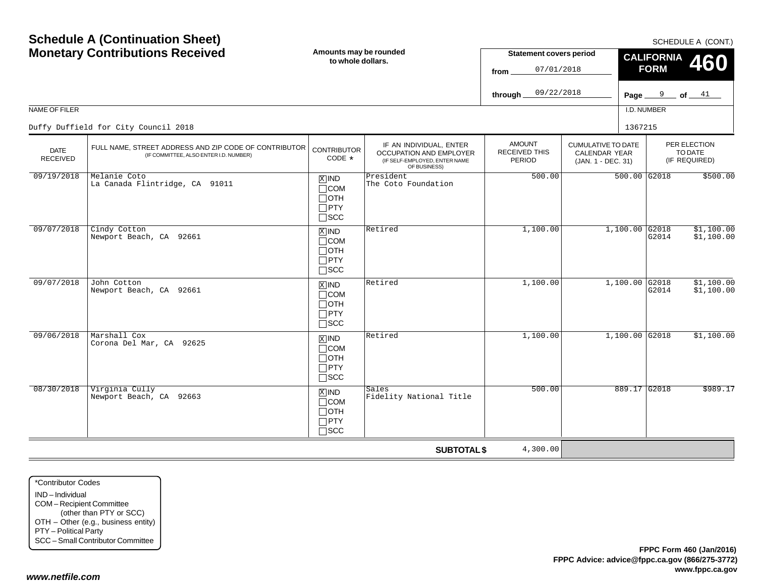# Schedule A (Continuation Sheet)
# Monetary Contributions Received

SCHEDULE A (CONT.)

**Amounts may be rounded to whole dollars.**

**Statement covers period**
from 07/01/2018
through 09/22/2018

**CALIFORNIA FORM 460**

NAME OF FILER: Duffy Duffield for City Council 2018

I.D. NUMBER: 1367215

| DATE RECEIVED | FULL NAME, STREET ADDRESS AND ZIP CODE OF CONTRIBUTOR (IF COMMITTEE, ALSO ENTER I.D. NUMBER) | CONTRIBUTOR CODE * | IF AN INDIVIDUAL, ENTER OCCUPATION AND EMPLOYER (IF SELF-EMPLOYED, ENTER NAME OF BUSINESS) | AMOUNT RECEIVED THIS PERIOD | CUMULATIVE TO DATE CALENDAR YEAR (JAN. 1 - DEC. 31) | PER ELECTION TO DATE (IF REQUIRED) |
|---|---|---|---|---|---|---|
| 09/19/2018 | Melanie Coto<br>La Canada Flintridge, CA 91011 | [X] IND [ ] COM [ ] OTH [ ] PTY [ ] SCC | President<br>The Coto Foundation | 500.00 | 500.00 | G2018 $500.00 |
| 09/07/2018 | Cindy Cotton<br>Newport Beach, CA 92661 | [X] IND [ ] COM [ ] OTH [ ] PTY [ ] SCC | Retired | 1,100.00 | 1,100.00 | G2018 $1,100.00<br>G2014 $1,100.00 |
| 09/07/2018 | John Cotton<br>Newport Beach, CA 92661 | [X] IND [ ] COM [ ] OTH [ ] PTY [ ] SCC | Retired | 1,100.00 | 1,100.00 | G2018 $1,100.00<br>G2014 $1,100.00 |
| 09/06/2018 | Marshall Cox<br>Corona Del Mar, CA 92625 | [X] IND [ ] COM [ ] OTH [ ] PTY [ ] SCC | Retired | 1,100.00 | 1,100.00 | G2018 $1,100.00 |
| 08/30/2018 | Virginia Cully<br>Newport Beach, CA 92663 | [X] IND [ ] COM [ ] OTH [ ] PTY [ ] SCC | Sales<br>Fidelity National Title | 500.00 | 889.17 | G2018 $989.17 |
| | | | **SUBTOTAL $** | 4,300.00 | | |

*Contributor Codes
IND – Individual
COM – Recipient Committee (other than PTY or SCC)
OTH – Other (e.g., business entity)
PTY – Political Party
SCC – Small Contributor Committee

**FPPC Form 460 (Jan/2016)**
**FPPC Advice: advice@fppc.ca.gov (866/275-3772)**
**www.fppc.ca.gov**

*www.netfile.com*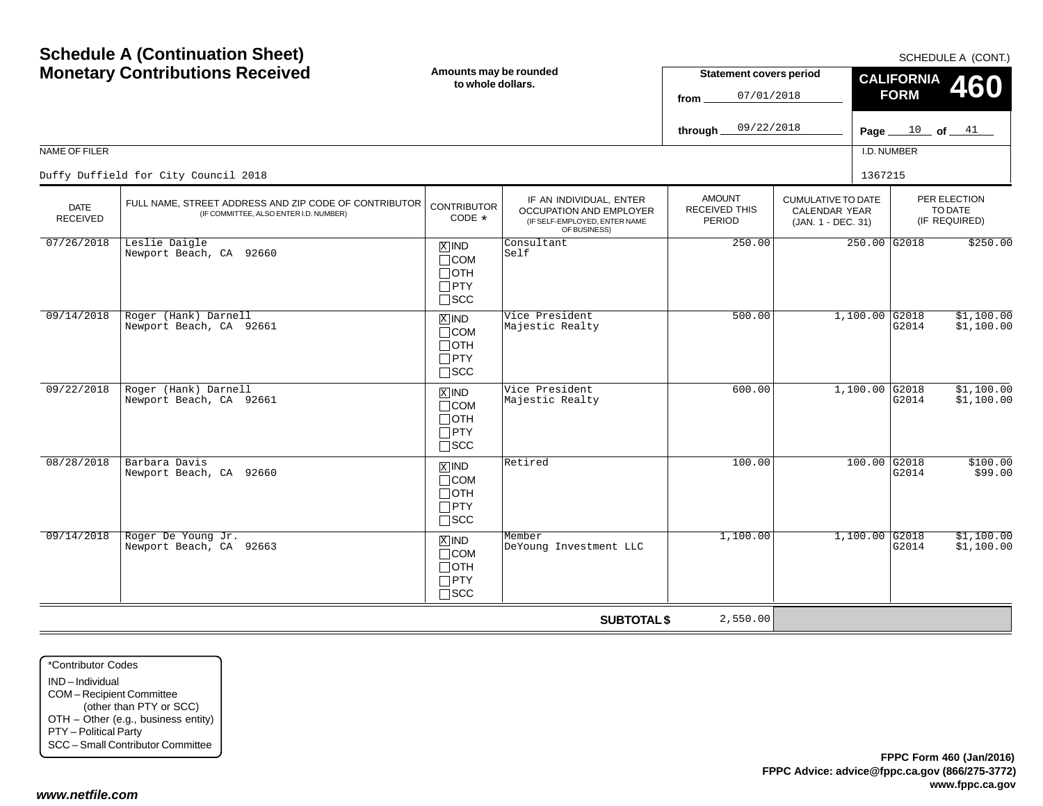# Schedule A (Continuation Sheet)
# Monetary Contributions Received

SCHEDULE A (CONT.)

**Amounts may be rounded to whole dollars.**

**Statement covers period**
from 07/01/2018
through 09/22/2018

**CALIFORNIA FORM 460**

NAME OF FILER: Duffy Duffield for City Council 2018

I.D. NUMBER: 1367215

| DATE RECEIVED | FULL NAME, STREET ADDRESS AND ZIP CODE OF CONTRIBUTOR (IF COMMITTEE, ALSO ENTER I.D. NUMBER) | CONTRIBUTOR CODE * | IF AN INDIVIDUAL, ENTER OCCUPATION AND EMPLOYER (IF SELF-EMPLOYED, ENTER NAME OF BUSINESS) | AMOUNT RECEIVED THIS PERIOD | CUMULATIVE TO DATE CALENDAR YEAR (JAN. 1 - DEC. 31) | PER ELECTION TO DATE (IF REQUIRED) | |
|---|---|---|---|---|---|---|---|
| 07/26/2018 | Leslie Daigle<br>Newport Beach, CA 92660 | [X] IND<br>[ ] COM<br>[ ] OTH<br>[ ] PTY<br>[ ] SCC | Consultant<br>Self | 250.00 | 250.00 | G2018 | $250.00 |
| 09/14/2018 | Roger (Hank) Darnell<br>Newport Beach, CA 92661 | [X] IND<br>[ ] COM<br>[ ] OTH<br>[ ] PTY<br>[ ] SCC | Vice President<br>Majestic Realty | 500.00 | 1,100.00 | G2018<br>G2014 | $1,100.00<br>$1,100.00 |
| 09/22/2018 | Roger (Hank) Darnell<br>Newport Beach, CA 92661 | [X] IND<br>[ ] COM<br>[ ] OTH<br>[ ] PTY<br>[ ] SCC | Vice President<br>Majestic Realty | 600.00 | 1,100.00 | G2018<br>G2014 | $1,100.00<br>$1,100.00 |
| 08/28/2018 | Barbara Davis<br>Newport Beach, CA 92660 | [X] IND<br>[ ] COM<br>[ ] OTH<br>[ ] PTY<br>[ ] SCC | Retired | 100.00 | 100.00 | G2018<br>G2014 | $100.00<br>$99.00 |
| 09/14/2018 | Roger De Young Jr.<br>Newport Beach, CA 92663 | [X] IND<br>[ ] COM<br>[ ] OTH<br>[ ] PTY<br>[ ] SCC | Member<br>DeYoung Investment LLC | 1,100.00 | 1,100.00 | G2018<br>G2014 | $1,100.00<br>$1,100.00 |
| | | | **SUBTOTAL $** | 2,550.00 | | | |

*Contributor Codes
- IND – Individual
- COM – Recipient Committee (other than PTY or SCC)
- OTH – Other (e.g., business entity)
- PTY – Political Party
- SCC – Small Contributor Committee

**FPPC Form 460 (Jan/2016)**
**FPPC Advice: advice@fppc.ca.gov (866/275-3772)**
**www.fppc.ca.gov**

***www.netfile.com***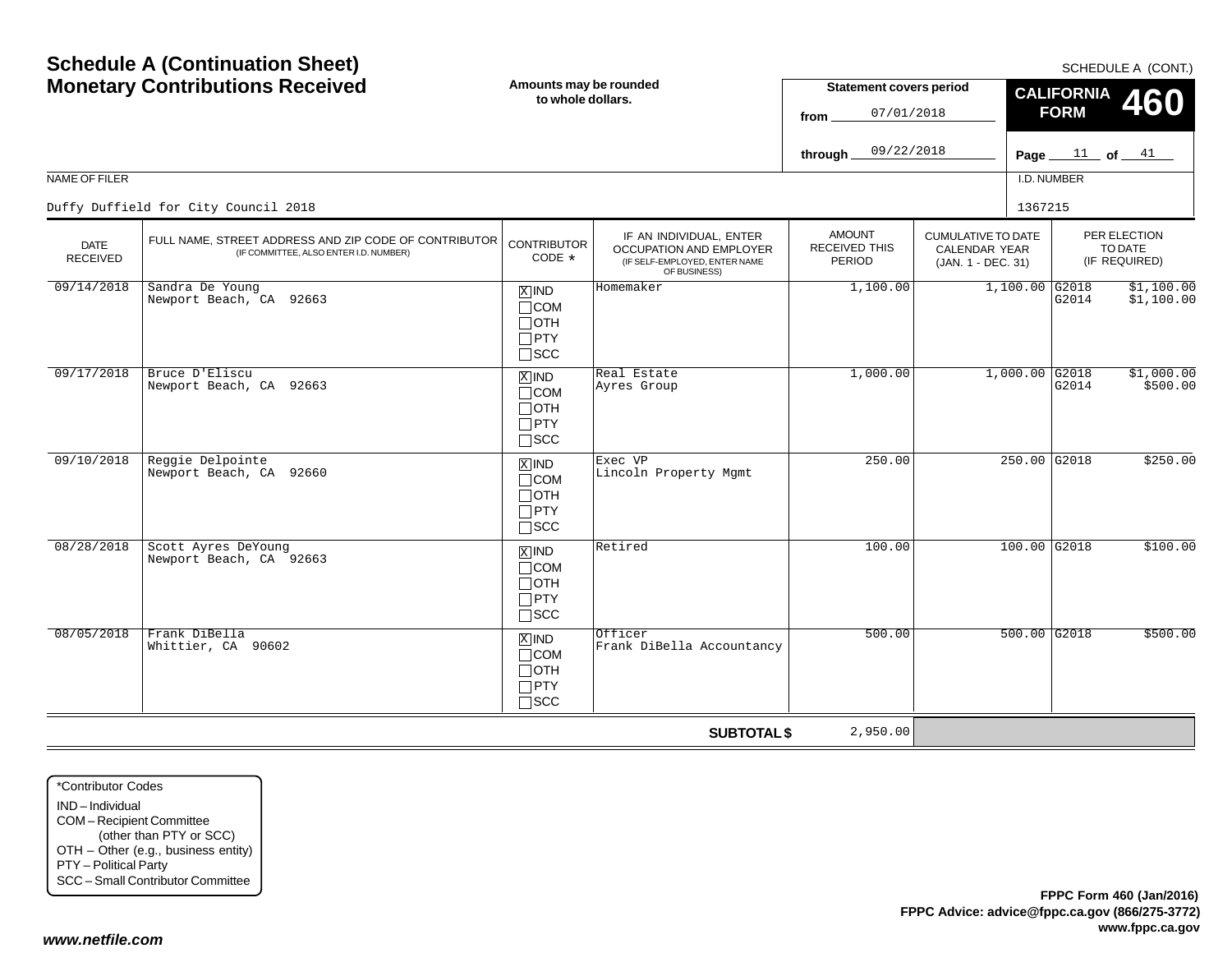# Schedule A (Continuation Sheet)
## Monetary Contributions Received

SCHEDULE A (CONT.)

**Amounts may be rounded to whole dollars.**

**Statement covers period**

from 07/01/2018

through 09/22/2018

**CALIFORNIA FORM 460**

NAME OF FILER: Duffy Duffield for City Council 2018

I.D. NUMBER: 1367215

| DATE RECEIVED | FULL NAME, STREET ADDRESS AND ZIP CODE OF CONTRIBUTOR (IF COMMITTEE, ALSO ENTER I.D. NUMBER) | CONTRIBUTOR CODE * | IF AN INDIVIDUAL, ENTER OCCUPATION AND EMPLOYER (IF SELF-EMPLOYED, ENTER NAME OF BUSINESS) | AMOUNT RECEIVED THIS PERIOD | CUMULATIVE TO DATE CALENDAR YEAR (JAN. 1 - DEC. 31) | PER ELECTION TO DATE (IF REQUIRED) |
|---|---|---|---|---|---|---|
| 09/14/2018 | Sandra De Young<br>Newport Beach, CA 92663 | [X] IND<br>[ ] COM<br>[ ] OTH<br>[ ] PTY<br>[ ] SCC | Homemaker | 1,100.00 | 1,100.00 | G2018 $1,100.00<br>G2014 $1,100.00 |
| 09/17/2018 | Bruce D'Eliscu<br>Newport Beach, CA 92663 | [X] IND<br>[ ] COM<br>[ ] OTH<br>[ ] PTY<br>[ ] SCC | Real Estate<br>Ayres Group | 1,000.00 | 1,000.00 | G2018 $1,000.00<br>G2014 $500.00 |
| 09/10/2018 | Reggie Delpointe<br>Newport Beach, CA 92660 | [X] IND<br>[ ] COM<br>[ ] OTH<br>[ ] PTY<br>[ ] SCC | Exec VP<br>Lincoln Property Mgmt | 250.00 | 250.00 | G2018 $250.00 |
| 08/28/2018 | Scott Ayres DeYoung<br>Newport Beach, CA 92663 | [X] IND<br>[ ] COM<br>[ ] OTH<br>[ ] PTY<br>[ ] SCC | Retired | 100.00 | 100.00 | G2018 $100.00 |
| 08/05/2018 | Frank DiBella<br>Whittier, CA 90602 | [X] IND<br>[ ] COM<br>[ ] OTH<br>[ ] PTY<br>[ ] SCC | Officer<br>Frank DiBella Accountancy | 500.00 | 500.00 | G2018 $500.00 |
| | | | **SUBTOTAL $** | 2,950.00 | | |

*Contributor Codes
- IND – Individual
- COM – Recipient Committee (other than PTY or SCC)
- OTH – Other (e.g., business entity)
- PTY – Political Party
- SCC – Small Contributor Committee

**FPPC Form 460 (Jan/2016)**
**FPPC Advice: advice@fppc.ca.gov (866/275-3772)**
**www.fppc.ca.gov**

***www.netfile.com***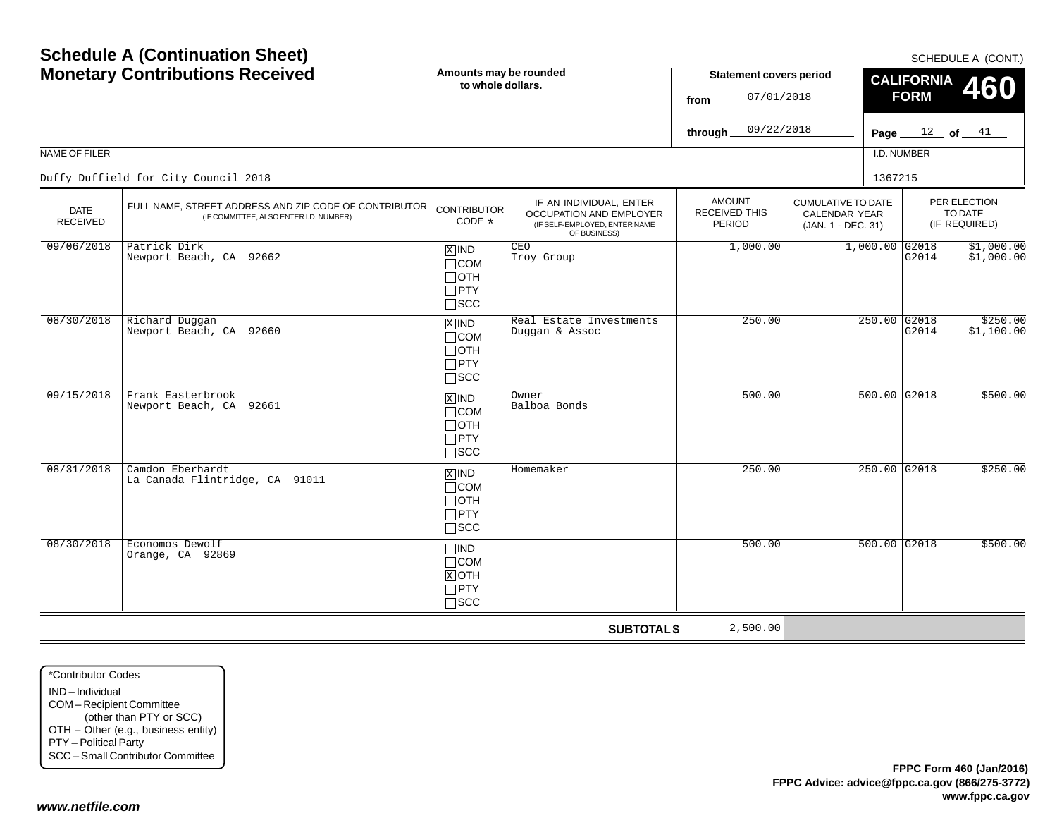# Schedule A (Continuation Sheet)
## Monetary Contributions Received

SCHEDULE A (CONT.)

**Amounts may be rounded to whole dollars.**

**Statement covers period**
from 07/01/2018
through 09/22/2018

**CALIFORNIA FORM 460**

NAME OF FILER: Duffy Duffield for City Council 2018

I.D. NUMBER: 1367215

| DATE RECEIVED | FULL NAME, STREET ADDRESS AND ZIP CODE OF CONTRIBUTOR (IF COMMITTEE, ALSO ENTER I.D. NUMBER) | CONTRIBUTOR CODE * | IF AN INDIVIDUAL, ENTER OCCUPATION AND EMPLOYER (IF SELF-EMPLOYED, ENTER NAME OF BUSINESS) | AMOUNT RECEIVED THIS PERIOD | CUMULATIVE TO DATE CALENDAR YEAR (JAN. 1 - DEC. 31) | PER ELECTION TO DATE (IF REQUIRED) |
|---|---|---|---|---|---|---|
| 09/06/2018 | Patrick Dirk<br>Newport Beach, CA 92662 | [X] IND<br>[ ] COM<br>[ ] OTH<br>[ ] PTY<br>[ ] SCC | CEO<br>Troy Group | 1,000.00 | 1,000.00 | G2018 $1,000.00<br>G2014 $1,000.00 |
| 08/30/2018 | Richard Duggan<br>Newport Beach, CA 92660 | [X] IND<br>[ ] COM<br>[ ] OTH<br>[ ] PTY<br>[ ] SCC | Real Estate Investments<br>Duggan & Assoc | 250.00 | 250.00 | G2018 $250.00<br>G2014 $1,100.00 |
| 09/15/2018 | Frank Easterbrook<br>Newport Beach, CA 92661 | [X] IND<br>[ ] COM<br>[ ] OTH<br>[ ] PTY<br>[ ] SCC | Owner<br>Balboa Bonds | 500.00 | 500.00 | G2018 $500.00 |
| 08/31/2018 | Camdon Eberhardt<br>La Canada Flintridge, CA 91011 | [X] IND<br>[ ] COM<br>[ ] OTH<br>[ ] PTY<br>[ ] SCC | Homemaker | 250.00 | 250.00 | G2018 $250.00 |
| 08/30/2018 | Economos Dewolf<br>Orange, CA 92869 | [ ] IND<br>[ ] COM<br>[X] OTH<br>[ ] PTY<br>[ ] SCC | | 500.00 | 500.00 | G2018 $500.00 |
| | | | **SUBTOTAL $** | 2,500.00 | | |

*Contributor Codes
- IND – Individual
- COM – Recipient Committee (other than PTY or SCC)
- OTH – Other (e.g., business entity)
- PTY – Political Party
- SCC – Small Contributor Committee

**FPPC Form 460 (Jan/2016)**
**FPPC Advice: advice@fppc.ca.gov (866/275-3772)**
**www.fppc.ca.gov**

***www.netfile.com***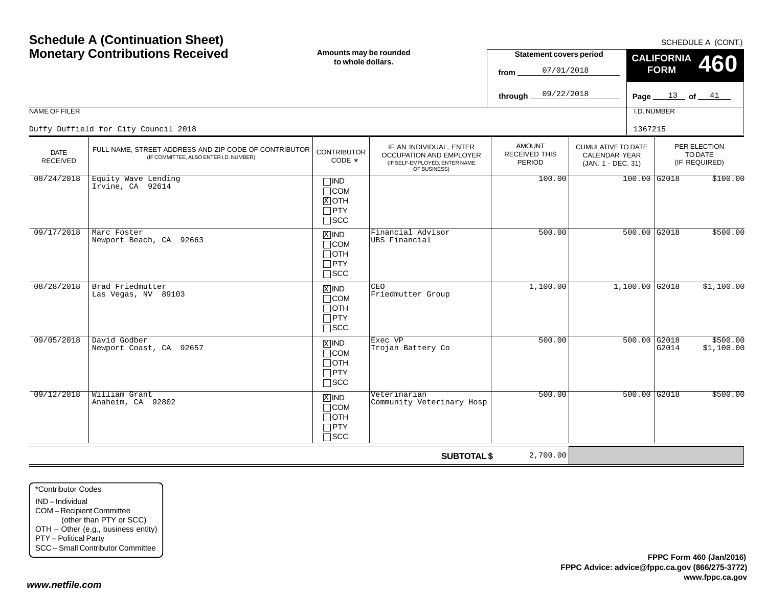# Schedule A (Continuation Sheet)
# Monetary Contributions Received

SCHEDULE A (CONT.)

**Amounts may be rounded to whole dollars.**

**Statement covers period**
from 07/01/2018
through 09/22/2018

**CALIFORNIA FORM 460**

NAME OF FILER: Duffy Duffield for City Council 2018

I.D. NUMBER: 1367215

| DATE RECEIVED | FULL NAME, STREET ADDRESS AND ZIP CODE OF CONTRIBUTOR (IF COMMITTEE, ALSO ENTER I.D. NUMBER) | CONTRIBUTOR CODE * | IF AN INDIVIDUAL, ENTER OCCUPATION AND EMPLOYER (IF SELF-EMPLOYED, ENTER NAME OF BUSINESS) | AMOUNT RECEIVED THIS PERIOD | CUMULATIVE TO DATE CALENDAR YEAR (JAN. 1 - DEC. 31) | PER ELECTION TO DATE (IF REQUIRED) | |
|---|---|---|---|---|---|---|---|
| 08/24/2018 | Equity Wave Lending<br>Irvine, CA 92614 | [ ] IND<br>[ ] COM<br>[X] OTH<br>[ ] PTY<br>[ ] SCC | | 100.00 | 100.00 | G2018 | $100.00 |
| 09/17/2018 | Marc Foster<br>Newport Beach, CA 92663 | [X] IND<br>[ ] COM<br>[ ] OTH<br>[ ] PTY<br>[ ] SCC | Financial Advisor<br>UBS Financial | 500.00 | 500.00 | G2018 | $500.00 |
| 08/28/2018 | Brad Friedmutter<br>Las Vegas, NV 89103 | [X] IND<br>[ ] COM<br>[ ] OTH<br>[ ] PTY<br>[ ] SCC | CEO<br>Friedmutter Group | 1,100.00 | 1,100.00 | G2018 | $1,100.00 |
| 09/05/2018 | David Godber<br>Newport Coast, CA 92657 | [X] IND<br>[ ] COM<br>[ ] OTH<br>[ ] PTY<br>[ ] SCC | Exec VP<br>Trojan Battery Co | 500.00 | 500.00 | G2018<br>G2014 | $500.00<br>$1,100.00 |
| 09/12/2018 | William Grant<br>Anaheim, CA 92802 | [X] IND<br>[ ] COM<br>[ ] OTH<br>[ ] PTY<br>[ ] SCC | Veterinarian<br>Community Veterinary Hosp | 500.00 | 500.00 | G2018 | $500.00 |
| | | | **SUBTOTAL $** | 2,700.00 | | | |

*Contributor Codes
IND – Individual
COM – Recipient Committee (other than PTY or SCC)
OTH – Other (e.g., business entity)
PTY – Political Party
SCC – Small Contributor Committee

**FPPC Form 460 (Jan/2016)**
**FPPC Advice: advice@fppc.ca.gov (866/275-3772)**
**www.fppc.ca.gov**

***www.netfile.com***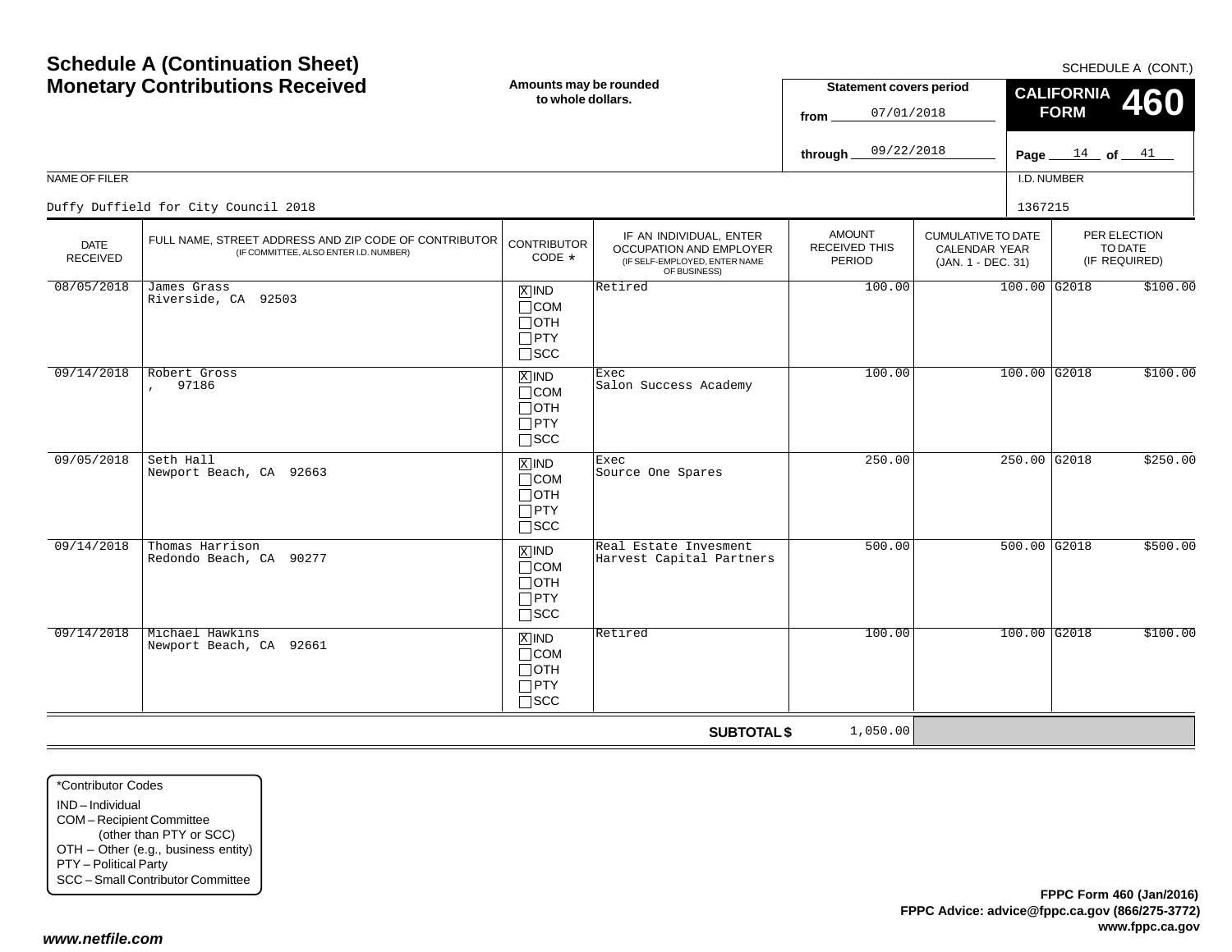# Schedule A (Continuation Sheet)
# Monetary Contributions Received

SCHEDULE A (CONT.)

**Amounts may be rounded to whole dollars.**

**Statement covers period**
from 07/01/2018
through 09/22/2018

**CALIFORNIA FORM 460**

NAME OF FILER: Duffy Duffield for City Council 2018

I.D. NUMBER: 1367215

| DATE RECEIVED | FULL NAME, STREET ADDRESS AND ZIP CODE OF CONTRIBUTOR (IF COMMITTEE, ALSO ENTER I.D. NUMBER) | CONTRIBUTOR CODE * | IF AN INDIVIDUAL, ENTER OCCUPATION AND EMPLOYER (IF SELF-EMPLOYED, ENTER NAME OF BUSINESS) | AMOUNT RECEIVED THIS PERIOD | CUMULATIVE TO DATE CALENDAR YEAR (JAN. 1 - DEC. 31) | PER ELECTION TO DATE (IF REQUIRED) | |
|---|---|---|---|---|---|---|---|
| 08/05/2018 | James Grass<br>Riverside, CA 92503 | [X] IND [ ] COM [ ] OTH [ ] PTY [ ] SCC | Retired | 100.00 | 100.00 | G2018 | $100.00 |
| 09/14/2018 | Robert Gross<br>, 97186 | [X] IND [ ] COM [ ] OTH [ ] PTY [ ] SCC | Exec<br>Salon Success Academy | 100.00 | 100.00 | G2018 | $100.00 |
| 09/05/2018 | Seth Hall<br>Newport Beach, CA 92663 | [X] IND [ ] COM [ ] OTH [ ] PTY [ ] SCC | Exec<br>Source One Spares | 250.00 | 250.00 | G2018 | $250.00 |
| 09/14/2018 | Thomas Harrison<br>Redondo Beach, CA 90277 | [X] IND [ ] COM [ ] OTH [ ] PTY [ ] SCC | Real Estate Invesment<br>Harvest Capital Partners | 500.00 | 500.00 | G2018 | $500.00 |
| 09/14/2018 | Michael Hawkins<br>Newport Beach, CA 92661 | [X] IND [ ] COM [ ] OTH [ ] PTY [ ] SCC | Retired | 100.00 | 100.00 | G2018 | $100.00 |
| | | | **SUBTOTAL $** | 1,050.00 | | | |

*Contributor Codes
- IND – Individual
- COM – Recipient Committee (other than PTY or SCC)
- OTH – Other (e.g., business entity)
- PTY – Political Party
- SCC – Small Contributor Committee

**FPPC Form 460 (Jan/2016)**
**FPPC Advice: advice@fppc.ca.gov (866/275-3772)**
**www.fppc.ca.gov**

*www.netfile.com*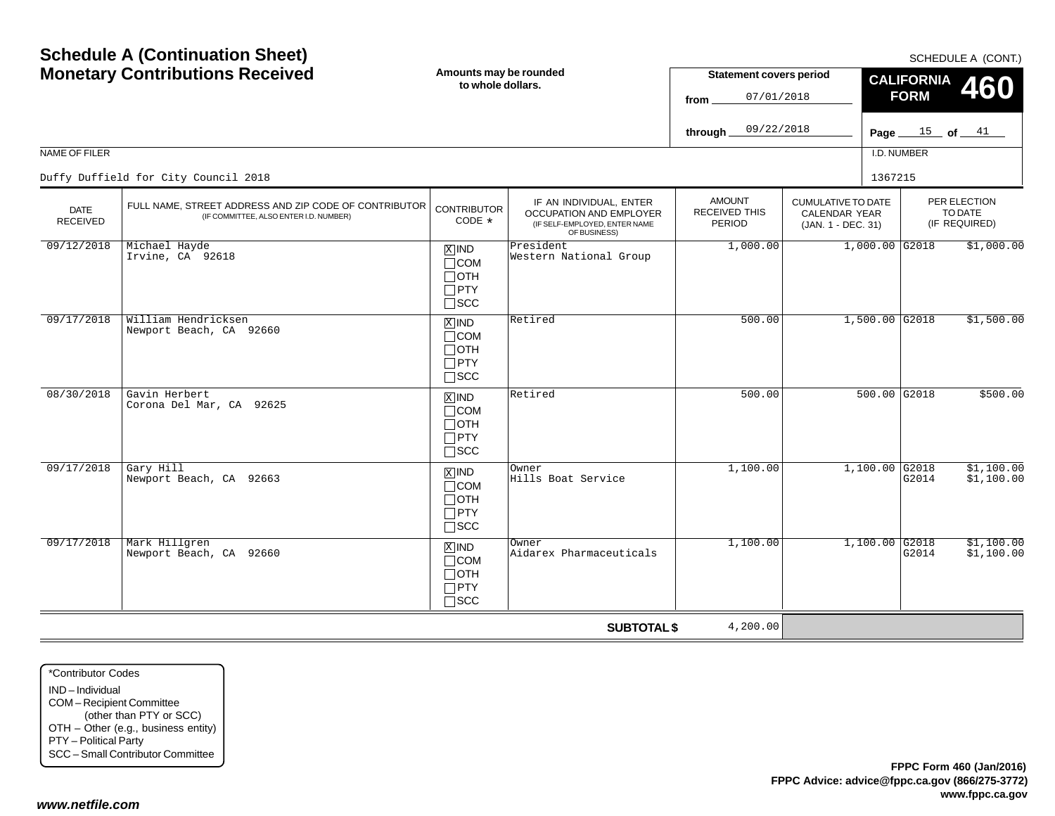# Schedule A (Continuation Sheet)
# Monetary Contributions Received

SCHEDULE A (CONT.)

**Amounts may be rounded to whole dollars.**

**Statement covers period**

from 07/01/2018

through 09/22/2018

**CALIFORNIA FORM 460**

NAME OF FILER: Duffy Duffield for City Council 2018

I.D. NUMBER: 1367215

| DATE RECEIVED | FULL NAME, STREET ADDRESS AND ZIP CODE OF CONTRIBUTOR (IF COMMITTEE, ALSO ENTER I.D. NUMBER) | CONTRIBUTOR CODE * | IF AN INDIVIDUAL, ENTER OCCUPATION AND EMPLOYER (IF SELF-EMPLOYED, ENTER NAME OF BUSINESS) | AMOUNT RECEIVED THIS PERIOD | CUMULATIVE TO DATE CALENDAR YEAR (JAN. 1 - DEC. 31) | PER ELECTION TO DATE (IF REQUIRED) | |
|---|---|---|---|---|---|---|---|
| 09/12/2018 | Michael Hayde<br>Irvine, CA 92618 | [X] IND [ ] COM [ ] OTH [ ] PTY [ ] SCC | President<br>Western National Group | 1,000.00 | 1,000.00 | G2018 | $1,000.00 |
| 09/17/2018 | William Hendricksen<br>Newport Beach, CA 92660 | [X] IND [ ] COM [ ] OTH [ ] PTY [ ] SCC | Retired | 500.00 | 1,500.00 | G2018 | $1,500.00 |
| 08/30/2018 | Gavin Herbert<br>Corona Del Mar, CA 92625 | [X] IND [ ] COM [ ] OTH [ ] PTY [ ] SCC | Retired | 500.00 | 500.00 | G2018 | $500.00 |
| 09/17/2018 | Gary Hill<br>Newport Beach, CA 92663 | [X] IND [ ] COM [ ] OTH [ ] PTY [ ] SCC | Owner<br>Hills Boat Service | 1,100.00 | 1,100.00 | G2018<br>G2014 | $1,100.00<br>$1,100.00 |
| 09/17/2018 | Mark Hillgren<br>Newport Beach, CA 92660 | [X] IND [ ] COM [ ] OTH [ ] PTY [ ] SCC | Owner<br>Aidarex Pharmaceuticals | 1,100.00 | 1,100.00 | G2018<br>G2014 | $1,100.00<br>$1,100.00 |
| | | | **SUBTOTAL $** | 4,200.00 | | | |

*Contributor Codes
- IND – Individual
- COM – Recipient Committee (other than PTY or SCC)
- OTH – Other (e.g., business entity)
- PTY – Political Party
- SCC – Small Contributor Committee

**FPPC Form 460 (Jan/2016)**
**FPPC Advice: advice@fppc.ca.gov (866/275-3772)**
**www.fppc.ca.gov**

***www.netfile.com***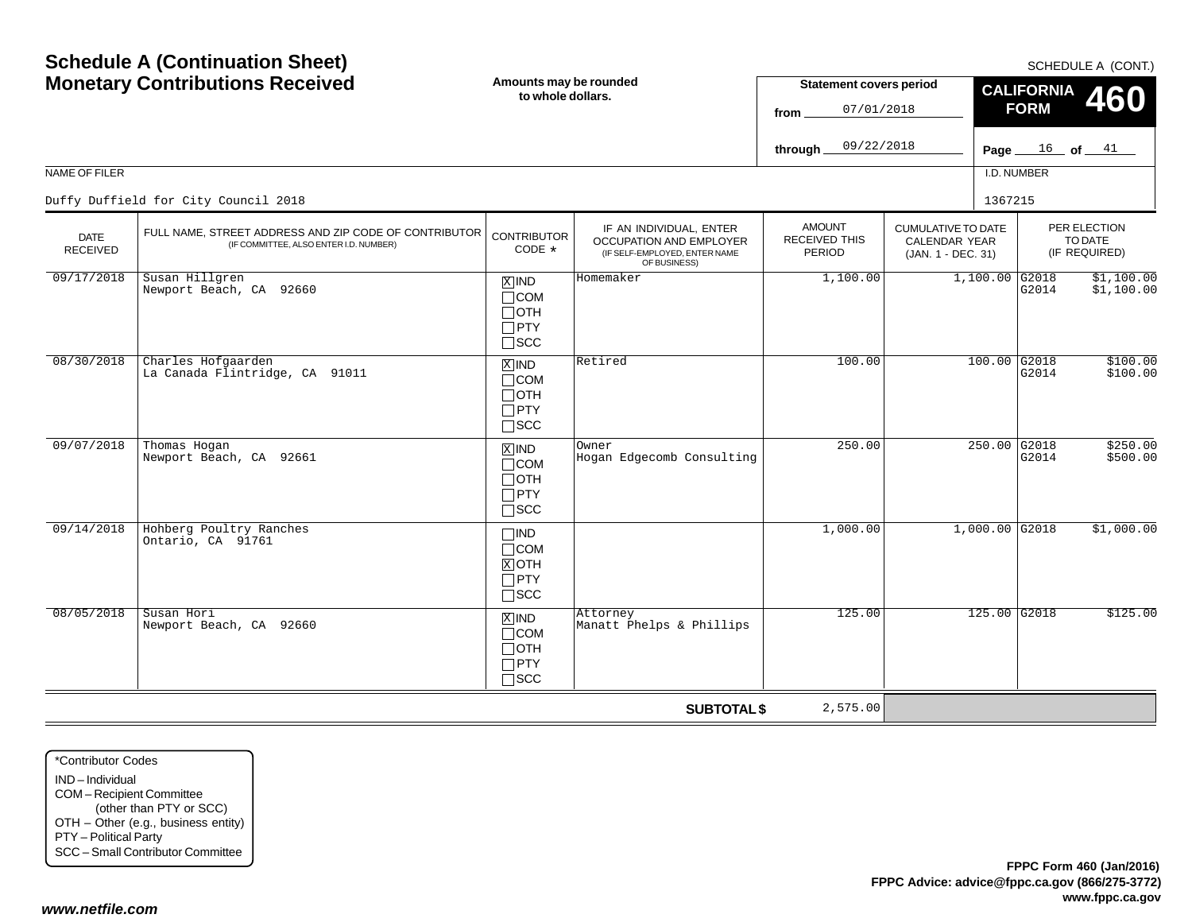# Schedule A (Continuation Sheet)
# Monetary Contributions Received

SCHEDULE A (CONT.)

**Amounts may be rounded to whole dollars.**

**Statement covers period**
from 07/01/2018
through 09/22/2018

**CALIFORNIA FORM 460**

Page 16 of 41

NAME OF FILER: Duffy Duffield for City Council 2018

I.D. NUMBER: 1367215

| DATE RECEIVED | FULL NAME, STREET ADDRESS AND ZIP CODE OF CONTRIBUTOR (IF COMMITTEE, ALSO ENTER I.D. NUMBER) | CONTRIBUTOR CODE * | IF AN INDIVIDUAL, ENTER OCCUPATION AND EMPLOYER (IF SELF-EMPLOYED, ENTER NAME OF BUSINESS) | AMOUNT RECEIVED THIS PERIOD | CUMULATIVE TO DATE CALENDAR YEAR (JAN. 1 - DEC. 31) | PER ELECTION TO DATE (IF REQUIRED) |
|---|---|---|---|---|---|---|
| 09/17/2018 | Susan Hillgren<br>Newport Beach, CA 92660 | [X] IND<br>[ ] COM<br>[ ] OTH<br>[ ] PTY<br>[ ] SCC | Homemaker | 1,100.00 | 1,100.00 | G2018 $1,100.00<br>G2014 $1,100.00 |
| 08/30/2018 | Charles Hofgaarden<br>La Canada Flintridge, CA 91011 | [X] IND<br>[ ] COM<br>[ ] OTH<br>[ ] PTY<br>[ ] SCC | Retired | 100.00 | 100.00 | G2018 $100.00<br>G2014 $100.00 |
| 09/07/2018 | Thomas Hogan<br>Newport Beach, CA 92661 | [X] IND<br>[ ] COM<br>[ ] OTH<br>[ ] PTY<br>[ ] SCC | Owner<br>Hogan Edgecomb Consulting | 250.00 | 250.00 | G2018 $250.00<br>G2014 $500.00 |
| 09/14/2018 | Hohberg Poultry Ranches<br>Ontario, CA 91761 | [ ] IND<br>[ ] COM<br>[X] OTH<br>[ ] PTY<br>[ ] SCC | | 1,000.00 | 1,000.00 | G2018 $1,000.00 |
| 08/05/2018 | Susan Hori<br>Newport Beach, CA 92660 | [X] IND<br>[ ] COM<br>[ ] OTH<br>[ ] PTY<br>[ ] SCC | Attorney<br>Manatt Phelps & Phillips | 125.00 | 125.00 | G2018 $125.00 |
| | | | **SUBTOTAL $** | 2,575.00 | | |

*Contributor Codes
- IND – Individual
- COM – Recipient Committee (other than PTY or SCC)
- OTH – Other (e.g., business entity)
- PTY – Political Party
- SCC – Small Contributor Committee

**FPPC Form 460 (Jan/2016)**
**FPPC Advice: advice@fppc.ca.gov (866/275-3772)**
**www.fppc.ca.gov**

*www.netfile.com*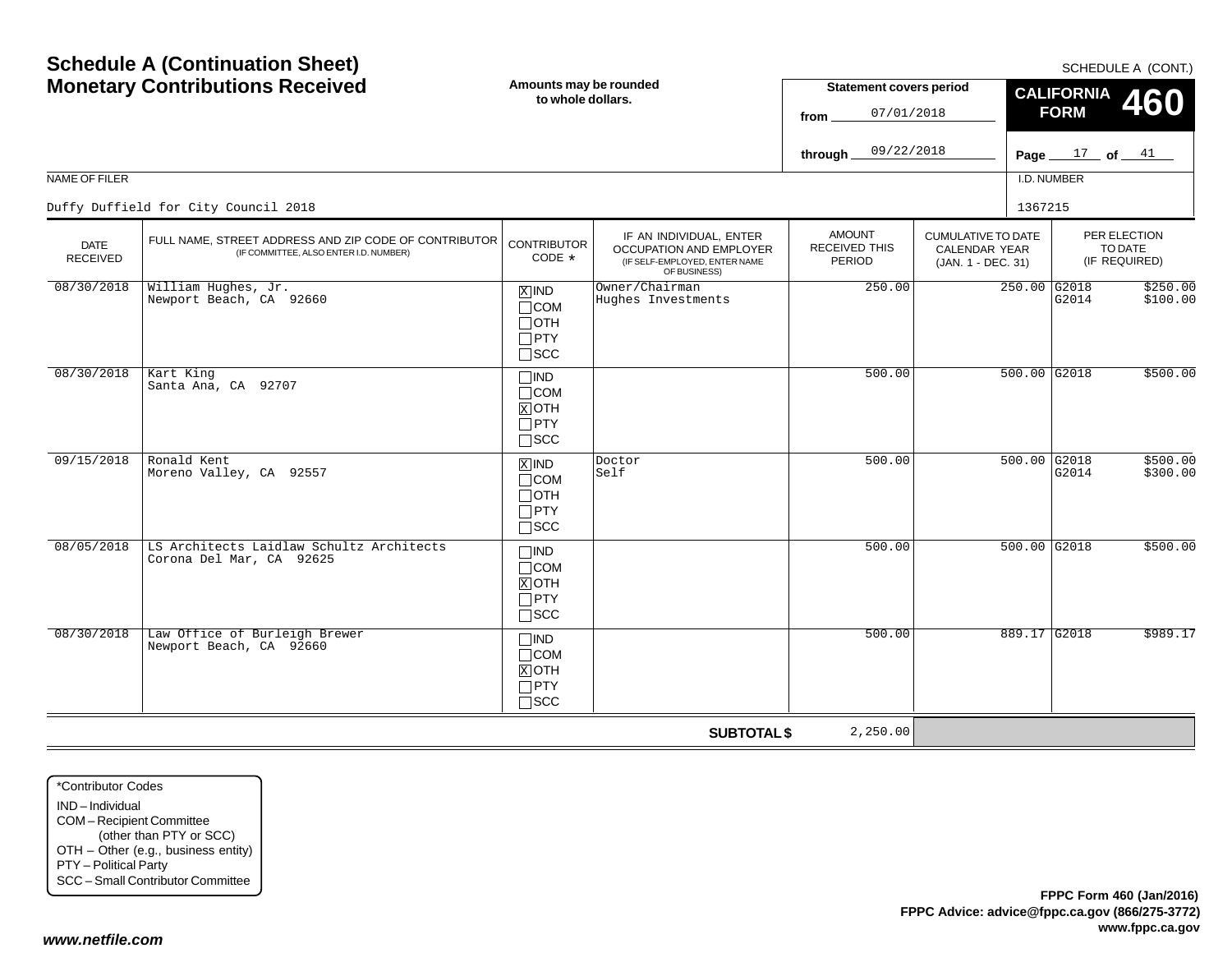# Schedule A (Continuation Sheet)
# Monetary Contributions Received

SCHEDULE A (CONT.)

**Amounts may be rounded to whole dollars.**

**Statement covers period**
from 07/01/2018
through 09/22/2018

**CALIFORNIA FORM 460**

NAME OF FILER
Duffy Duffield for City Council 2018

I.D. NUMBER
1367215

| DATE RECEIVED | FULL NAME, STREET ADDRESS AND ZIP CODE OF CONTRIBUTOR (IF COMMITTEE, ALSO ENTER I.D. NUMBER) | CONTRIBUTOR CODE * | IF AN INDIVIDUAL, ENTER OCCUPATION AND EMPLOYER (IF SELF-EMPLOYED, ENTER NAME OF BUSINESS) | AMOUNT RECEIVED THIS PERIOD | CUMULATIVE TO DATE CALENDAR YEAR (JAN. 1 - DEC. 31) | PER ELECTION TO DATE (IF REQUIRED) |
|---|---|---|---|---|---|---|
| 08/30/2018 | William Hughes, Jr.<br>Newport Beach, CA 92660 | [X] IND<br>[ ] COM<br>[ ] OTH<br>[ ] PTY<br>[ ] SCC | Owner/Chairman<br>Hughes Investments | 250.00 | 250.00 | G2018 $250.00<br>G2014 $100.00 |
| 08/30/2018 | Kart King<br>Santa Ana, CA 92707 | [ ] IND<br>[ ] COM<br>[X] OTH<br>[ ] PTY<br>[ ] SCC | | 500.00 | 500.00 | G2018 $500.00 |
| 09/15/2018 | Ronald Kent<br>Moreno Valley, CA 92557 | [X] IND<br>[ ] COM<br>[ ] OTH<br>[ ] PTY<br>[ ] SCC | Doctor<br>Self | 500.00 | 500.00 | G2018 $500.00<br>G2014 $300.00 |
| 08/05/2018 | LS Architects Laidlaw Schultz Architects<br>Corona Del Mar, CA 92625 | [ ] IND<br>[ ] COM<br>[X] OTH<br>[ ] PTY<br>[ ] SCC | | 500.00 | 500.00 | G2018 $500.00 |
| 08/30/2018 | Law Office of Burleigh Brewer<br>Newport Beach, CA 92660 | [ ] IND<br>[ ] COM<br>[X] OTH<br>[ ] PTY<br>[ ] SCC | | 500.00 | 889.17 | G2018 $989.17 |
| | | | **SUBTOTAL $** | 2,250.00 | | |

*Contributor Codes
IND – Individual
COM – Recipient Committee (other than PTY or SCC)
OTH – Other (e.g., business entity)
PTY – Political Party
SCC – Small Contributor Committee

**FPPC Form 460 (Jan/2016)**
**FPPC Advice: advice@fppc.ca.gov (866/275-3772)**
**www.fppc.ca.gov**

*www.netfile.com*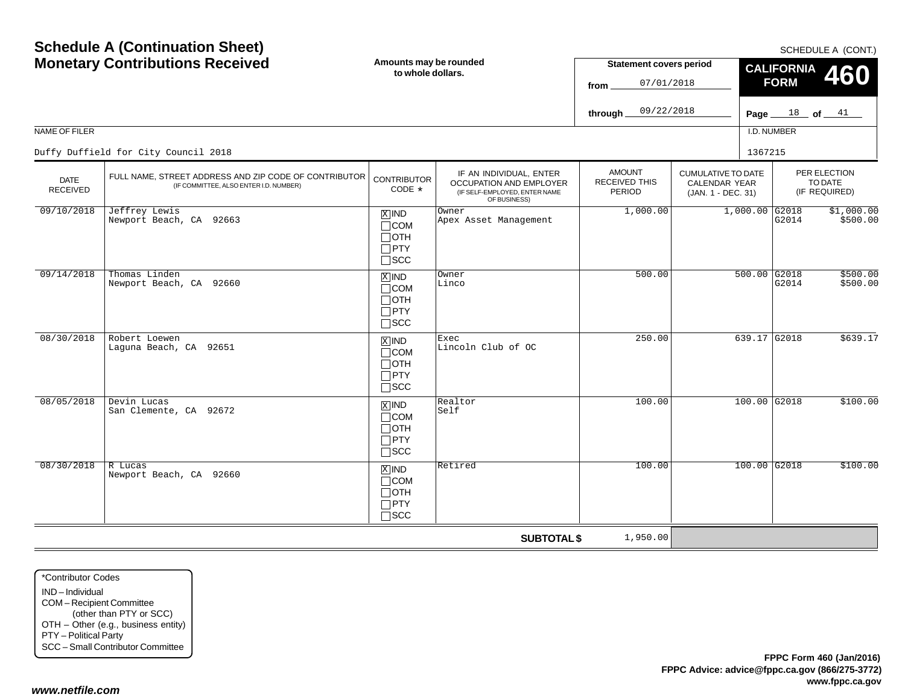# Schedule A (Continuation Sheet)
# Monetary Contributions Received

SCHEDULE A (CONT.)

**Amounts may be rounded to whole dollars.**

**Statement covers period**

from 07/01/2018

through 09/22/2018

**CALIFORNIA FORM 460**

**Page** 18 **of** 41

NAME OF FILER

Duffy Duffield for City Council 2018

I.D. NUMBER

1367215

| DATE RECEIVED | FULL NAME, STREET ADDRESS AND ZIP CODE OF CONTRIBUTOR (IF COMMITTEE, ALSO ENTER I.D. NUMBER) | CONTRIBUTOR CODE * | IF AN INDIVIDUAL, ENTER OCCUPATION AND EMPLOYER (IF SELF-EMPLOYED, ENTER NAME OF BUSINESS) | AMOUNT RECEIVED THIS PERIOD | CUMULATIVE TO DATE CALENDAR YEAR (JAN. 1 - DEC. 31) | PER ELECTION TO DATE (IF REQUIRED) |
|---|---|---|---|---|---|---|
| 09/10/2018 | Jeffrey Lewis<br>Newport Beach, CA 92663 | [X] IND<br>[ ] COM<br>[ ] OTH<br>[ ] PTY<br>[ ] SCC | Owner<br>Apex Asset Management | 1,000.00 | 1,000.00 | G2018 $1,000.00<br>G2014 $500.00 |
| 09/14/2018 | Thomas Linden<br>Newport Beach, CA 92660 | [X] IND<br>[ ] COM<br>[ ] OTH<br>[ ] PTY<br>[ ] SCC | Owner<br>Linco | 500.00 | 500.00 | G2018 $500.00<br>G2014 $500.00 |
| 08/30/2018 | Robert Loewen<br>Laguna Beach, CA 92651 | [X] IND<br>[ ] COM<br>[ ] OTH<br>[ ] PTY<br>[ ] SCC | Exec<br>Lincoln Club of OC | 250.00 | 639.17 | G2018 $639.17 |
| 08/05/2018 | Devin Lucas<br>San Clemente, CA 92672 | [X] IND<br>[ ] COM<br>[ ] OTH<br>[ ] PTY<br>[ ] SCC | Realtor<br>Self | 100.00 | 100.00 | G2018 $100.00 |
| 08/30/2018 | R Lucas<br>Newport Beach, CA 92660 | [X] IND<br>[ ] COM<br>[ ] OTH<br>[ ] PTY<br>[ ] SCC | Retired | 100.00 | 100.00 | G2018 $100.00 |
| | | | **SUBTOTAL $** | 1,950.00 | | |

*Contributor Codes
- IND – Individual
- COM – Recipient Committee (other than PTY or SCC)
- OTH – Other (e.g., business entity)
- PTY – Political Party
- SCC – Small Contributor Committee

**FPPC Form 460 (Jan/2016)**
**FPPC Advice: advice@fppc.ca.gov (866/275-3772)**
**www.fppc.ca.gov**

***www.netfile.com***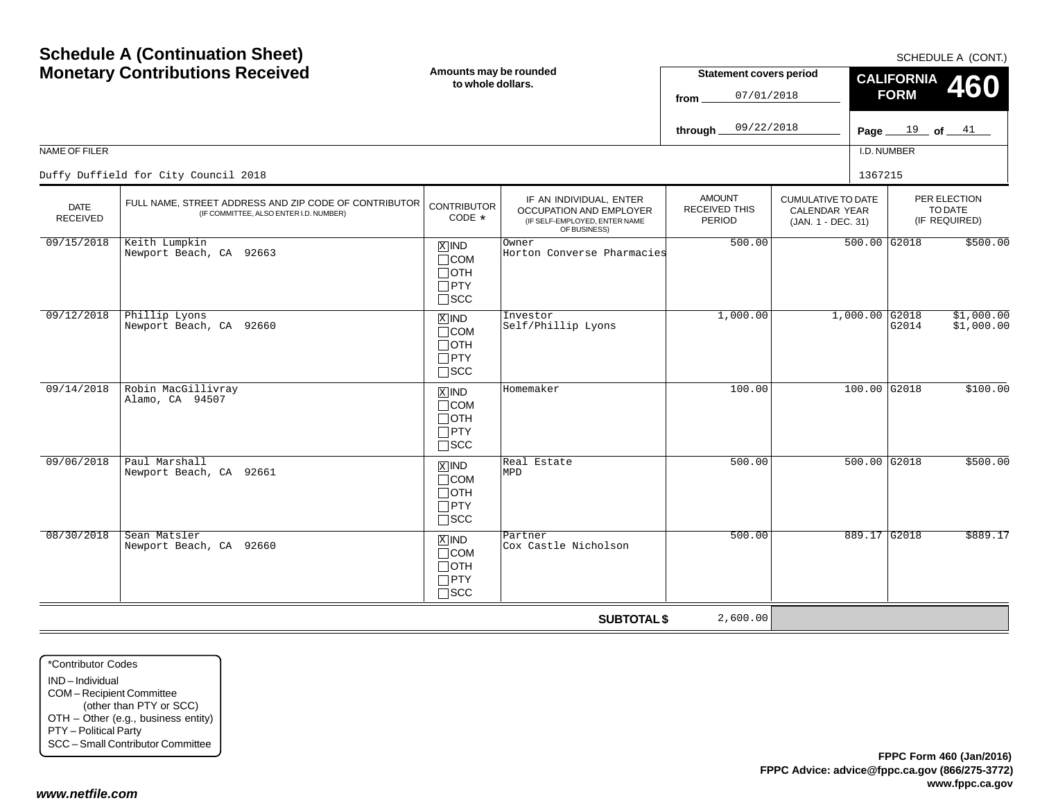# Schedule A (Continuation Sheet)
# Monetary Contributions Received

SCHEDULE A (CONT.)

**Amounts may be rounded to whole dollars.**

**Statement covers period**
from 07/01/2018
through 09/22/2018

**CALIFORNIA FORM 460**

NAME OF FILER: Duffy Duffield for City Council 2018

I.D. NUMBER: 1367215

| DATE RECEIVED | FULL NAME, STREET ADDRESS AND ZIP CODE OF CONTRIBUTOR (IF COMMITTEE, ALSO ENTER I.D. NUMBER) | CONTRIBUTOR CODE * | IF AN INDIVIDUAL, ENTER OCCUPATION AND EMPLOYER (IF SELF-EMPLOYED, ENTER NAME OF BUSINESS) | AMOUNT RECEIVED THIS PERIOD | CUMULATIVE TO DATE CALENDAR YEAR (JAN. 1 - DEC. 31) | PER ELECTION TO DATE (IF REQUIRED) |
|---|---|---|---|---|---|---|
| 09/15/2018 | Keith Lumpkin<br>Newport Beach, CA 92663 | [X] IND | Owner<br>Horton Converse Pharmacies | 500.00 | 500.00 | G2018 $500.00 |
| 09/12/2018 | Phillip Lyons<br>Newport Beach, CA 92660 | [X] IND | Investor<br>Self/Phillip Lyons | 1,000.00 | 1,000.00 | G2018 $1,000.00<br>G2014 $1,000.00 |
| 09/14/2018 | Robin MacGillivray<br>Alamo, CA 94507 | [X] IND | Homemaker | 100.00 | 100.00 | G2018 $100.00 |
| 09/06/2018 | Paul Marshall<br>Newport Beach, CA 92661 | [X] IND | Real Estate<br>MPD | 500.00 | 500.00 | G2018 $500.00 |
| 08/30/2018 | Sean Matsler<br>Newport Beach, CA 92660 | [X] IND | Partner<br>Cox Castle Nicholson | 500.00 | 889.17 | G2018 $889.17 |
| | | | **SUBTOTAL $** | 2,600.00 | | |

*Contributor Codes
IND – Individual
COM – Recipient Committee (other than PTY or SCC)
OTH – Other (e.g., business entity)
PTY – Political Party
SCC – Small Contributor Committee

**FPPC Form 460 (Jan/2016)**
**FPPC Advice: advice@fppc.ca.gov (866/275-3772)**
**www.fppc.ca.gov**

***www.netfile.com***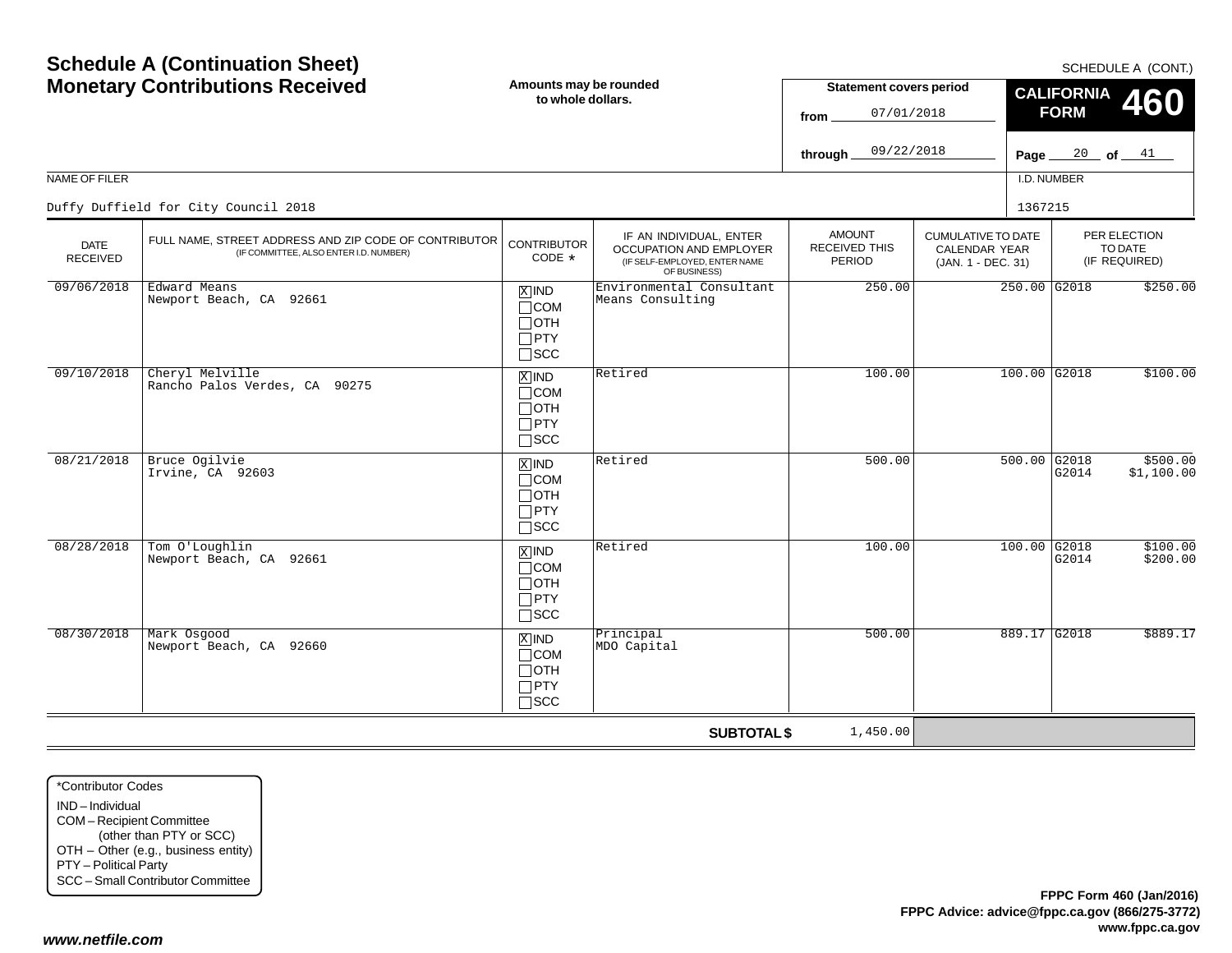# Schedule A (Continuation Sheet)
## Monetary Contributions Received

SCHEDULE A (CONT.)

**Amounts may be rounded to whole dollars.**

**Statement covers period**
from 07/01/2018
through 09/22/2018

**CALIFORNIA FORM 460**

Page 20 of 41

NAME OF FILER: Duffy Duffield for City Council 2018

I.D. NUMBER: 1367215

| DATE RECEIVED | FULL NAME, STREET ADDRESS AND ZIP CODE OF CONTRIBUTOR (IF COMMITTEE, ALSO ENTER I.D. NUMBER) | CONTRIBUTOR CODE * | IF AN INDIVIDUAL, ENTER OCCUPATION AND EMPLOYER (IF SELF-EMPLOYED, ENTER NAME OF BUSINESS) | AMOUNT RECEIVED THIS PERIOD | CUMULATIVE TO DATE CALENDAR YEAR (JAN. 1 - DEC. 31) | PER ELECTION TO DATE (IF REQUIRED) |
|---|---|---|---|---|---|---|
| 09/06/2018 | Edward Means<br>Newport Beach, CA 92661 | [X] IND [ ] COM [ ] OTH [ ] PTY [ ] SCC | Environmental Consultant<br>Means Consulting | 250.00 | 250.00 | G2018 $250.00 |
| 09/10/2018 | Cheryl Melville<br>Rancho Palos Verdes, CA 90275 | [X] IND [ ] COM [ ] OTH [ ] PTY [ ] SCC | Retired | 100.00 | 100.00 | G2018 $100.00 |
| 08/21/2018 | Bruce Ogilvie<br>Irvine, CA 92603 | [X] IND [ ] COM [ ] OTH [ ] PTY [ ] SCC | Retired | 500.00 | 500.00 | G2018 $500.00<br>G2014 $1,100.00 |
| 08/28/2018 | Tom O'Loughlin<br>Newport Beach, CA 92661 | [X] IND [ ] COM [ ] OTH [ ] PTY [ ] SCC | Retired | 100.00 | 100.00 | G2018 $100.00<br>G2014 $200.00 |
| 08/30/2018 | Mark Osgood<br>Newport Beach, CA 92660 | [X] IND [ ] COM [ ] OTH [ ] PTY [ ] SCC | Principal<br>MDO Capital | 500.00 | 889.17 | G2018 $889.17 |
| | | | **SUBTOTAL $** | 1,450.00 | | |

*Contributor Codes
- IND – Individual
- COM – Recipient Committee (other than PTY or SCC)
- OTH – Other (e.g., business entity)
- PTY – Political Party
- SCC – Small Contributor Committee

**FPPC Form 460 (Jan/2016)**
**FPPC Advice: advice@fppc.ca.gov (866/275-3772)**
**www.fppc.ca.gov**

*www.netfile.com*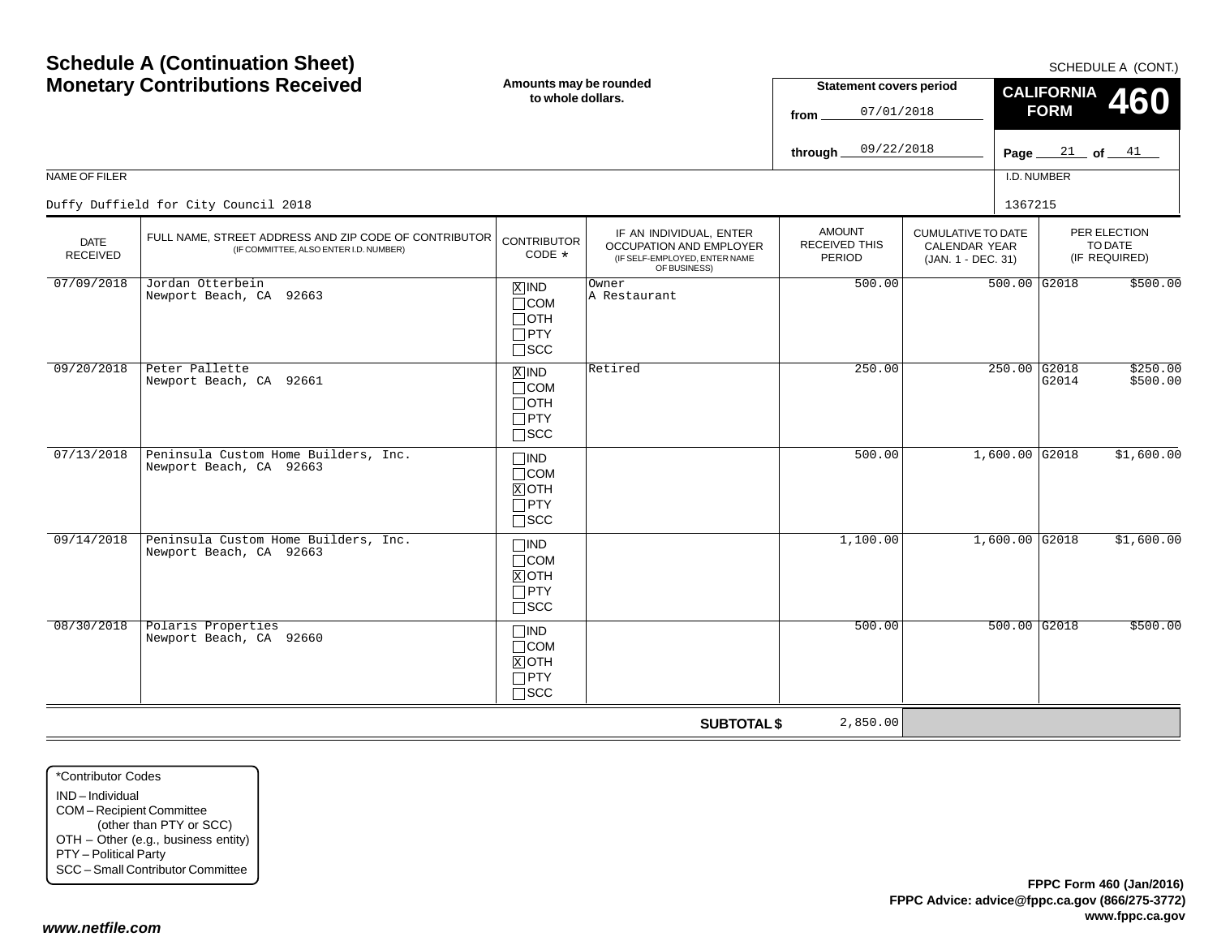# Schedule A (Continuation Sheet)
# Monetary Contributions Received

SCHEDULE A (CONT.)

**Amounts may be rounded to whole dollars.**

**Statement covers period**

from 07/01/2018

through 09/22/2018

**CALIFORNIA FORM 460**

Page 21 of 41

NAME OF FILER: Duffy Duffield for City Council 2018

I.D. NUMBER: 1367215

| DATE RECEIVED | FULL NAME, STREET ADDRESS AND ZIP CODE OF CONTRIBUTOR (IF COMMITTEE, ALSO ENTER I.D. NUMBER) | CONTRIBUTOR CODE * | IF AN INDIVIDUAL, ENTER OCCUPATION AND EMPLOYER (IF SELF-EMPLOYED, ENTER NAME OF BUSINESS) | AMOUNT RECEIVED THIS PERIOD | CUMULATIVE TO DATE CALENDAR YEAR (JAN. 1 - DEC. 31) | PER ELECTION TO DATE (IF REQUIRED) | |
|---|---|---|---|---|---|---|---|
| 07/09/2018 | Jordan Otterbein<br>Newport Beach, CA 92663 | [X] IND [ ] COM [ ] OTH [ ] PTY [ ] SCC | Owner<br>A Restaurant | 500.00 | 500.00 | G2018 | $500.00 |
| 09/20/2018 | Peter Pallette<br>Newport Beach, CA 92661 | [X] IND [ ] COM [ ] OTH [ ] PTY [ ] SCC | Retired | 250.00 | 250.00 | G2018<br>G2014 | $250.00<br>$500.00 |
| 07/13/2018 | Peninsula Custom Home Builders, Inc.<br>Newport Beach, CA 92663 | [ ] IND [ ] COM [X] OTH [ ] PTY [ ] SCC | | 500.00 | 1,600.00 | G2018 | $1,600.00 |
| 09/14/2018 | Peninsula Custom Home Builders, Inc.<br>Newport Beach, CA 92663 | [ ] IND [ ] COM [X] OTH [ ] PTY [ ] SCC | | 1,100.00 | 1,600.00 | G2018 | $1,600.00 |
| 08/30/2018 | Polaris Properties<br>Newport Beach, CA 92660 | [ ] IND [ ] COM [X] OTH [ ] PTY [ ] SCC | | 500.00 | 500.00 | G2018 | $500.00 |
| | | | **SUBTOTAL $** | 2,850.00 | | | |

*Contributor Codes
- IND – Individual
- COM – Recipient Committee (other than PTY or SCC)
- OTH – Other (e.g., business entity)
- PTY – Political Party
- SCC – Small Contributor Committee

**FPPC Form 460 (Jan/2016)**
**FPPC Advice: advice@fppc.ca.gov (866/275-3772)**
**www.fppc.ca.gov**

*www.netfile.com*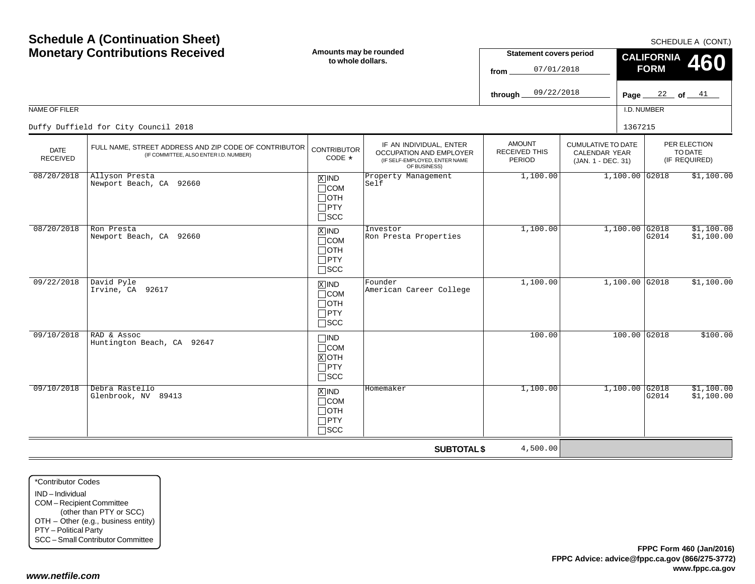# Schedule A (Continuation Sheet)
## Monetary Contributions Received

SCHEDULE A (CONT.)

**Amounts may be rounded to whole dollars.**

**Statement covers period**
from 07/01/2018
through 09/22/2018

**CALIFORNIA FORM 460**

Page 22 of 41

NAME OF FILER: Duffy Duffield for City Council 2018

I.D. NUMBER: 1367215

| DATE RECEIVED | FULL NAME, STREET ADDRESS AND ZIP CODE OF CONTRIBUTOR (IF COMMITTEE, ALSO ENTER I.D. NUMBER) | CONTRIBUTOR CODE * | IF AN INDIVIDUAL, ENTER OCCUPATION AND EMPLOYER (IF SELF-EMPLOYED, ENTER NAME OF BUSINESS) | AMOUNT RECEIVED THIS PERIOD | CUMULATIVE TO DATE CALENDAR YEAR (JAN. 1 - DEC. 31) | PER ELECTION TO DATE (IF REQUIRED) |
|---|---|---|---|---|---|---|
| 08/20/2018 | Allyson Presta<br>Newport Beach, CA 92660 | [X] IND<br>[ ] COM<br>[ ] OTH<br>[ ] PTY<br>[ ] SCC | Property Management<br>Self | 1,100.00 | 1,100.00 | G2018 $1,100.00 |
| 08/20/2018 | Ron Presta<br>Newport Beach, CA 92660 | [X] IND<br>[ ] COM<br>[ ] OTH<br>[ ] PTY<br>[ ] SCC | Investor<br>Ron Presta Properties | 1,100.00 | 1,100.00 | G2018 $1,100.00<br>G2014 $1,100.00 |
| 09/22/2018 | David Pyle<br>Irvine, CA 92617 | [X] IND<br>[ ] COM<br>[ ] OTH<br>[ ] PTY<br>[ ] SCC | Founder<br>American Career College | 1,100.00 | 1,100.00 | G2018 $1,100.00 |
| 09/10/2018 | RAD & Assoc<br>Huntington Beach, CA 92647 | [ ] IND<br>[ ] COM<br>[X] OTH<br>[ ] PTY<br>[ ] SCC | | 100.00 | 100.00 | G2018 $100.00 |
| 09/10/2018 | Debra Rastello<br>Glenbrook, NV 89413 | [X] IND<br>[ ] COM<br>[ ] OTH<br>[ ] PTY<br>[ ] SCC | Homemaker | 1,100.00 | 1,100.00 | G2018 $1,100.00<br>G2014 $1,100.00 |
| | | | **SUBTOTAL $** | 4,500.00 | | |

*Contributor Codes
- IND – Individual
- COM – Recipient Committee (other than PTY or SCC)
- OTH – Other (e.g., business entity)
- PTY – Political Party
- SCC – Small Contributor Committee

**FPPC Form 460 (Jan/2016)**
**FPPC Advice: advice@fppc.ca.gov (866/275-3772)**
**www.fppc.ca.gov**

***www.netfile.com***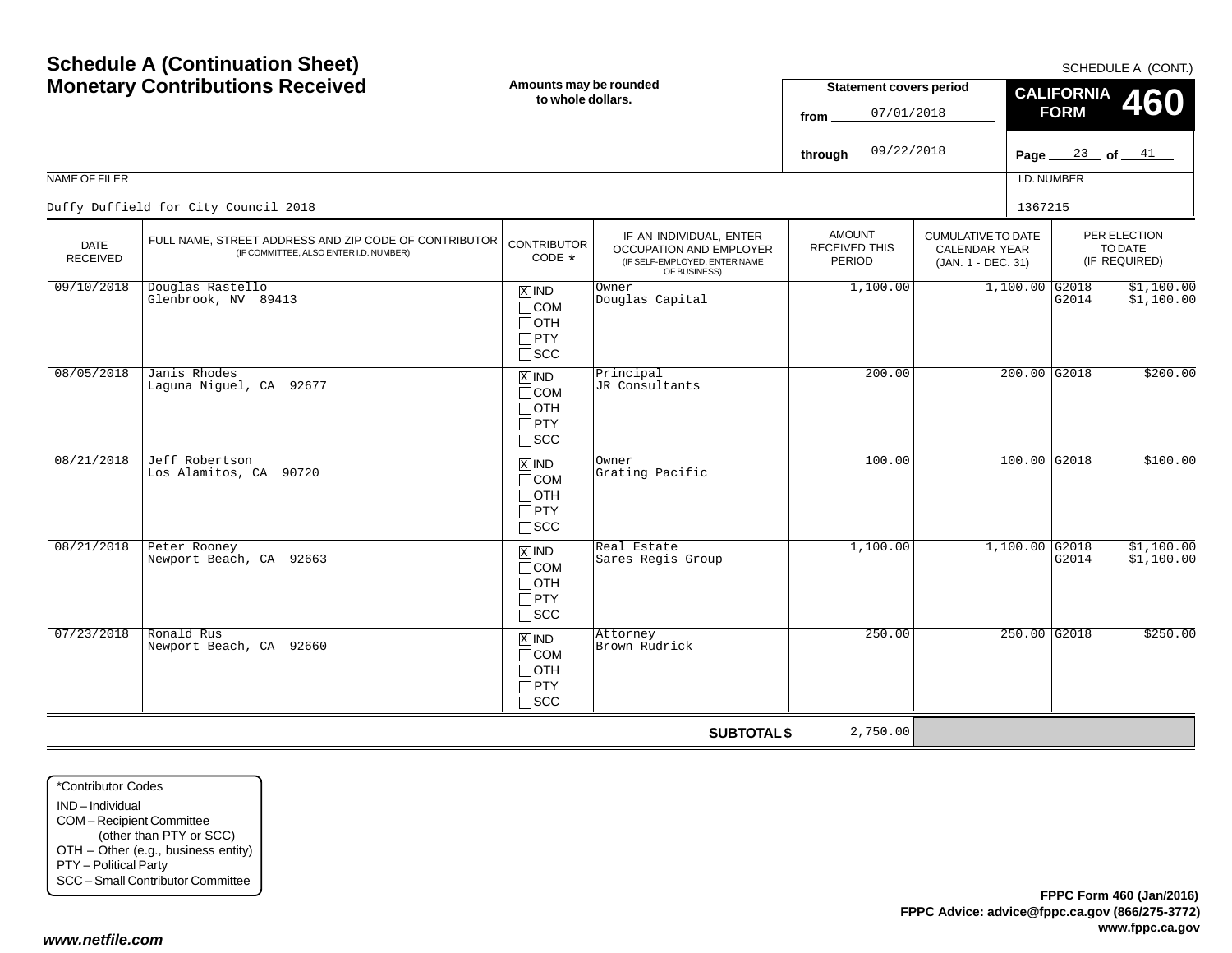# Schedule A (Continuation Sheet)
# Monetary Contributions Received

SCHEDULE A (CONT.)

**Amounts may be rounded to whole dollars.**

**Statement covers period**
from 07/01/2018
through 09/22/2018

**CALIFORNIA FORM 460**

NAME OF FILER: Duffy Duffield for City Council 2018

I.D. NUMBER: 1367215

| DATE RECEIVED | FULL NAME, STREET ADDRESS AND ZIP CODE OF CONTRIBUTOR (IF COMMITTEE, ALSO ENTER I.D. NUMBER) | CONTRIBUTOR CODE * | IF AN INDIVIDUAL, ENTER OCCUPATION AND EMPLOYER (IF SELF-EMPLOYED, ENTER NAME OF BUSINESS) | AMOUNT RECEIVED THIS PERIOD | CUMULATIVE TO DATE CALENDAR YEAR (JAN. 1 - DEC. 31) | PER ELECTION TO DATE (IF REQUIRED) |
|---|---|---|---|---|---|---|
| 09/10/2018 | Douglas Rastello<br>Glenbrook, NV 89413 | [X] IND<br>[ ] COM<br>[ ] OTH<br>[ ] PTY<br>[ ] SCC | Owner<br>Douglas Capital | 1,100.00 | 1,100.00 | G2018 $1,100.00<br>G2014 $1,100.00 |
| 08/05/2018 | Janis Rhodes<br>Laguna Niguel, CA 92677 | [X] IND<br>[ ] COM<br>[ ] OTH<br>[ ] PTY<br>[ ] SCC | Principal<br>JR Consultants | 200.00 | 200.00 | G2018 $200.00 |
| 08/21/2018 | Jeff Robertson<br>Los Alamitos, CA 90720 | [X] IND<br>[ ] COM<br>[ ] OTH<br>[ ] PTY<br>[ ] SCC | Owner<br>Grating Pacific | 100.00 | 100.00 | G2018 $100.00 |
| 08/21/2018 | Peter Rooney<br>Newport Beach, CA 92663 | [X] IND<br>[ ] COM<br>[ ] OTH<br>[ ] PTY<br>[ ] SCC | Real Estate<br>Sares Regis Group | 1,100.00 | 1,100.00 | G2018 $1,100.00<br>G2014 $1,100.00 |
| 07/23/2018 | Ronald Rus<br>Newport Beach, CA 92660 | [X] IND<br>[ ] COM<br>[ ] OTH<br>[ ] PTY<br>[ ] SCC | Attorney<br>Brown Rudrick | 250.00 | 250.00 | G2018 $250.00 |
| | | | **SUBTOTAL $** | 2,750.00 | | |

*Contributor Codes
- IND – Individual
- COM – Recipient Committee (other than PTY or SCC)
- OTH – Other (e.g., business entity)
- PTY – Political Party
- SCC – Small Contributor Committee

**FPPC Form 460 (Jan/2016)**
**FPPC Advice: advice@fppc.ca.gov (866/275-3772)**
**www.fppc.ca.gov**

***www.netfile.com***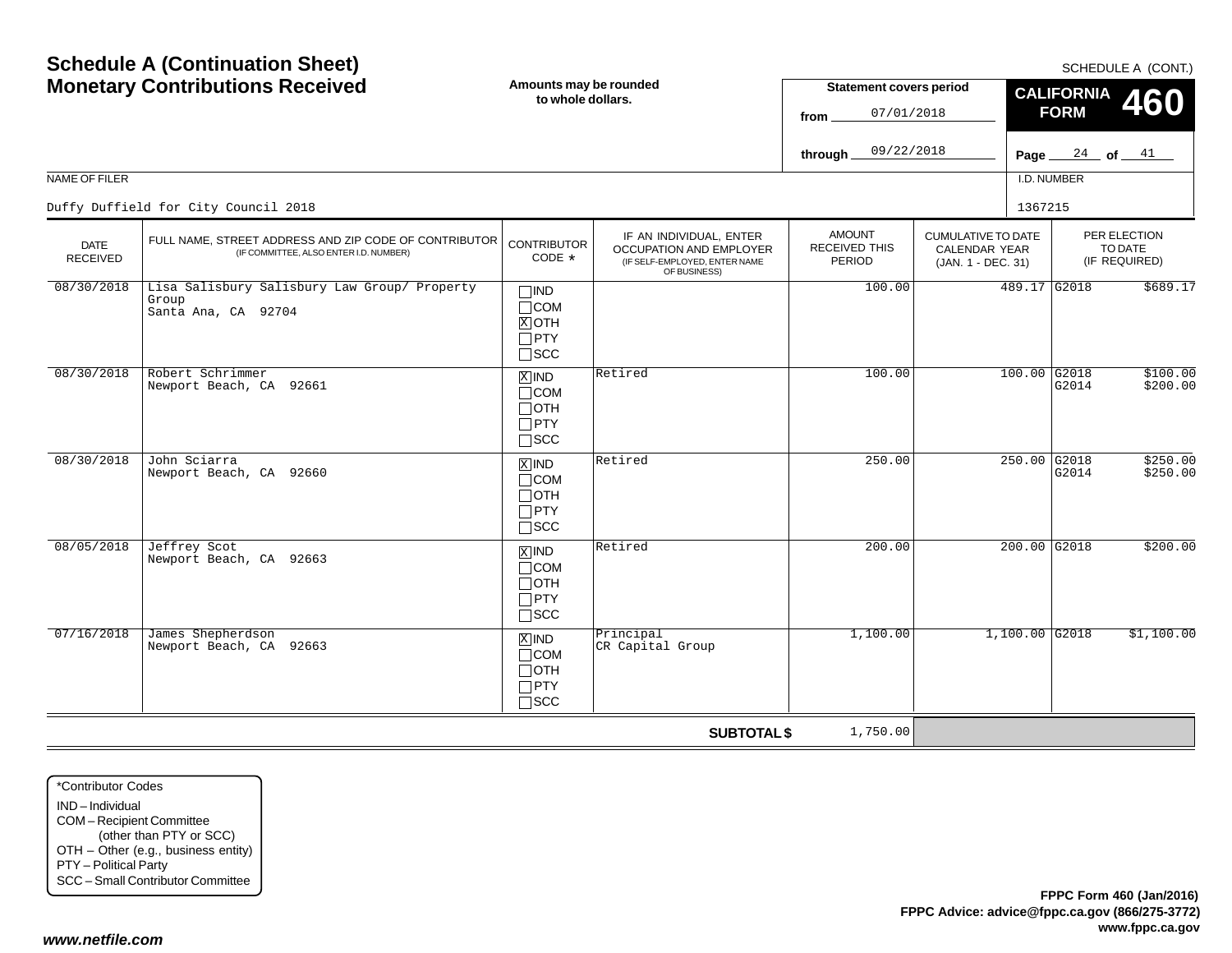# Schedule A (Continuation Sheet)
# Monetary Contributions Received

SCHEDULE A (CONT.)

**Amounts may be rounded to whole dollars.**

**Statement covers period**
from 07/01/2018
through 09/22/2018

**CALIFORNIA FORM 460**

NAME OF FILER: Duffy Duffield for City Council 2018

I.D. NUMBER: 1367215

| DATE RECEIVED | FULL NAME, STREET ADDRESS AND ZIP CODE OF CONTRIBUTOR (IF COMMITTEE, ALSO ENTER I.D. NUMBER) | CONTRIBUTOR CODE * | IF AN INDIVIDUAL, ENTER OCCUPATION AND EMPLOYER (IF SELF-EMPLOYED, ENTER NAME OF BUSINESS) | AMOUNT RECEIVED THIS PERIOD | CUMULATIVE TO DATE CALENDAR YEAR (JAN. 1 - DEC. 31) | PER ELECTION TO DATE (IF REQUIRED) |
|---|---|---|---|---|---|---|
| 08/30/2018 | Lisa Salisbury Salisbury Law Group/ Property Group<br>Santa Ana, CA 92704 | ☐IND ☐COM ☒OTH ☐PTY ☐SCC | | 100.00 | 489.17 | G2018 $689.17 |
| 08/30/2018 | Robert Schrimmer<br>Newport Beach, CA 92661 | ☒IND ☐COM ☐OTH ☐PTY ☐SCC | Retired | 100.00 | 100.00 | G2018 $100.00<br>G2014 $200.00 |
| 08/30/2018 | John Sciarra<br>Newport Beach, CA 92660 | ☒IND ☐COM ☐OTH ☐PTY ☐SCC | Retired | 250.00 | 250.00 | G2018 $250.00<br>G2014 $250.00 |
| 08/05/2018 | Jeffrey Scot<br>Newport Beach, CA 92663 | ☒IND ☐COM ☐OTH ☐PTY ☐SCC | Retired | 200.00 | 200.00 | G2018 $200.00 |
| 07/16/2018 | James Shepherdson<br>Newport Beach, CA 92663 | ☒IND ☐COM ☐OTH ☐PTY ☐SCC | Principal<br>CR Capital Group | 1,100.00 | 1,100.00 | G2018 $1,100.00 |
| | | | **SUBTOTAL $** | 1,750.00 | | |

*Contributor Codes
- IND – Individual
- COM – Recipient Committee (other than PTY or SCC)
- OTH – Other (e.g., business entity)
- PTY – Political Party
- SCC – Small Contributor Committee

**FPPC Form 460 (Jan/2016)**
**FPPC Advice: advice@fppc.ca.gov (866/275-3772)**
**www.fppc.ca.gov**

***www.netfile.com***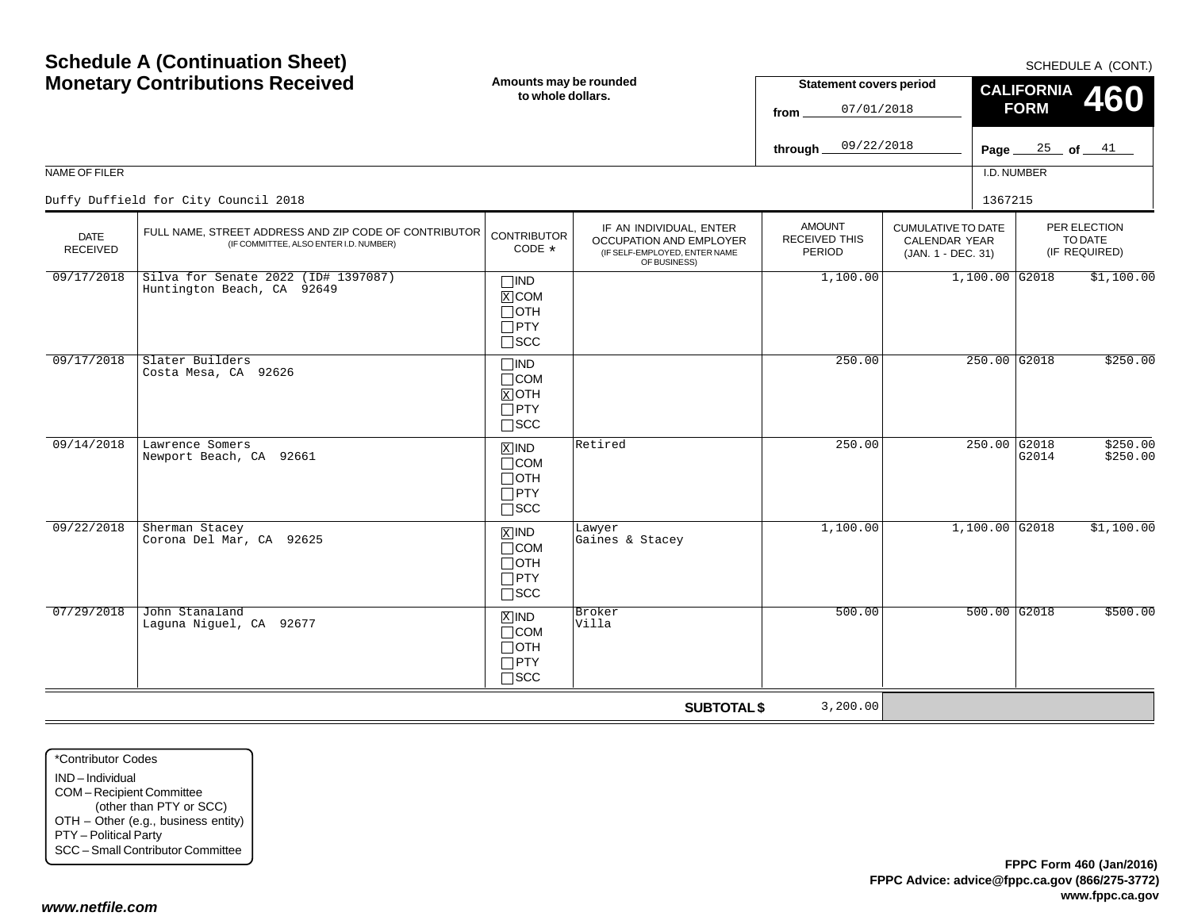# Schedule A (Continuation Sheet)
# Monetary Contributions Received

**Amounts may be rounded to whole dollars.**

SCHEDULE A (CONT.)

**CALIFORNIA FORM 460**

**Statement covers period**
from 07/01/2018
through 09/22/2018

NAME OF FILER: Duffy Duffield for City Council 2018

I.D. NUMBER: 1367215

| DATE RECEIVED | FULL NAME, STREET ADDRESS AND ZIP CODE OF CONTRIBUTOR (IF COMMITTEE, ALSO ENTER I.D. NUMBER) | CONTRIBUTOR CODE * | IF AN INDIVIDUAL, ENTER OCCUPATION AND EMPLOYER (IF SELF-EMPLOYED, ENTER NAME OF BUSINESS) | AMOUNT RECEIVED THIS PERIOD | CUMULATIVE TO DATE CALENDAR YEAR (JAN. 1 - DEC. 31) | PER ELECTION TO DATE (IF REQUIRED) |
|---|---|---|---|---|---|---|
| 09/17/2018 | Silva for Senate 2022 (ID# 1397087) Huntington Beach, CA 92649 | ☐IND ☒COM ☐OTH ☐PTY ☐SCC | | 1,100.00 | 1,100.00 | G2018 $1,100.00 |
| 09/17/2018 | Slater Builders Costa Mesa, CA 92626 | ☐IND ☐COM ☒OTH ☐PTY ☐SCC | | 250.00 | 250.00 | G2018 $250.00 |
| 09/14/2018 | Lawrence Somers Newport Beach, CA 92661 | ☒IND ☐COM ☐OTH ☐PTY ☐SCC | Retired | 250.00 | 250.00 | G2018 $250.00<br>G2014 $250.00 |
| 09/22/2018 | Sherman Stacey Corona Del Mar, CA 92625 | ☒IND ☐COM ☐OTH ☐PTY ☐SCC | Lawyer Gaines & Stacey | 1,100.00 | 1,100.00 | G2018 $1,100.00 |
| 07/29/2018 | John Stanaland Laguna Niguel, CA 92677 | ☒IND ☐COM ☐OTH ☐PTY ☐SCC | Broker Villa | 500.00 | 500.00 | G2018 $500.00 |
| | | | **SUBTOTAL $** | 3,200.00 | | |

*Contributor Codes
IND – Individual
COM – Recipient Committee (other than PTY or SCC)
OTH – Other (e.g., business entity)
PTY – Political Party
SCC – Small Contributor Committee

**FPPC Form 460 (Jan/2016)**
**FPPC Advice: advice@fppc.ca.gov (866/275-3772)**
**www.fppc.ca.gov**

***www.netfile.com***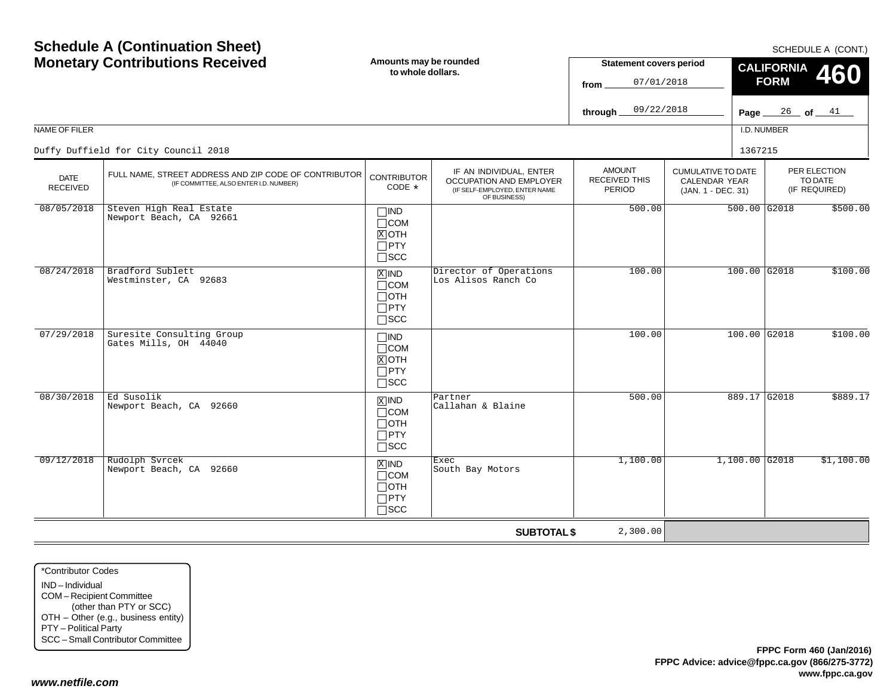# Schedule A (Continuation Sheet)
## Monetary Contributions Received

SCHEDULE A (CONT.)

**Amounts may be rounded to whole dollars.**

**Statement covers period**
from 07/01/2018
through 09/22/2018

**CALIFORNIA FORM 460**

Page 26 of 41

NAME OF FILER: Duffy Duffield for City Council 2018

I.D. NUMBER: 1367215

| DATE RECEIVED | FULL NAME, STREET ADDRESS AND ZIP CODE OF CONTRIBUTOR (IF COMMITTEE, ALSO ENTER I.D. NUMBER) | CONTRIBUTOR CODE * | IF AN INDIVIDUAL, ENTER OCCUPATION AND EMPLOYER (IF SELF-EMPLOYED, ENTER NAME OF BUSINESS) | AMOUNT RECEIVED THIS PERIOD | CUMULATIVE TO DATE CALENDAR YEAR (JAN. 1 - DEC. 31) | PER ELECTION TO DATE (IF REQUIRED) | |
|---|---|---|---|---|---|---|---|
| 08/05/2018 | Steven High Real Estate<br>Newport Beach, CA 92661 | [ ] IND<br>[ ] COM<br>[X] OTH<br>[ ] PTY<br>[ ] SCC | | 500.00 | 500.00 | G2018 | $500.00 |
| 08/24/2018 | Bradford Sublett<br>Westminster, CA 92683 | [X] IND<br>[ ] COM<br>[ ] OTH<br>[ ] PTY<br>[ ] SCC | Director of Operations<br>Los Alisos Ranch Co | 100.00 | 100.00 | G2018 | $100.00 |
| 07/29/2018 | Suresite Consulting Group<br>Gates Mills, OH 44040 | [ ] IND<br>[ ] COM<br>[X] OTH<br>[ ] PTY<br>[ ] SCC | | 100.00 | 100.00 | G2018 | $100.00 |
| 08/30/2018 | Ed Susolik<br>Newport Beach, CA 92660 | [X] IND<br>[ ] COM<br>[ ] OTH<br>[ ] PTY<br>[ ] SCC | Partner<br>Callahan & Blaine | 500.00 | 889.17 | G2018 | $889.17 |
| 09/12/2018 | Rudolph Svrcek<br>Newport Beach, CA 92660 | [X] IND<br>[ ] COM<br>[ ] OTH<br>[ ] PTY<br>[ ] SCC | Exec<br>South Bay Motors | 1,100.00 | 1,100.00 | G2018 | $1,100.00 |
| | | | **SUBTOTAL $** | 2,300.00 | | | |

*Contributor Codes
- IND – Individual
- COM – Recipient Committee (other than PTY or SCC)
- OTH – Other (e.g., business entity)
- PTY – Political Party
- SCC – Small Contributor Committee

**FPPC Form 460 (Jan/2016)**
**FPPC Advice: advice@fppc.ca.gov (866/275-3772)**
**www.fppc.ca.gov**

*www.netfile.com*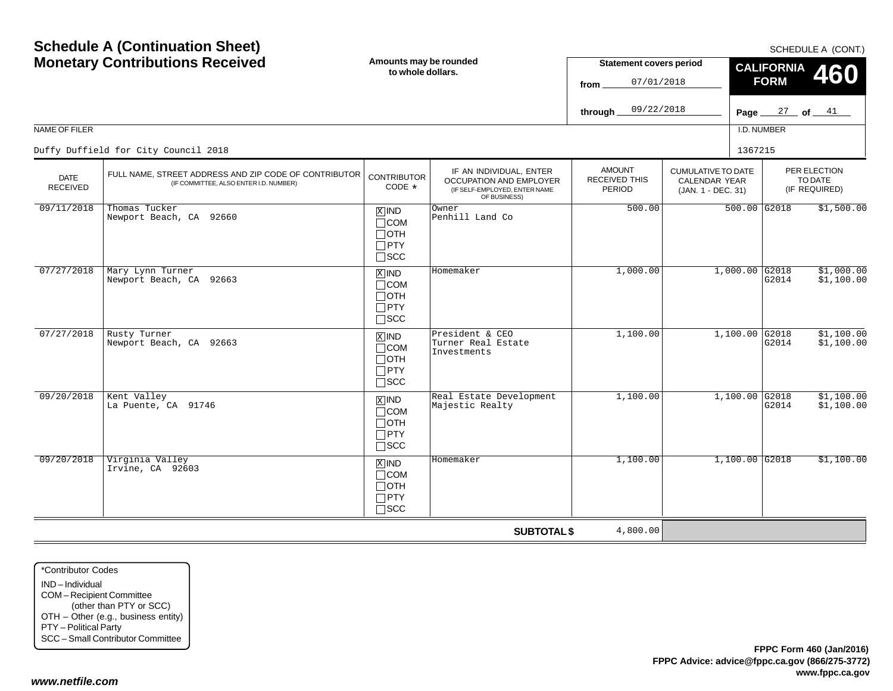# Schedule A (Continuation Sheet)
# Monetary Contributions Received

SCHEDULE A (CONT.)

**Amounts may be rounded to whole dollars.**

**Statement covers period**
from 07/01/2018
through 09/22/2018

**CALIFORNIA FORM 460**

Page 27 of 41

NAME OF FILER: Duffy Duffield for City Council 2018

I.D. NUMBER: 1367215

| DATE RECEIVED | FULL NAME, STREET ADDRESS AND ZIP CODE OF CONTRIBUTOR (IF COMMITTEE, ALSO ENTER I.D. NUMBER) | CONTRIBUTOR CODE * | IF AN INDIVIDUAL, ENTER OCCUPATION AND EMPLOYER (IF SELF-EMPLOYED, ENTER NAME OF BUSINESS) | AMOUNT RECEIVED THIS PERIOD | CUMULATIVE TO DATE CALENDAR YEAR (JAN. 1 - DEC. 31) | PER ELECTION TO DATE (IF REQUIRED) |
|---|---|---|---|---|---|---|
| 09/11/2018 | Thomas Tucker<br>Newport Beach, CA 92660 | [X] IND<br>[ ] COM<br>[ ] OTH<br>[ ] PTY<br>[ ] SCC | Owner<br>Penhill Land Co | 500.00 | 500.00 | G2018 $1,500.00 |
| 07/27/2018 | Mary Lynn Turner<br>Newport Beach, CA 92663 | [X] IND<br>[ ] COM<br>[ ] OTH<br>[ ] PTY<br>[ ] SCC | Homemaker | 1,000.00 | 1,000.00 | G2018 $1,000.00<br>G2014 $1,100.00 |
| 07/27/2018 | Rusty Turner<br>Newport Beach, CA 92663 | [X] IND<br>[ ] COM<br>[ ] OTH<br>[ ] PTY<br>[ ] SCC | President & CEO<br>Turner Real Estate Investments | 1,100.00 | 1,100.00 | G2018 $1,100.00<br>G2014 $1,100.00 |
| 09/20/2018 | Kent Valley<br>La Puente, CA 91746 | [X] IND<br>[ ] COM<br>[ ] OTH<br>[ ] PTY<br>[ ] SCC | Real Estate Development<br>Majestic Realty | 1,100.00 | 1,100.00 | G2018 $1,100.00<br>G2014 $1,100.00 |
| 09/20/2018 | Virginia Valley<br>Irvine, CA 92603 | [X] IND<br>[ ] COM<br>[ ] OTH<br>[ ] PTY<br>[ ] SCC | Homemaker | 1,100.00 | 1,100.00 | G2018 $1,100.00 |
| | | | **SUBTOTAL $** | 4,800.00 | | |

*Contributor Codes
IND – Individual
COM – Recipient Committee (other than PTY or SCC)
OTH – Other (e.g., business entity)
PTY – Political Party
SCC – Small Contributor Committee

**FPPC Form 460 (Jan/2016)**
**FPPC Advice: advice@fppc.ca.gov (866/275-3772)**
**www.fppc.ca.gov**

*www.netfile.com*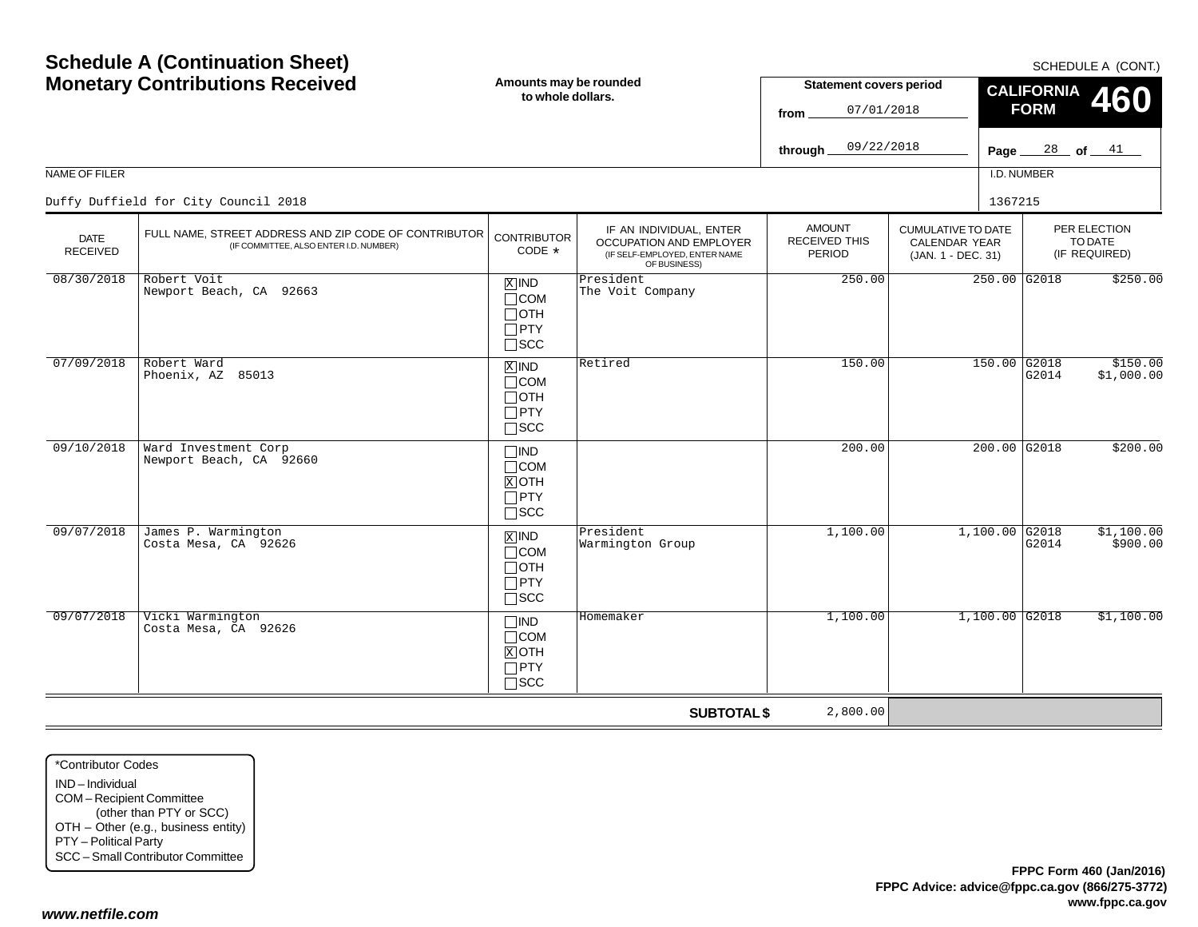# Schedule A (Continuation Sheet)
## Monetary Contributions Received

SCHEDULE A (CONT.)

**Amounts may be rounded to whole dollars.**

**Statement covers period**
from 07/01/2018
through 09/22/2018

**CALIFORNIA FORM 460**

Page 28 of 41

NAME OF FILER: Duffy Duffield for City Council 2018

I.D. NUMBER: 1367215

| DATE RECEIVED | FULL NAME, STREET ADDRESS AND ZIP CODE OF CONTRIBUTOR (IF COMMITTEE, ALSO ENTER I.D. NUMBER) | CONTRIBUTOR CODE * | IF AN INDIVIDUAL, ENTER OCCUPATION AND EMPLOYER (IF SELF-EMPLOYED, ENTER NAME OF BUSINESS) | AMOUNT RECEIVED THIS PERIOD | CUMULATIVE TO DATE CALENDAR YEAR (JAN. 1 - DEC. 31) | PER ELECTION TO DATE (IF REQUIRED) |
|---|---|---|---|---|---|---|
| 08/30/2018 | Robert Voit<br>Newport Beach, CA 92663 | [X] IND<br>[ ] COM<br>[ ] OTH<br>[ ] PTY<br>[ ] SCC | President<br>The Voit Company | 250.00 | 250.00 | G2018 $250.00 |
| 07/09/2018 | Robert Ward<br>Phoenix, AZ 85013 | [X] IND<br>[ ] COM<br>[ ] OTH<br>[ ] PTY<br>[ ] SCC | Retired | 150.00 | 150.00 | G2018 $150.00<br>G2014 $1,000.00 |
| 09/10/2018 | Ward Investment Corp<br>Newport Beach, CA 92660 | [ ] IND<br>[ ] COM<br>[X] OTH<br>[ ] PTY<br>[ ] SCC | | 200.00 | 200.00 | G2018 $200.00 |
| 09/07/2018 | James P. Warmington<br>Costa Mesa, CA 92626 | [X] IND<br>[ ] COM<br>[ ] OTH<br>[ ] PTY<br>[ ] SCC | President<br>Warmington Group | 1,100.00 | 1,100.00 | G2018 $1,100.00<br>G2014 $900.00 |
| 09/07/2018 | Vicki Warmington<br>Costa Mesa, CA 92626 | [ ] IND<br>[ ] COM<br>[X] OTH<br>[ ] PTY<br>[ ] SCC | Homemaker | 1,100.00 | 1,100.00 | G2018 $1,100.00 |
| | | | **SUBTOTAL $** | 2,800.00 | | |

*Contributor Codes
IND – Individual
COM – Recipient Committee (other than PTY or SCC)
OTH – Other (e.g., business entity)
PTY – Political Party
SCC – Small Contributor Committee

**FPPC Form 460 (Jan/2016)**
**FPPC Advice: advice@fppc.ca.gov (866/275-3772)**
**www.fppc.ca.gov**

***www.netfile.com***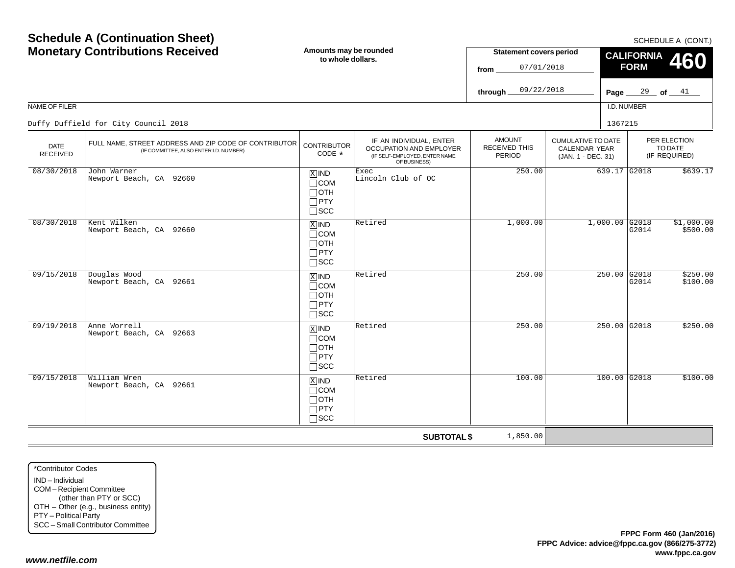# Schedule A (Continuation Sheet)
# Monetary Contributions Received

SCHEDULE A (CONT.)

**Amounts may be rounded to whole dollars.**

**Statement covers period**
from 07/01/2018
through 09/22/2018

**CALIFORNIA FORM 460**

NAME OF FILER: Duffy Duffield for City Council 2018

I.D. NUMBER: 1367215

| DATE RECEIVED | FULL NAME, STREET ADDRESS AND ZIP CODE OF CONTRIBUTOR (IF COMMITTEE, ALSO ENTER I.D. NUMBER) | CONTRIBUTOR CODE * | IF AN INDIVIDUAL, ENTER OCCUPATION AND EMPLOYER (IF SELF-EMPLOYED, ENTER NAME OF BUSINESS) | AMOUNT RECEIVED THIS PERIOD | CUMULATIVE TO DATE CALENDAR YEAR (JAN. 1 - DEC. 31) | PER ELECTION TO DATE (IF REQUIRED) |
|---|---|---|---|---|---|---|
| 08/30/2018 | John Warner<br>Newport Beach, CA 92660 | [X] IND | Exec<br>Lincoln Club of OC | 250.00 | 639.17 | G2018 $639.17 |
| 08/30/2018 | Kent Wilken<br>Newport Beach, CA 92660 | [X] IND | Retired | 1,000.00 | 1,000.00 | G2018 $1,000.00<br>G2014 $500.00 |
| 09/15/2018 | Douglas Wood<br>Newport Beach, CA 92661 | [X] IND | Retired | 250.00 | 250.00 | G2018 $250.00<br>G2014 $100.00 |
| 09/19/2018 | Anne Worrell<br>Newport Beach, CA 92663 | [X] IND | Retired | 250.00 | 250.00 | G2018 $250.00 |
| 09/15/2018 | William Wren<br>Newport Beach, CA 92661 | [X] IND | Retired | 100.00 | 100.00 | G2018 $100.00 |
| | | | **SUBTOTAL $** | 1,850.00 | | |

*Contributor Codes
- IND – Individual
- COM – Recipient Committee (other than PTY or SCC)
- OTH – Other (e.g., business entity)
- PTY – Political Party
- SCC – Small Contributor Committee

**FPPC Form 460 (Jan/2016)**
**FPPC Advice: advice@fppc.ca.gov (866/275-3772)**
**www.fppc.ca.gov**

***www.netfile.com***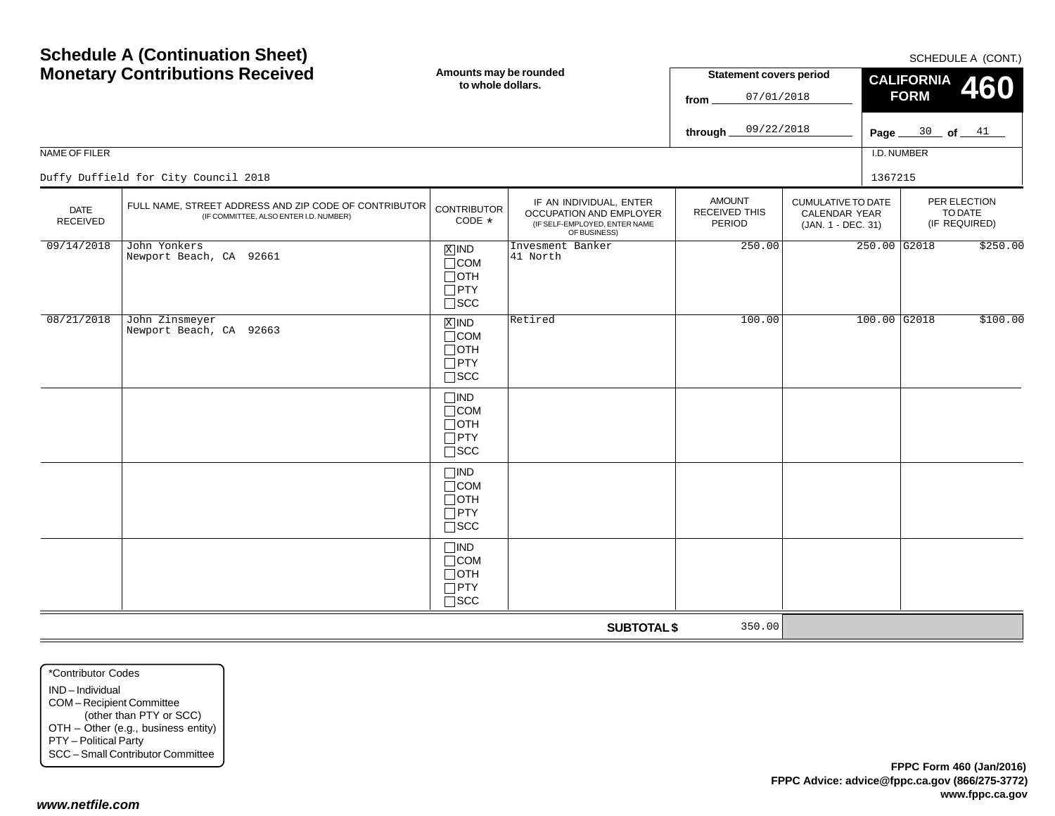# Schedule A (Continuation Sheet)
# Monetary Contributions Received

SCHEDULE A (CONT.)

**Amounts may be rounded to whole dollars.**

**Statement covers period**

from 07/01/2018

through 09/22/2018

**CALIFORNIA FORM 460**

NAME OF FILER

Duffy Duffield for City Council 2018

I.D. NUMBER

1367215

| DATE RECEIVED | FULL NAME, STREET ADDRESS AND ZIP CODE OF CONTRIBUTOR (IF COMMITTEE, ALSO ENTER I.D. NUMBER) | CONTRIBUTOR CODE * | IF AN INDIVIDUAL, ENTER OCCUPATION AND EMPLOYER (IF SELF-EMPLOYED, ENTER NAME OF BUSINESS) | AMOUNT RECEIVED THIS PERIOD | CUMULATIVE TO DATE CALENDAR YEAR (JAN. 1 - DEC. 31) | PER ELECTION TO DATE (IF REQUIRED) |
|---|---|---|---|---|---|---|
| 09/14/2018 | John Yonkers<br>Newport Beach, CA 92661 | [X] IND<br>[ ] COM<br>[ ] OTH<br>[ ] PTY<br>[ ] SCC | Invesment Banker<br>41 North | 250.00 | 250.00 | G2018 $250.00 |
| 08/21/2018 | John Zinsmeyer<br>Newport Beach, CA 92663 | [X] IND<br>[ ] COM<br>[ ] OTH<br>[ ] PTY<br>[ ] SCC | Retired | 100.00 | 100.00 | G2018 $100.00 |
| | | [ ] IND<br>[ ] COM<br>[ ] OTH<br>[ ] PTY<br>[ ] SCC | | | | |
| | | [ ] IND<br>[ ] COM<br>[ ] OTH<br>[ ] PTY<br>[ ] SCC | | | | |
| | | [ ] IND<br>[ ] COM<br>[ ] OTH<br>[ ] PTY<br>[ ] SCC | | | | |
| | | | **SUBTOTAL $** | 350.00 | | |

*Contributor Codes
- IND – Individual
- COM – Recipient Committee (other than PTY or SCC)
- OTH – Other (e.g., business entity)
- PTY – Political Party
- SCC – Small Contributor Committee

**FPPC Form 460 (Jan/2016)**
**FPPC Advice: advice@fppc.ca.gov (866/275-3772)**
**www.fppc.ca.gov**

***www.netfile.com***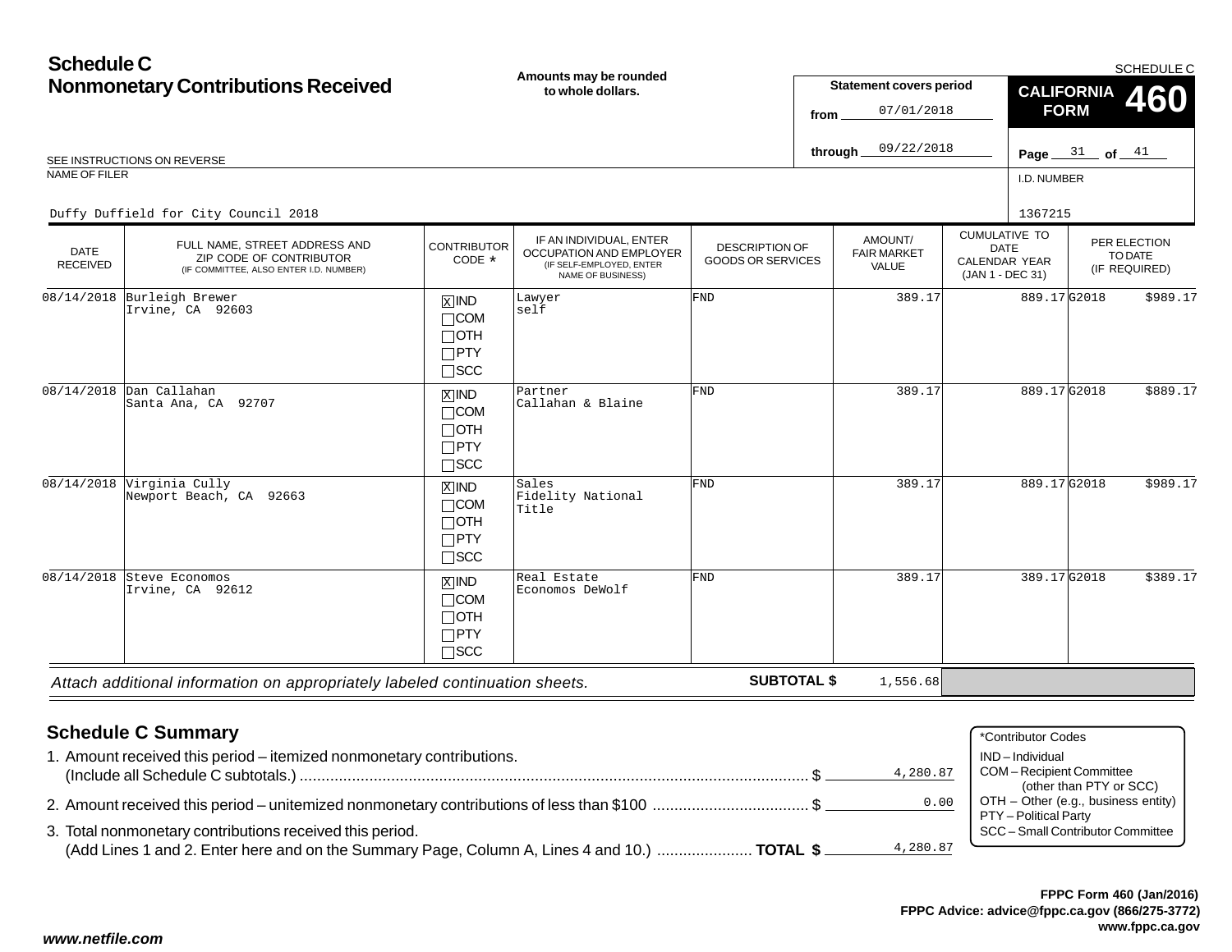# Schedule C
## Nonmonetary Contributions Received

**Amounts may be rounded to whole dollars.**

SCHEDULE C

**Statement covers period**
from 07/01/2018
through 09/22/2018

**CALIFORNIA FORM 460**

Page 31 of 41

SEE INSTRUCTIONS ON REVERSE

NAME OF FILER: Duffy Duffield for City Council 2018

I.D. NUMBER: 1367215

| DATE RECEIVED | FULL NAME, STREET ADDRESS AND ZIP CODE OF CONTRIBUTOR (IF COMMITTEE, ALSO ENTER I.D. NUMBER) | CONTRIBUTOR CODE * | IF AN INDIVIDUAL, ENTER OCCUPATION AND EMPLOYER (IF SELF-EMPLOYED, ENTER NAME OF BUSINESS) | DESCRIPTION OF GOODS OR SERVICES | AMOUNT/ FAIR MARKET VALUE | CUMULATIVE TO DATE CALENDAR YEAR (JAN 1 - DEC 31) | PER ELECTION TO DATE (IF REQUIRED) |
|---|---|---|---|---|---|---|---|
| 08/14/2018 | Burleigh Brewer<br>Irvine, CA 92603 | [X] IND [ ] COM [ ] OTH [ ] PTY [ ] SCC | Lawyer<br>self | FND | 389.17 | 889.17 | G2018 $989.17 |
| 08/14/2018 | Dan Callahan<br>Santa Ana, CA 92707 | [X] IND [ ] COM [ ] OTH [ ] PTY [ ] SCC | Partner<br>Callahan & Blaine | FND | 389.17 | 889.17 | G2018 $889.17 |
| 08/14/2018 | Virginia Cully<br>Newport Beach, CA 92663 | [X] IND [ ] COM [ ] OTH [ ] PTY [ ] SCC | Sales<br>Fidelity National Title | FND | 389.17 | 889.17 | G2018 $989.17 |
| 08/14/2018 | Steve Economos<br>Irvine, CA 92612 | [X] IND [ ] COM [ ] OTH [ ] PTY [ ] SCC | Real Estate<br>Economos DeWolf | FND | 389.17 | 389.17 | G2018 $389.17 |

*Attach additional information on appropriately labeled continuation sheets.*

**SUBTOTAL $** 1,556.68

## Schedule C Summary

1. Amount received this period – itemized nonmonetary contributions. (Include all Schedule C subtotals.) ........ $ 4,280.87
2. Amount received this period – unitemized nonmonetary contributions of less than $100 ........ $ 0.00
3. Total nonmonetary contributions received this period. (Add Lines 1 and 2. Enter here and on the Summary Page, Column A, Lines 4 and 10.) ........ **TOTAL $** 4,280.87

*Contributor Codes
- IND – Individual
- COM – Recipient Committee (other than PTY or SCC)
- OTH – Other (e.g., business entity)
- PTY – Political Party
- SCC – Small Contributor Committee

**FPPC Form 460 (Jan/2016)**
**FPPC Advice: advice@fppc.ca.gov (866/275-3772)**
**www.fppc.ca.gov**

***www.netfile.com***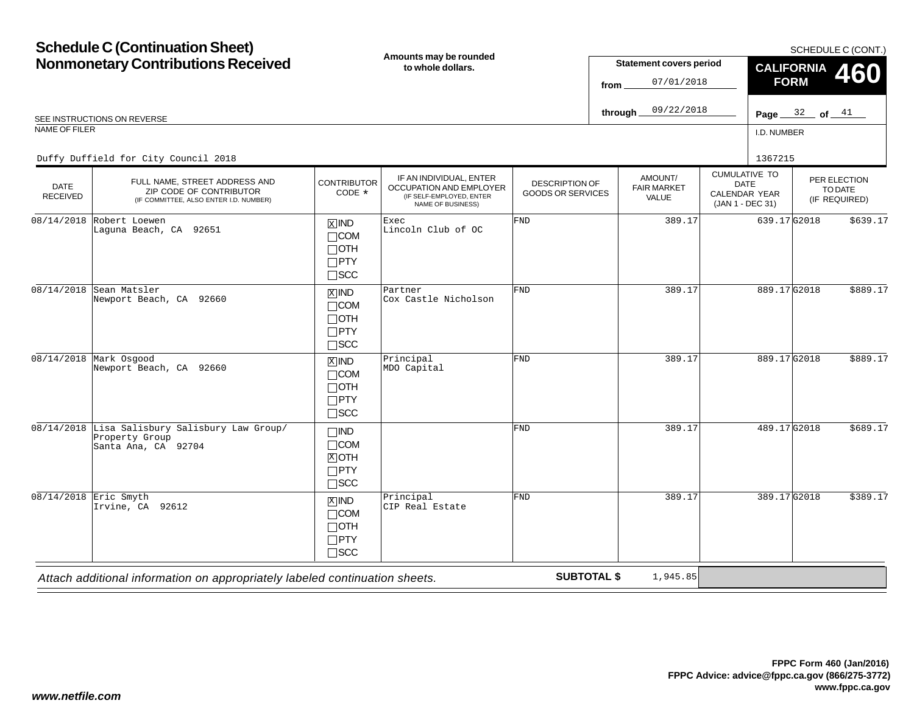# Schedule C (Continuation Sheet)
# Nonmonetary Contributions Received

**Amounts may be rounded to whole dollars.**

SCHEDULE C (CONT.)

**CALIFORNIA FORM 460**

**Statement covers period**

from 07/01/2018

through 09/22/2018

SEE INSTRUCTIONS ON REVERSE

NAME OF FILER: Duffy Duffield for City Council 2018

I.D. NUMBER: 1367215

| DATE RECEIVED | FULL NAME, STREET ADDRESS AND ZIP CODE OF CONTRIBUTOR (IF COMMITTEE, ALSO ENTER I.D. NUMBER) | CONTRIBUTOR CODE * | IF AN INDIVIDUAL, ENTER OCCUPATION AND EMPLOYER (IF SELF-EMPLOYED, ENTER NAME OF BUSINESS) | DESCRIPTION OF GOODS OR SERVICES | AMOUNT/ FAIR MARKET VALUE | CUMULATIVE TO DATE CALENDAR YEAR (JAN 1 - DEC 31) | PER ELECTION TO DATE (IF REQUIRED) |
|---|---|---|---|---|---|---|---|
| 08/14/2018 | Robert Loewen<br>Laguna Beach, CA 92651 | [X] IND<br>[ ] COM<br>[ ] OTH<br>[ ] PTY<br>[ ] SCC | Exec<br>Lincoln Club of OC | FND | 389.17 | 639.17 | G2018 $639.17 |
| 08/14/2018 | Sean Matsler<br>Newport Beach, CA 92660 | [X] IND<br>[ ] COM<br>[ ] OTH<br>[ ] PTY<br>[ ] SCC | Partner<br>Cox Castle Nicholson | FND | 389.17 | 889.17 | G2018 $889.17 |
| 08/14/2018 | Mark Osgood<br>Newport Beach, CA 92660 | [X] IND<br>[ ] COM<br>[ ] OTH<br>[ ] PTY<br>[ ] SCC | Principal<br>MDO Capital | FND | 389.17 | 889.17 | G2018 $889.17 |
| 08/14/2018 | Lisa Salisbury Salisbury Law Group/ Property Group<br>Santa Ana, CA 92704 | [ ] IND<br>[ ] COM<br>[X] OTH<br>[ ] PTY<br>[ ] SCC | | FND | 389.17 | 489.17 | G2018 $689.17 |
| 08/14/2018 | Eric Smyth<br>Irvine, CA 92612 | [X] IND<br>[ ] COM<br>[ ] OTH<br>[ ] PTY<br>[ ] SCC | Principal<br>CIP Real Estate | FND | 389.17 | 389.17 | G2018 $389.17 |

*Attach additional information on appropriately labeled continuation sheets.*

**SUBTOTAL $** 1,945.85

**FPPC Form 460 (Jan/2016)**
**FPPC Advice: advice@fppc.ca.gov (866/275-3772)**
**www.fppc.ca.gov**

***www.netfile.com***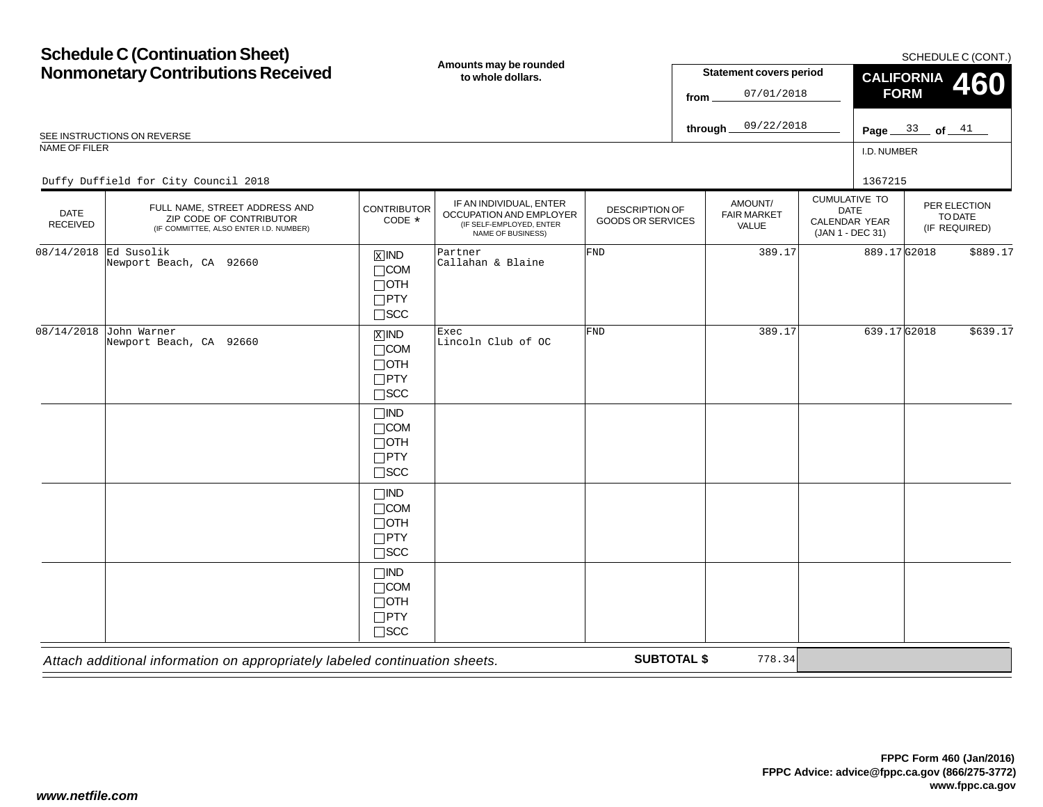# Schedule C (Continuation Sheet)
# Nonmonetary Contributions Received

**Amounts may be rounded to whole dollars.**

SCHEDULE C (CONT.)

**CALIFORNIA FORM 460**

**Statement covers period**

from 07/01/2018

through 09/22/2018

Page 33 of 41

SEE INSTRUCTIONS ON REVERSE

NAME OF FILER: Duffy Duffield for City Council 2018

I.D. NUMBER: 1367215

| DATE RECEIVED | FULL NAME, STREET ADDRESS AND ZIP CODE OF CONTRIBUTOR (IF COMMITTEE, ALSO ENTER I.D. NUMBER) | CONTRIBUTOR CODE * | IF AN INDIVIDUAL, ENTER OCCUPATION AND EMPLOYER (IF SELF-EMPLOYED, ENTER NAME OF BUSINESS) | DESCRIPTION OF GOODS OR SERVICES | AMOUNT/ FAIR MARKET VALUE | CUMULATIVE TO DATE CALENDAR YEAR (JAN 1 - DEC 31) | PER ELECTION TO DATE (IF REQUIRED) |
|---|---|---|---|---|---|---|---|
| 08/14/2018 | Ed Susolik<br>Newport Beach, CA 92660 | [X] IND<br>[ ] COM<br>[ ] OTH<br>[ ] PTY<br>[ ] SCC | Partner<br>Callahan & Blaine | FND | 389.17 | 889.17 | G2018 $889.17 |
| 08/14/2018 | John Warner<br>Newport Beach, CA 92660 | [X] IND<br>[ ] COM<br>[ ] OTH<br>[ ] PTY<br>[ ] SCC | Exec<br>Lincoln Club of OC | FND | 389.17 | 639.17 | G2018 $639.17 |
| | | [ ] IND<br>[ ] COM<br>[ ] OTH<br>[ ] PTY<br>[ ] SCC | | | | | |
| | | [ ] IND<br>[ ] COM<br>[ ] OTH<br>[ ] PTY<br>[ ] SCC | | | | | |
| | | [ ] IND<br>[ ] COM<br>[ ] OTH<br>[ ] PTY<br>[ ] SCC | | | | | |

*Attach additional information on appropriately labeled continuation sheets.*

**SUBTOTAL $** 778.34

**FPPC Form 460 (Jan/2016)**
**FPPC Advice: advice@fppc.ca.gov (866/275-3772)**
**www.fppc.ca.gov**

***www.netfile.com***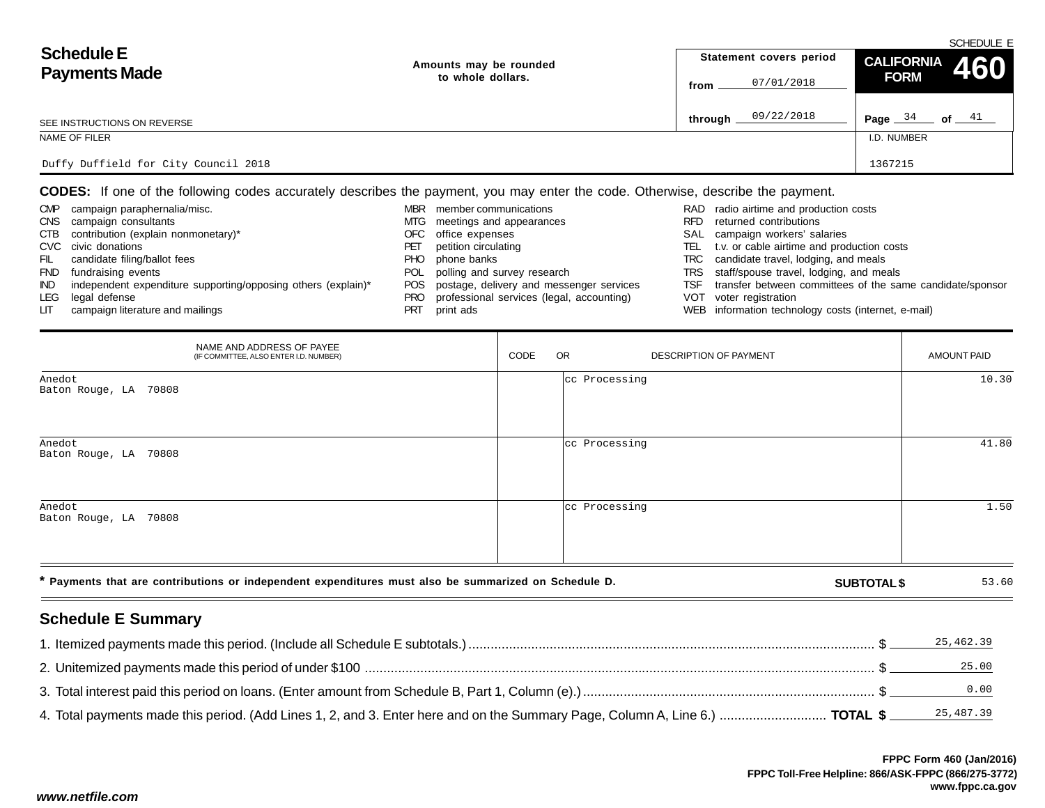# Schedule E
# Payments Made

Amounts may be rounded to whole dollars.

Statement covers period from 07/01/2018 through 09/22/2018

SCHEDULE E
**CALIFORNIA FORM 460**

SEE INSTRUCTIONS ON REVERSE

| NAME OF FILER | I.D. NUMBER |
|---|---|
| Duffy Duffield for City Council 2018 | 1367215 |

**CODES:** If one of the following codes accurately describes the payment, you may enter the code. Otherwise, describe the payment.

- CMP campaign paraphernalia/misc.
- CNS campaign consultants
- CTB contribution (explain nonmonetary)*
- CVC civic donations
- FIL candidate filing/ballot fees
- FND fundraising events
- IND independent expenditure supporting/opposing others (explain)*
- LEG legal defense
- LIT campaign literature and mailings
- MBR member communications
- MTG meetings and appearances
- OFC office expenses
- PET petition circulating
- PHO phone banks
- POL polling and survey research
- POS postage, delivery and messenger services
- PRO professional services (legal, accounting)
- PRT print ads
- RAD radio airtime and production costs
- RFD returned contributions
- SAL campaign workers' salaries
- TEL t.v. or cable airtime and production costs
- TRC candidate travel, lodging, and meals
- TRS staff/spouse travel, lodging, and meals
- TSF transfer between committees of the same candidate/sponsor
- VOT voter registration
- WEB information technology costs (internet, e-mail)

| NAME AND ADDRESS OF PAYEE (IF COMMITTEE, ALSO ENTER I.D. NUMBER) | CODE | OR DESCRIPTION OF PAYMENT | AMOUNT PAID |
|---|---|---|---|
| Anedot<br>Baton Rouge, LA 70808 | | cc Processing | 10.30 |
| Anedot<br>Baton Rouge, LA 70808 | | cc Processing | 41.80 |
| Anedot<br>Baton Rouge, LA 70808 | | cc Processing | 1.50 |

\* Payments that are contributions or independent expenditures must also be summarized on Schedule D. **SUBTOTAL $** 53.60

## Schedule E Summary

1. Itemized payments made this period. (Include all Schedule E subtotals.) $ 25,462.39
2. Unitemized payments made this period of under $100 $ 25.00
3. Total interest paid this period on loans. (Enter amount from Schedule B, Part 1, Column (e).) $ 0.00
4. Total payments made this period. (Add Lines 1, 2, and 3. Enter here and on the Summary Page, Column A, Line 6.) **TOTAL $** 25,487.39

**FPPC Form 460 (Jan/2016)**
**FPPC Toll-Free Helpline: 866/ASK-FPPC (866/275-3772)**
**www.fppc.ca.gov**

***www.netfile.com***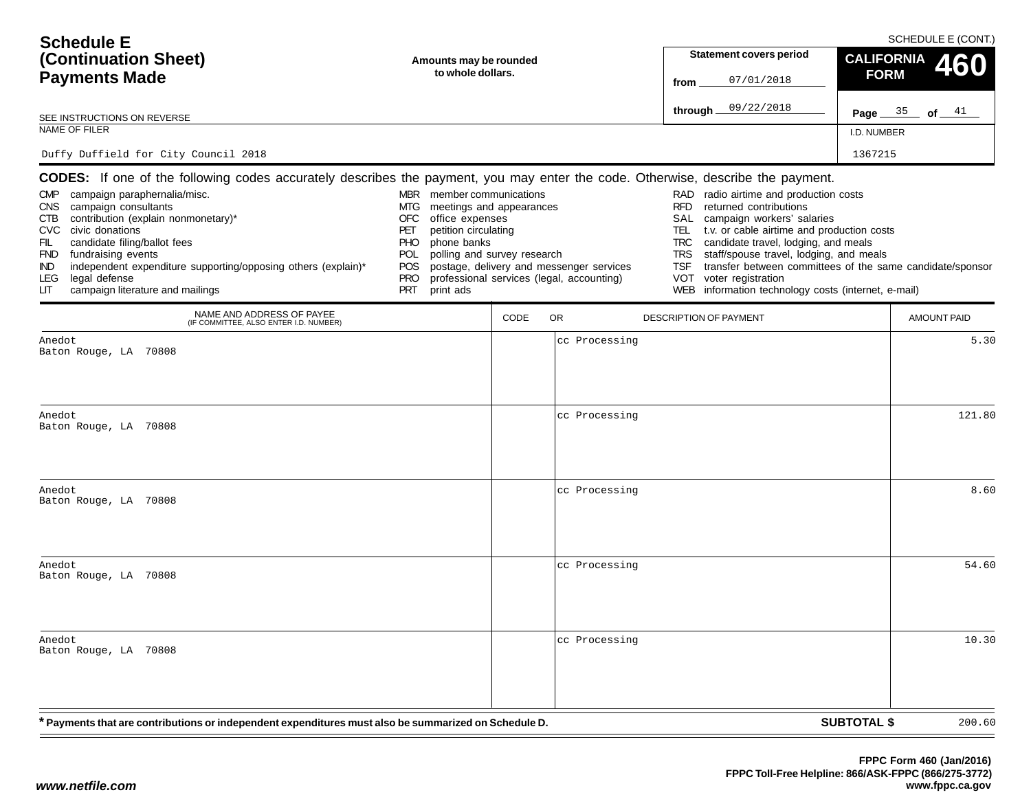# Schedule E (Continuation Sheet) Payments Made

SCHEDULE E (CONT.)

**Amounts may be rounded to whole dollars.**

**Statement covers period**

from 07/01/2018

through 09/22/2018

**CALIFORNIA FORM 460**

Page 35 of 41

SEE INSTRUCTIONS ON REVERSE

NAME OF FILER: Duffy Duffield for City Council 2018

I.D. NUMBER: 1367215

**CODES:** If one of the following codes accurately describes the payment, you may enter the code. Otherwise, describe the payment.

- CMP campaign paraphernalia/misc.
- CNS campaign consultants
- CTB contribution (explain nonmonetary)*
- CVC civic donations
- FIL candidate filing/ballot fees
- FND fundraising events
- IND independent expenditure supporting/opposing others (explain)*
- LEG legal defense
- LIT campaign literature and mailings
- MBR member communications
- MTG meetings and appearances
- OFC office expenses
- PET petition circulating
- PHO phone banks
- POL polling and survey research
- POS postage, delivery and messenger services
- PRO professional services (legal, accounting)
- PRT print ads
- RAD radio airtime and production costs
- RFD returned contributions
- SAL campaign workers' salaries
- TEL t.v. or cable airtime and production costs
- TRC candidate travel, lodging, and meals
- TRS staff/spouse travel, lodging, and meals
- TSF transfer between committees of the same candidate/sponsor
- VOT voter registration
- WEB information technology costs (internet, e-mail)

| NAME AND ADDRESS OF PAYEE (IF COMMITTEE, ALSO ENTER I.D. NUMBER) | CODE | OR DESCRIPTION OF PAYMENT | AMOUNT PAID |
|---|---|---|---|
| Anedot<br>Baton Rouge, LA 70808 | | cc Processing | 5.30 |
| Anedot<br>Baton Rouge, LA 70808 | | cc Processing | 121.80 |
| Anedot<br>Baton Rouge, LA 70808 | | cc Processing | 8.60 |
| Anedot<br>Baton Rouge, LA 70808 | | cc Processing | 54.60 |
| Anedot<br>Baton Rouge, LA 70808 | | cc Processing | 10.30 |

**\* Payments that are contributions or independent expenditures must also be summarized on Schedule D.**

**SUBTOTAL $** 200.60

FPPC Form 460 (Jan/2016)
FPPC Toll-Free Helpline: 866/ASK-FPPC (866/275-3772)
www.fppc.ca.gov

*www.netfile.com*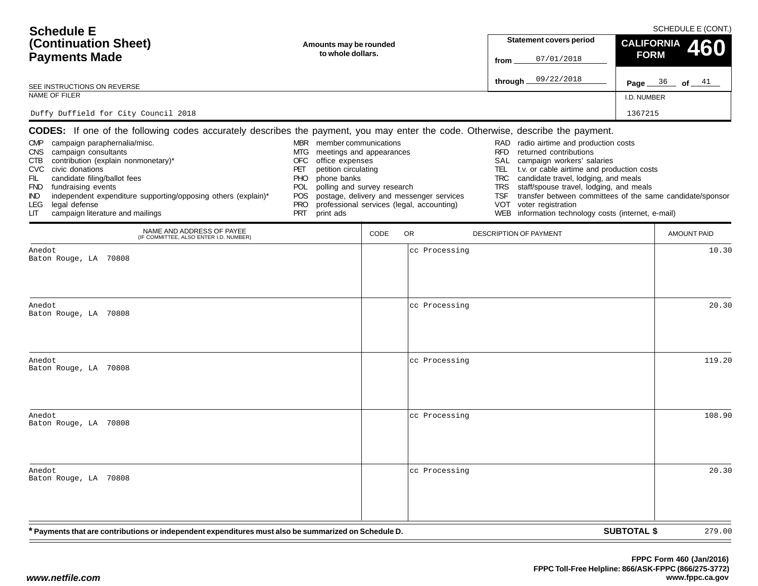# Schedule E (Continuation Sheet) Payments Made

SCHEDULE E (CONT.)

**Amounts may be rounded to whole dollars.**

**Statement covers period**

from 07/01/2018

through 09/22/2018

**CALIFORNIA FORM 460**

Page 36 of 41

SEE INSTRUCTIONS ON REVERSE

NAME OF FILER: Duffy Duffield for City Council 2018

I.D. NUMBER: 1367215

**CODES:** If one of the following codes accurately describes the payment, you may enter the code. Otherwise, describe the payment.

- CMP campaign paraphernalia/misc.
- CNS campaign consultants
- CTB contribution (explain nonmonetary)*
- CVC civic donations
- FIL candidate filing/ballot fees
- FND fundraising events
- IND independent expenditure supporting/opposing others (explain)*
- LEG legal defense
- LIT campaign literature and mailings
- MBR member communications
- MTG meetings and appearances
- OFC office expenses
- PET petition circulating
- PHO phone banks
- POL polling and survey research
- POS postage, delivery and messenger services
- PRO professional services (legal, accounting)
- PRT print ads
- RAD radio airtime and production costs
- RFD returned contributions
- SAL campaign workers' salaries
- TEL t.v. or cable airtime and production costs
- TRC candidate travel, lodging, and meals
- TRS staff/spouse travel, lodging, and meals
- TSF transfer between committees of the same candidate/sponsor
- VOT voter registration
- WEB information technology costs (internet, e-mail)

| NAME AND ADDRESS OF PAYEE (IF COMMITTEE, ALSO ENTER I.D. NUMBER) | CODE | OR DESCRIPTION OF PAYMENT | AMOUNT PAID |
|---|---|---|---|
| Anedot<br>Baton Rouge, LA 70808 | | cc Processing | 10.30 |
| Anedot<br>Baton Rouge, LA 70808 | | cc Processing | 20.30 |
| Anedot<br>Baton Rouge, LA 70808 | | cc Processing | 119.20 |
| Anedot<br>Baton Rouge, LA 70808 | | cc Processing | 108.90 |
| Anedot<br>Baton Rouge, LA 70808 | | cc Processing | 20.30 |

**\* Payments that are contributions or independent expenditures must also be summarized on Schedule D.**

**SUBTOTAL $** 279.00

FPPC Form 460 (Jan/2016)
FPPC Toll-Free Helpline: 866/ASK-FPPC (866/275-3772)
www.fppc.ca.gov

www.netfile.com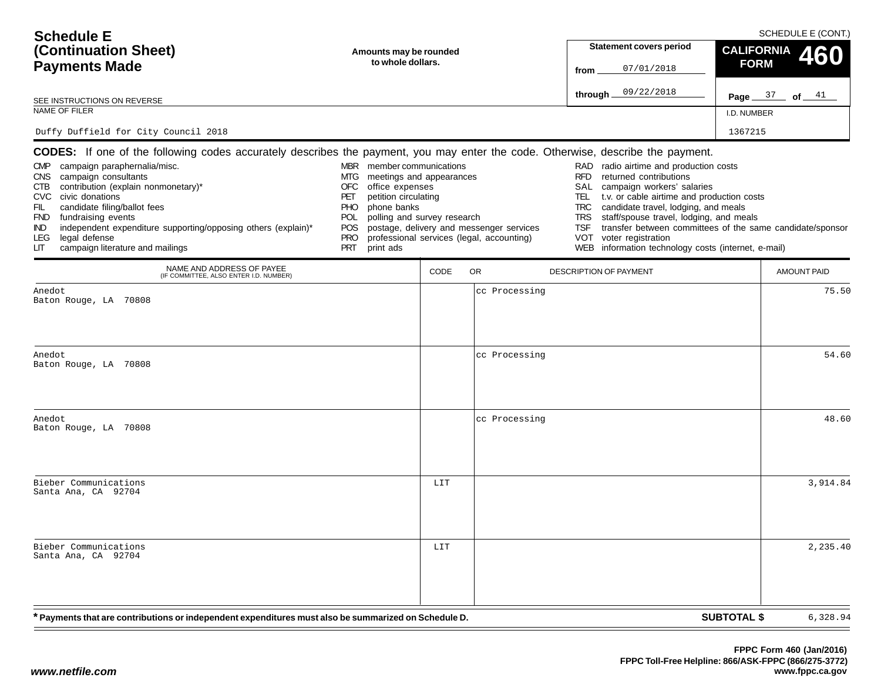# Schedule E (Continuation Sheet) Payments Made

SCHEDULE E (CONT.)

**Amounts may be rounded to whole dollars.**

| Statement covers period | |
|---|---|
| from | 07/01/2018 |
| through | 09/22/2018 |

**CALIFORNIA FORM 460**

Page 37 of 41

SEE INSTRUCTIONS ON REVERSE

NAME OF FILER: Duffy Duffield for City Council 2018

I.D. NUMBER: 1367215

**CODES:** If one of the following codes accurately describes the payment, you may enter the code. Otherwise, describe the payment.

- CMP campaign paraphernalia/misc.
- CNS campaign consultants
- CTB contribution (explain nonmonetary)*
- CVC civic donations
- FIL candidate filing/ballot fees
- FND fundraising events
- IND independent expenditure supporting/opposing others (explain)*
- LEG legal defense
- LIT campaign literature and mailings
- MBR member communications
- MTG meetings and appearances
- OFC office expenses
- PET petition circulating
- PHO phone banks
- POL polling and survey research
- POS postage, delivery and messenger services
- PRO professional services (legal, accounting)
- PRT print ads
- RAD radio airtime and production costs
- RFD returned contributions
- SAL campaign workers' salaries
- TEL t.v. or cable airtime and production costs
- TRC candidate travel, lodging, and meals
- TRS staff/spouse travel, lodging, and meals
- TSF transfer between committees of the same candidate/sponsor
- VOT voter registration
- WEB information technology costs (internet, e-mail)

| NAME AND ADDRESS OF PAYEE (IF COMMITTEE, ALSO ENTER I.D. NUMBER) | CODE | OR DESCRIPTION OF PAYMENT | AMOUNT PAID |
|---|---|---|---|
| Anedot<br>Baton Rouge, LA 70808 | | cc Processing | 75.50 |
| Anedot<br>Baton Rouge, LA 70808 | | cc Processing | 54.60 |
| Anedot<br>Baton Rouge, LA 70808 | | cc Processing | 48.60 |
| Bieber Communications<br>Santa Ana, CA 92704 | LIT | | 3,914.84 |
| Bieber Communications<br>Santa Ana, CA 92704 | LIT | | 2,235.40 |

**\* Payments that are contributions or independent expenditures must also be summarized on Schedule D.**

**SUBTOTAL $** 6,328.94

**FPPC Form 460 (Jan/2016)**
**FPPC Toll-Free Helpline: 866/ASK-FPPC (866/275-3772)**
**www.fppc.ca.gov**

***www.netfile.com***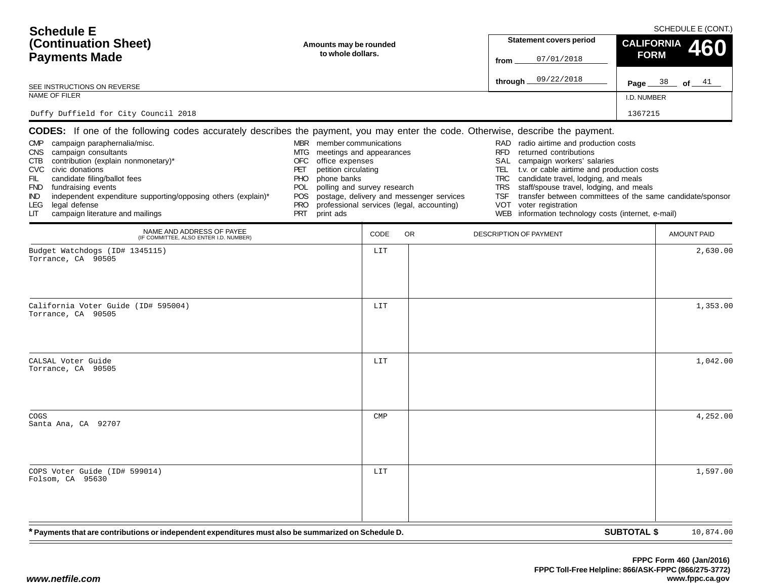# Schedule E (Continuation Sheet) Payments Made

SCHEDULE E (CONT.)

Amounts may be rounded to whole dollars.

SEE INSTRUCTIONS ON REVERSE

Statement covers period from 07/01/2018 through 09/22/2018

CALIFORNIA FORM 460

Page 38 of 41

NAME OF FILER: Duffy Duffield for City Council 2018

I.D. NUMBER: 1367215

**CODES:** If one of the following codes accurately describes the payment, you may enter the code. Otherwise, describe the payment.

- CMP campaign paraphernalia/misc.
- CNS campaign consultants
- CTB contribution (explain nonmonetary)*
- CVC civic donations
- FIL candidate filing/ballot fees
- FND fundraising events
- IND independent expenditure supporting/opposing others (explain)*
- LEG legal defense
- LIT campaign literature and mailings
- MBR member communications
- MTG meetings and appearances
- OFC office expenses
- PET petition circulating
- PHO phone banks
- POL polling and survey research
- POS postage, delivery and messenger services
- PRO professional services (legal, accounting)
- PRT print ads
- RAD radio airtime and production costs
- RFD returned contributions
- SAL campaign workers' salaries
- TEL t.v. or cable airtime and production costs
- TRC candidate travel, lodging, and meals
- TRS staff/spouse travel, lodging, and meals
- TSF transfer between committees of the same candidate/sponsor
- VOT voter registration
- WEB information technology costs (internet, e-mail)

| NAME AND ADDRESS OF PAYEE (IF COMMITTEE, ALSO ENTER I.D. NUMBER) | CODE | OR DESCRIPTION OF PAYMENT | AMOUNT PAID |
|---|---|---|---|
| Budget Watchdogs (ID# 1345115) Torrance, CA 90505 | LIT | | 2,630.00 |
| California Voter Guide (ID# 595004) Torrance, CA 90505 | LIT | | 1,353.00 |
| CALSAL Voter Guide Torrance, CA 90505 | LIT | | 1,042.00 |
| COGS Santa Ana, CA 92707 | CMP | | 4,252.00 |
| COPS Voter Guide (ID# 599014) Folsom, CA 95630 | LIT | | 1,597.00 |

\* Payments that are contributions or independent expenditures must also be summarized on Schedule D.

**SUBTOTAL $** 10,874.00

FPPC Form 460 (Jan/2016)
FPPC Toll-Free Helpline: 866/ASK-FPPC (866/275-3772)
www.fppc.ca.gov

www.netfile.com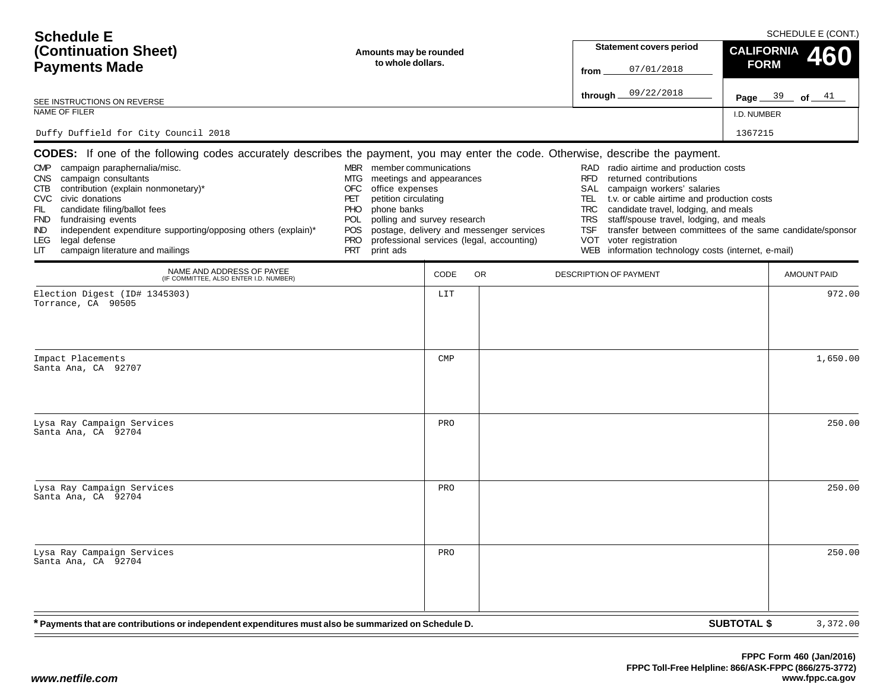# Schedule E (Continuation Sheet) Payments Made

SCHEDULE E (CONT.)

**Amounts may be rounded to whole dollars.**

**Statement covers period**
from 07/01/2018
through 09/22/2018

**CALIFORNIA FORM 460**

Page 39 of 41

SEE INSTRUCTIONS ON REVERSE

NAME OF FILER: Duffy Duffield for City Council 2018

I.D. NUMBER: 1367215

**CODES:** If one of the following codes accurately describes the payment, you may enter the code. Otherwise, describe the payment.

- CMP campaign paraphernalia/misc.
- CNS campaign consultants
- CTB contribution (explain nonmonetary)*
- CVC civic donations
- FIL candidate filing/ballot fees
- FND fundraising events
- IND independent expenditure supporting/opposing others (explain)*
- LEG legal defense
- LIT campaign literature and mailings
- MBR member communications
- MTG meetings and appearances
- OFC office expenses
- PET petition circulating
- PHO phone banks
- POL polling and survey research
- POS postage, delivery and messenger services
- PRO professional services (legal, accounting)
- PRT print ads
- RAD radio airtime and production costs
- RFD returned contributions
- SAL campaign workers' salaries
- TEL t.v. or cable airtime and production costs
- TRC candidate travel, lodging, and meals
- TRS staff/spouse travel, lodging, and meals
- TSF transfer between committees of the same candidate/sponsor
- VOT voter registration
- WEB information technology costs (internet, e-mail)

| NAME AND ADDRESS OF PAYEE (IF COMMITTEE, ALSO ENTER I.D. NUMBER) | CODE | OR DESCRIPTION OF PAYMENT | AMOUNT PAID |
|---|---|---|---|
| Election Digest (ID# 1345303)<br>Torrance, CA 90505 | LIT | | 972.00 |
| Impact Placements<br>Santa Ana, CA 92707 | CMP | | 1,650.00 |
| Lysa Ray Campaign Services<br>Santa Ana, CA 92704 | PRO | | 250.00 |
| Lysa Ray Campaign Services<br>Santa Ana, CA 92704 | PRO | | 250.00 |
| Lysa Ray Campaign Services<br>Santa Ana, CA 92704 | PRO | | 250.00 |

\* Payments that are contributions or independent expenditures must also be summarized on Schedule D.

**SUBTOTAL $** 3,372.00

FPPC Form 460 (Jan/2016)
FPPC Toll-Free Helpline: 866/ASK-FPPC (866/275-3772)
www.fppc.ca.gov

www.netfile.com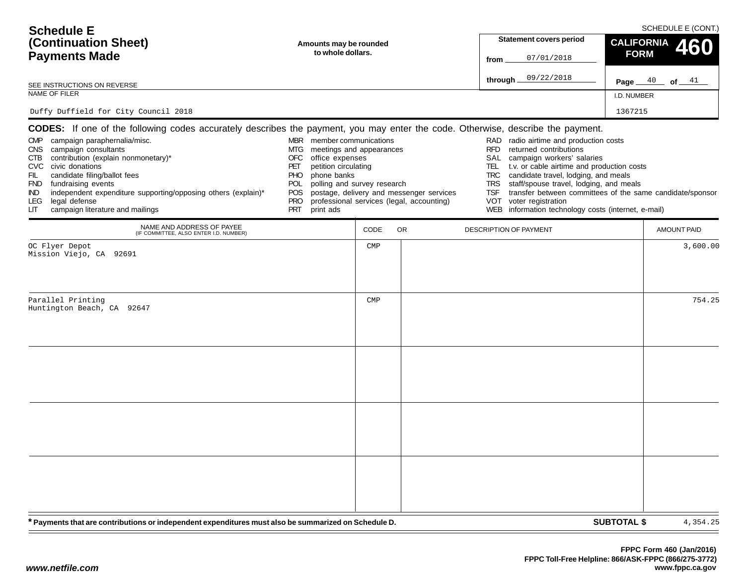# Schedule E (Continuation Sheet) Payments Made

SCHEDULE E (CONT.)

**Amounts may be rounded to whole dollars.**

**Statement covers period**
from 07/01/2018
through 09/22/2018

**CALIFORNIA FORM 460**

Page 40 of 41

SEE INSTRUCTIONS ON REVERSE

NAME OF FILER: Duffy Duffield for City Council 2018

I.D. NUMBER: 1367215

**CODES:** If one of the following codes accurately describes the payment, you may enter the code. Otherwise, describe the payment.

- CMP campaign paraphernalia/misc.
- CNS campaign consultants
- CTB contribution (explain nonmonetary)*
- CVC civic donations
- FIL candidate filing/ballot fees
- FND fundraising events
- IND independent expenditure supporting/opposing others (explain)*
- LEG legal defense
- LIT campaign literature and mailings
- MBR member communications
- MTG meetings and appearances
- OFC office expenses
- PET petition circulating
- PHO phone banks
- POL polling and survey research
- POS postage, delivery and messenger services
- PRO professional services (legal, accounting)
- PRT print ads
- RAD radio airtime and production costs
- RFD returned contributions
- SAL campaign workers' salaries
- TEL t.v. or cable airtime and production costs
- TRC candidate travel, lodging, and meals
- TRS staff/spouse travel, lodging, and meals
- TSF transfer between committees of the same candidate/sponsor
- VOT voter registration
- WEB information technology costs (internet, e-mail)

| NAME AND ADDRESS OF PAYEE (IF COMMITTEE, ALSO ENTER I.D. NUMBER) | CODE | OR DESCRIPTION OF PAYMENT | AMOUNT PAID |
|---|---|---|---|
| OC Flyer Depot<br>Mission Viejo, CA 92691 | CMP | | 3,600.00 |
| Parallel Printing<br>Huntington Beach, CA 92647 | CMP | | 754.25 |
| | | | |
| | | | |
| | | | |

**\* Payments that are contributions or independent expenditures must also be summarized on Schedule D.**

**SUBTOTAL $** 4,354.25

FPPC Form 460 (Jan/2016)
FPPC Toll-Free Helpline: 866/ASK-FPPC (866/275-3772)
www.fppc.ca.gov

www.netfile.com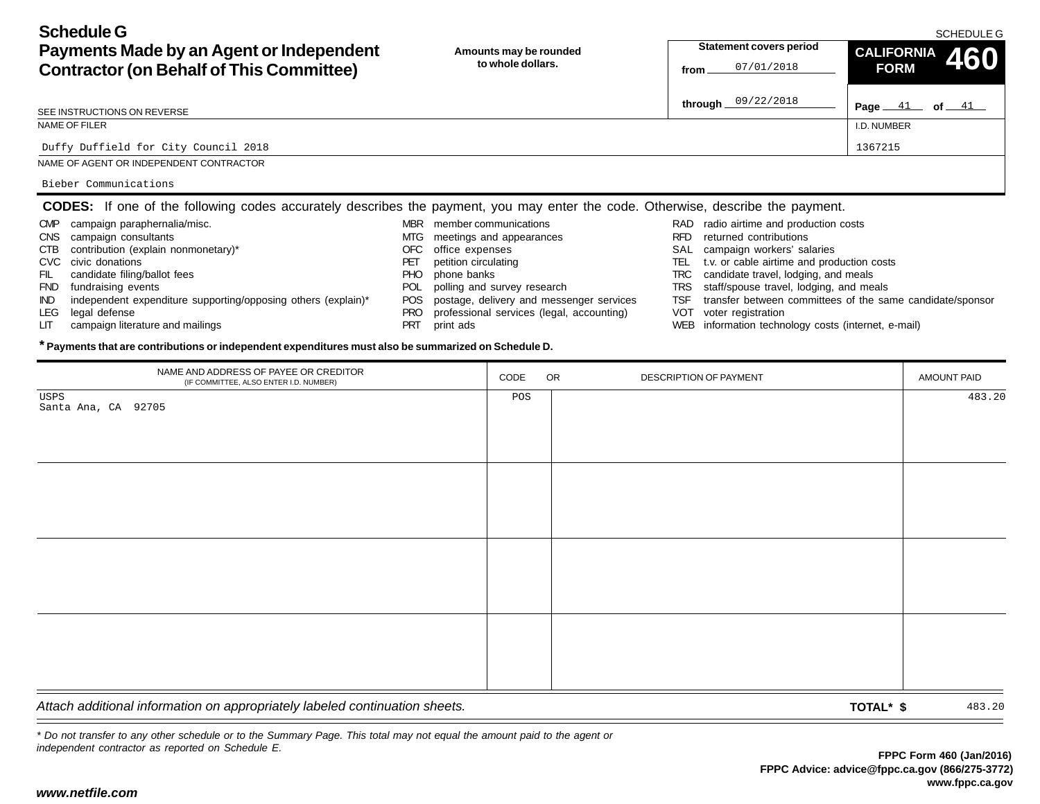# Schedule G

SCHEDULE G

## Payments Made by an Agent or Independent Contractor (on Behalf of This Committee)

**Amounts may be rounded to whole dollars.**

**Statement covers period**

from 07/01/2018

through 09/22/2018

**CALIFORNIA FORM 460**

Page 41 of 41

SEE INSTRUCTIONS ON REVERSE

NAME OF FILER: Duffy Duffield for City Council 2018

I.D. NUMBER: 1367215

NAME OF AGENT OR INDEPENDENT CONTRACTOR: Bieber Communications

**CODES:** If one of the following codes accurately describes the payment, you may enter the code. Otherwise, describe the payment.

| | | | | | |
|---|---|---|---|---|---|
| CMP | campaign paraphernalia/misc. | MBR | member communications | RAD | radio airtime and production costs |
| CNS | campaign consultants | MTG | meetings and appearances | RFD | returned contributions |
| CTB | contribution (explain nonmonetary)* | OFC | office expenses | SAL | campaign workers' salaries |
| CVC | civic donations | PET | petition circulating | TEL | t.v. or cable airtime and production costs |
| FIL | candidate filing/ballot fees | PHO | phone banks | TRC | candidate travel, lodging, and meals |
| FND | fundraising events | POL | polling and survey research | TRS | staff/spouse travel, lodging, and meals |
| IND | independent expenditure supporting/opposing others (explain)* | POS | postage, delivery and messenger services | TSF | transfer between committees of the same candidate/sponsor |
| LEG | legal defense | PRO | professional services (legal, accounting) | VOT | voter registration |
| LIT | campaign literature and mailings | PRT | print ads | WEB | information technology costs (internet, e-mail) |

**\* Payments that are contributions or independent expenditures must also be summarized on Schedule D.**

| NAME AND ADDRESS OF PAYEE OR CREDITOR (IF COMMITTEE, ALSO ENTER I.D. NUMBER) | CODE | OR DESCRIPTION OF PAYMENT | AMOUNT PAID |
|---|---|---|---|
| USPS<br>Santa Ana, CA 92705 | POS | | 483.20 |
| | | | |
| | | | |
| | | | |

*Attach additional information on appropriately labeled continuation sheets.*

**TOTAL\* $** 483.20

*\* Do not transfer to any other schedule or to the Summary Page. This total may not equal the amount paid to the agent or independent contractor as reported on Schedule E.*

**FPPC Form 460 (Jan/2016)**
**FPPC Advice: advice@fppc.ca.gov (866/275-3772)**
**www.fppc.ca.gov**

***www.netfile.com***